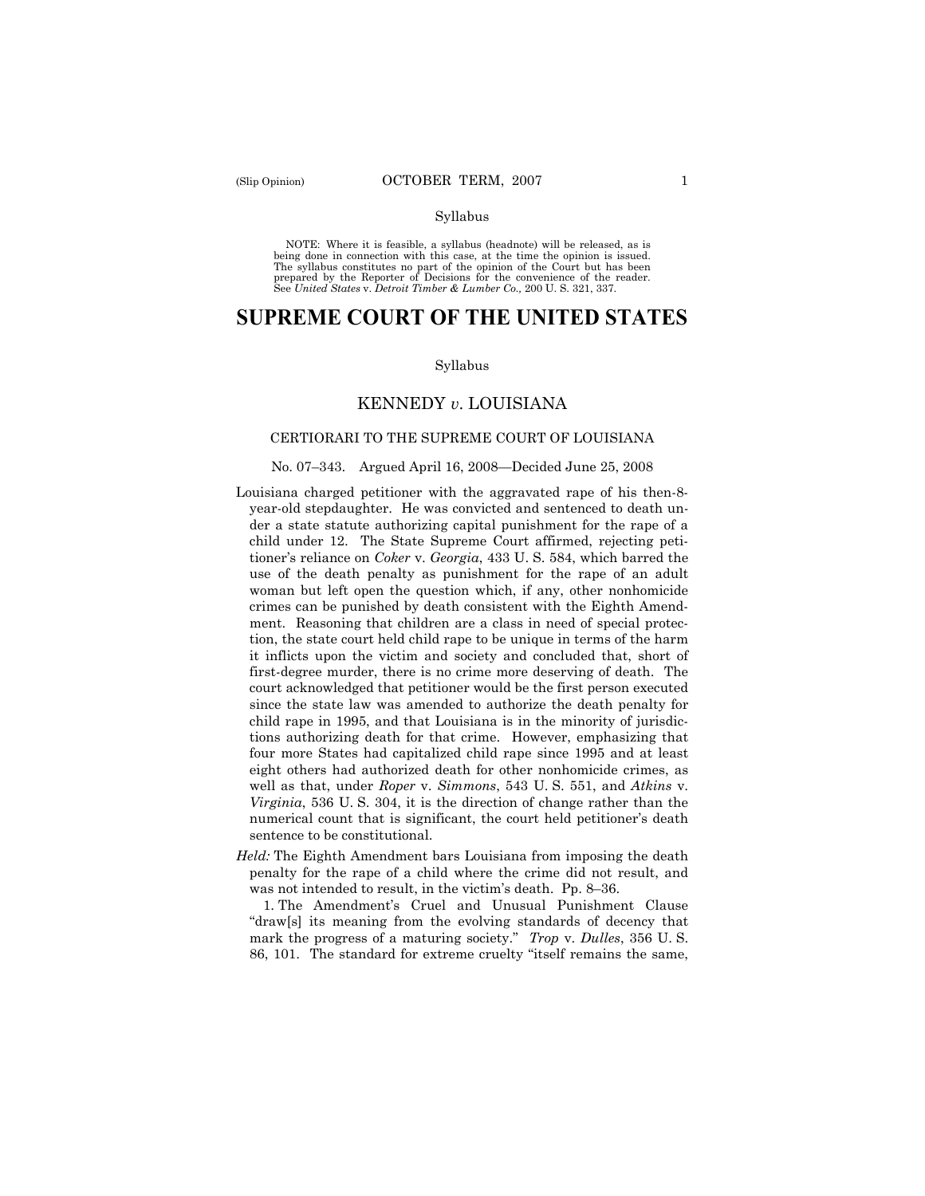Syllabus

NOTE: Where it is feasible, a syllabus (headnote) will be released, as is being done in connection with this case, at the time the opinion is issued. The syllabus constitutes no part of the opinion of the Court but has been prepared by the Reporter of Decisions for the convenience of the reader. See *United States* v. *Detroit Timber & Lumber Co.,* 200 U. S. 321, 337.

# SUPREME COURT OF THE UNITED STATES

Syllabus

## KENNEDY *v.* LOUISIANA

### CERTIORARI TO THE SUPREME COURT OF LOUISIANA

No. 07–343. Argued April 16, 2008—Decided June 25, 2008

Louisiana charged petitioner with the aggravated rape of his then-8-year-old stepdaughter. He was convicted and sentenced to death under a state statute authorizing capital punishment for the rape of a child under 12. The State Supreme Court affirmed, rejecting petitioner's reliance on *Coker* v. *Georgia*, 433 U. S. 584, which barred the use of the death penalty as punishment for the rape of an adult woman but left open the question which, if any, other nonhomicide crimes can be punished by death consistent with the Eighth Amendment. Reasoning that children are a class in need of special protection, the state court held child rape to be unique in terms of the harm it inflicts upon the victim and society and concluded that, short of first-degree murder, there is no crime more deserving of death. The court acknowledged that petitioner would be the first person executed since the state law was amended to authorize the death penalty for child rape in 1995, and that Louisiana is in the minority of jurisdictions authorizing death for that crime. However, emphasizing that four more States had capitalized child rape since 1995 and at least eight others had authorized death for other nonhomicide crimes, as well as that, under *Roper* v. *Simmons*, 543 U. S. 551, and *Atkins* v. *Virginia*, 536 U. S. 304, it is the direction of change rather than the numerical count that is significant, the court held petitioner's death sentence to be constitutional.

*Held:* The Eighth Amendment bars Louisiana from imposing the death penalty for the rape of a child where the crime did not result, and was not intended to result, in the victim's death. Pp. 8–36.

1. The Amendment's Cruel and Unusual Punishment Clause "draw[s] its meaning from the evolving standards of decency that mark the progress of a maturing society." *Trop* v. *Dulles*, 356 U. S. 86, 101. The standard for extreme cruelty "itself remains the same,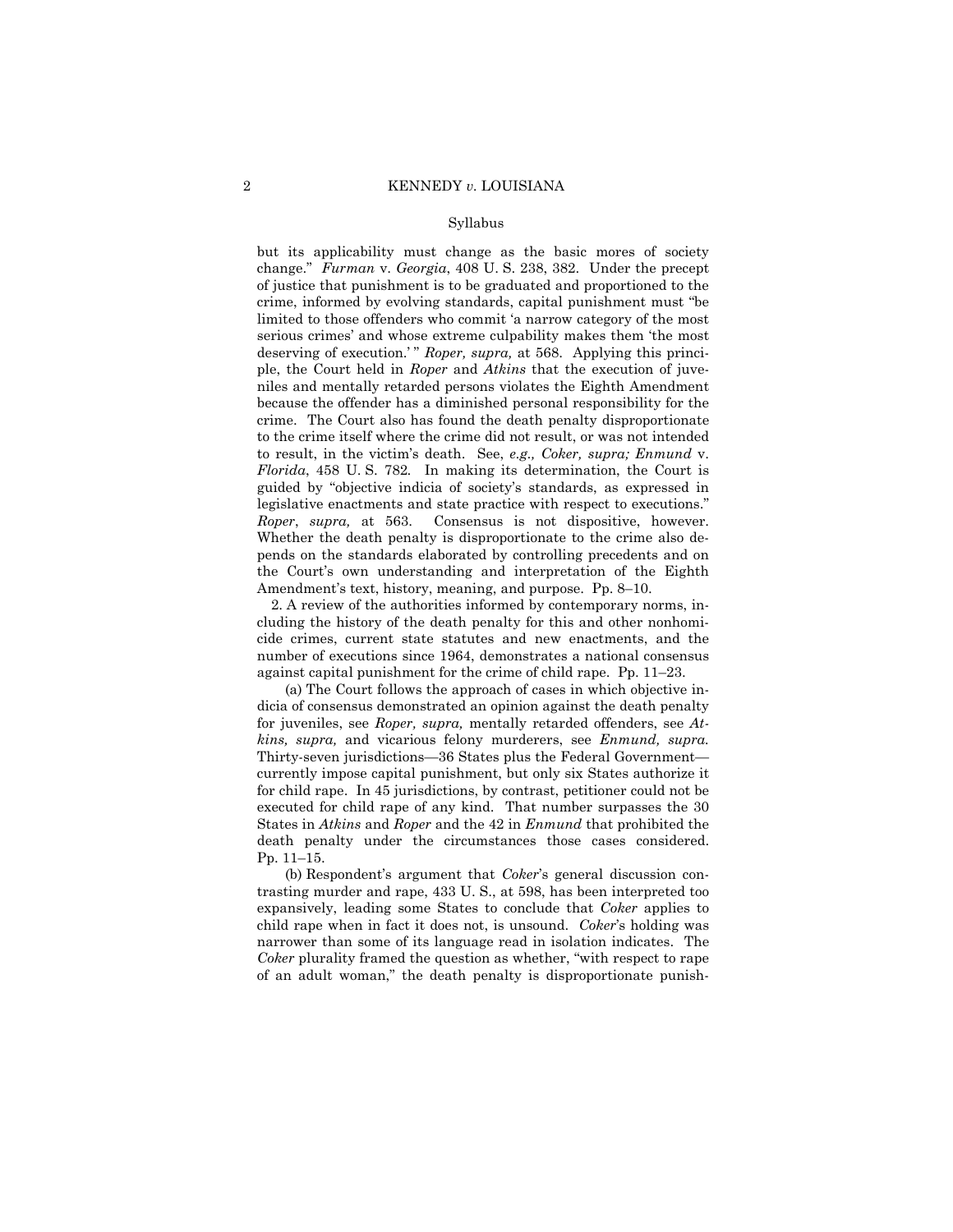but its applicability must change as the basic mores of society change." *Furman* v. *Georgia*, 408 U. S. 238, 382. Under the precept of justice that punishment is to be graduated and proportioned to the crime, informed by evolving standards, capital punishment must "be limited to those offenders who commit 'a narrow category of the most serious crimes' and whose extreme culpability makes them 'the most deserving of execution.'" *Roper, supra,* at 568. Applying this principle, the Court held in *Roper* and *Atkins* that the execution of juveniles and mentally retarded persons violates the Eighth Amendment because the offender has a diminished personal responsibility for the crime. The Court also has found the death penalty disproportionate to the crime itself where the crime did not result, or was not intended to result, in the victim's death. See, *e.g., Coker, supra; Enmund* v. *Florida*, 458 U. S. 782. In making its determination, the Court is guided by "objective indicia of society's standards, as expressed in legislative enactments and state practice with respect to executions." *Roper*, *supra,* at 563. Consensus is not dispositive, however. Whether the death penalty is disproportionate to the crime also depends on the standards elaborated by controlling precedents and on the Court's own understanding and interpretation of the Eighth Amendment's text, history, meaning, and purpose. Pp. 8–10.

2. A review of the authorities informed by contemporary norms, including the history of the death penalty for this and other nonhomicide crimes, current state statutes and new enactments, and the number of executions since 1964, demonstrates a national consensus against capital punishment for the crime of child rape. Pp. 11–23.

(a) The Court follows the approach of cases in which objective indicia of consensus demonstrated an opinion against the death penalty for juveniles, see *Roper, supra,* mentally retarded offenders, see *Atkins, supra,* and vicarious felony murderers, see *Enmund, supra.* Thirty-seven jurisdictions—36 States plus the Federal Government—currently impose capital punishment, but only six States authorize it for child rape. In 45 jurisdictions, by contrast, petitioner could not be executed for child rape of any kind. That number surpasses the 30 States in *Atkins* and *Roper* and the 42 in *Enmund* that prohibited the death penalty under the circumstances those cases considered. Pp. 11–15.

(b) Respondent's argument that *Coker*'s general discussion contrasting murder and rape, 433 U. S., at 598, has been interpreted too expansively, leading some States to conclude that *Coker* applies to child rape when in fact it does not, is unsound. *Coker*'s holding was narrower than some of its language read in isolation indicates. The *Coker* plurality framed the question as whether, "with respect to rape of an adult woman," the death penalty is disproportionate punish-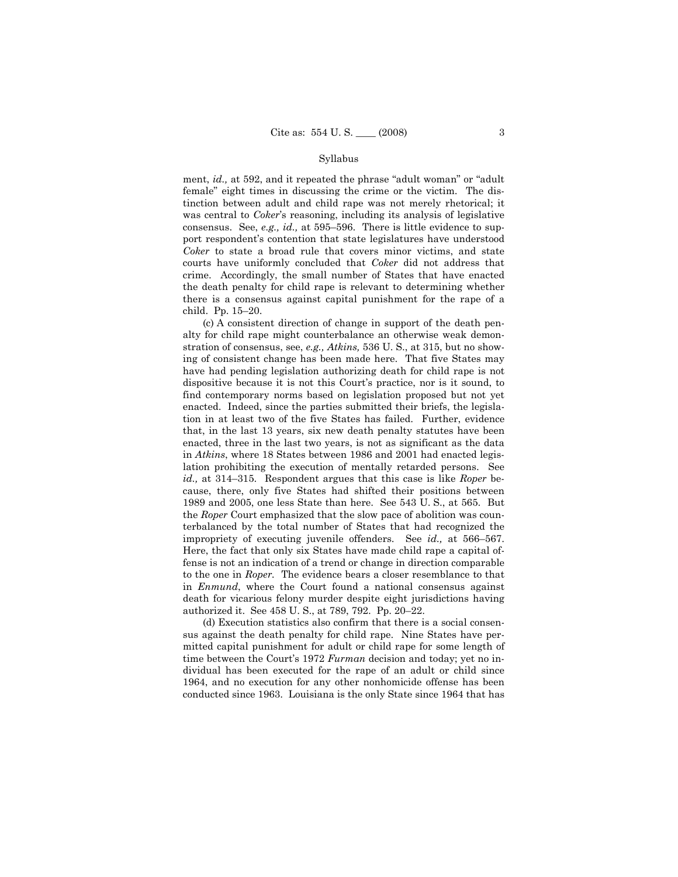ment, *id.,* at 592, and it repeated the phrase "adult woman" or "adult female" eight times in discussing the crime or the victim. The distinction between adult and child rape was not merely rhetorical; it was central to *Coker*'s reasoning, including its analysis of legislative consensus. See, *e.g., id.,* at 595–596. There is little evidence to support respondent's contention that state legislatures have understood *Coker* to state a broad rule that covers minor victims, and state courts have uniformly concluded that *Coker* did not address that crime. Accordingly, the small number of States that have enacted the death penalty for child rape is relevant to determining whether there is a consensus against capital punishment for the rape of a child. Pp. 15–20.

(c) A consistent direction of change in support of the death penalty for child rape might counterbalance an otherwise weak demonstration of consensus, see, *e.g., Atkins,* 536 U. S., at 315, but no showing of consistent change has been made here. That five States may have had pending legislation authorizing death for child rape is not dispositive because it is not this Court's practice, nor is it sound, to find contemporary norms based on legislation proposed but not yet enacted. Indeed, since the parties submitted their briefs, the legislation in at least two of the five States has failed. Further, evidence that, in the last 13 years, six new death penalty statutes have been enacted, three in the last two years, is not as significant as the data in *Atkins*, where 18 States between 1986 and 2001 had enacted legislation prohibiting the execution of mentally retarded persons. See *id.,* at 314–315. Respondent argues that this case is like *Roper* because, there, only five States had shifted their positions between 1989 and 2005, one less State than here. See 543 U. S., at 565. But the *Roper* Court emphasized that the slow pace of abolition was counterbalanced by the total number of States that had recognized the impropriety of executing juvenile offenders. See *id.,* at 566–567. Here, the fact that only six States have made child rape a capital offense is not an indication of a trend or change in direction comparable to the one in *Roper*. The evidence bears a closer resemblance to that in *Enmund*, where the Court found a national consensus against death for vicarious felony murder despite eight jurisdictions having authorized it. See 458 U. S., at 789, 792. Pp. 20–22.

(d) Execution statistics also confirm that there is a social consensus against the death penalty for child rape. Nine States have permitted capital punishment for adult or child rape for some length of time between the Court's 1972 *Furman* decision and today; yet no individual has been executed for the rape of an adult or child since 1964, and no execution for any other nonhomicide offense has been conducted since 1963. Louisiana is the only State since 1964 that has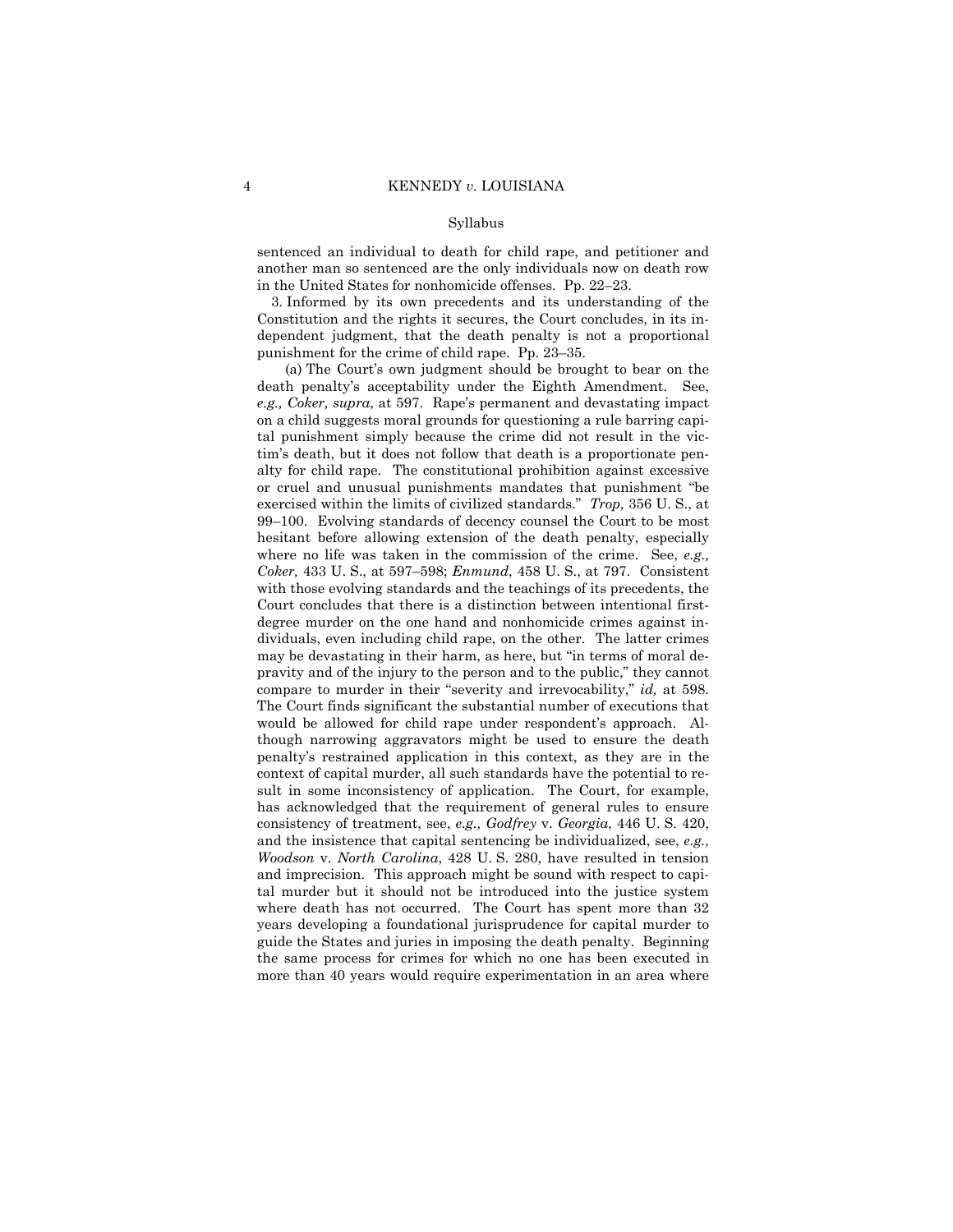sentenced an individual to death for child rape, and petitioner and another man so sentenced are the only individuals now on death row in the United States for nonhomicide offenses. Pp. 22–23.

3. Informed by its own precedents and its understanding of the Constitution and the rights it secures, the Court concludes, in its independent judgment, that the death penalty is not a proportional punishment for the crime of child rape. Pp. 23–35.

(a) The Court's own judgment should be brought to bear on the death penalty's acceptability under the Eighth Amendment. See, *e.g., Coker, supra*, at 597. Rape's permanent and devastating impact on a child suggests moral grounds for questioning a rule barring capital punishment simply because the crime did not result in the victim's death, but it does not follow that death is a proportionate penalty for child rape. The constitutional prohibition against excessive or cruel and unusual punishments mandates that punishment "be exercised within the limits of civilized standards." *Trop,* 356 U. S., at 99–100. Evolving standards of decency counsel the Court to be most hesitant before allowing extension of the death penalty, especially where no life was taken in the commission of the crime. See, *e.g., Coker,* 433 U. S., at 597–598; *Enmund*, 458 U. S., at 797. Consistent with those evolving standards and the teachings of its precedents, the Court concludes that there is a distinction between intentional first-degree murder on the one hand and nonhomicide crimes against individuals, even including child rape, on the other. The latter crimes may be devastating in their harm, as here, but "in terms of moral depravity and of the injury to the person and to the public," they cannot compare to murder in their "severity and irrevocability," *id,* at 598. The Court finds significant the substantial number of executions that would be allowed for child rape under respondent's approach. Although narrowing aggravators might be used to ensure the death penalty's restrained application in this context, as they are in the context of capital murder, all such standards have the potential to result in some inconsistency of application. The Court, for example, has acknowledged that the requirement of general rules to ensure consistency of treatment, see, *e.g., Godfrey* v. *Georgia*, 446 U. S. 420, and the insistence that capital sentencing be individualized, see, *e.g., Woodson* v. *North Carolina*, 428 U. S. 280, have resulted in tension and imprecision. This approach might be sound with respect to capital murder but it should not be introduced into the justice system where death has not occurred. The Court has spent more than 32 years developing a foundational jurisprudence for capital murder to guide the States and juries in imposing the death penalty. Beginning the same process for crimes for which no one has been executed in more than 40 years would require experimentation in an area where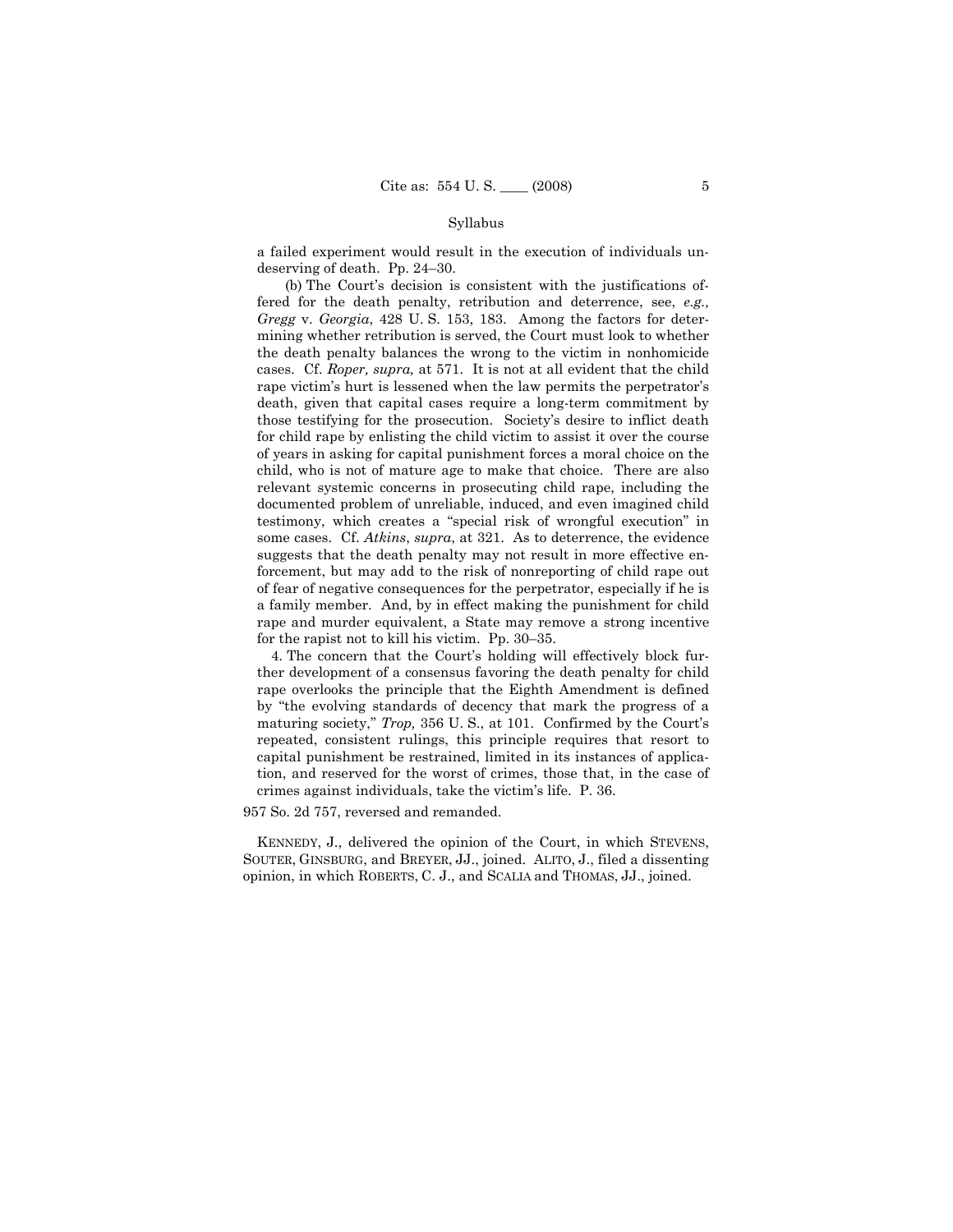a failed experiment would result in the execution of individuals undeserving of death. Pp. 24–30.

(b) The Court's decision is consistent with the justifications offered for the death penalty, retribution and deterrence, see, *e.g., Gregg* v. *Georgia*, 428 U. S. 153, 183. Among the factors for determining whether retribution is served, the Court must look to whether the death penalty balances the wrong to the victim in nonhomicide cases. Cf. *Roper, supra,* at 571. It is not at all evident that the child rape victim's hurt is lessened when the law permits the perpetrator's death, given that capital cases require a long-term commitment by those testifying for the prosecution. Society's desire to inflict death for child rape by enlisting the child victim to assist it over the course of years in asking for capital punishment forces a moral choice on the child, who is not of mature age to make that choice. There are also relevant systemic concerns in prosecuting child rape, including the documented problem of unreliable, induced, and even imagined child testimony, which creates a "special risk of wrongful execution" in some cases. Cf. *Atkins*, *supra*, at 321. As to deterrence, the evidence suggests that the death penalty may not result in more effective enforcement, but may add to the risk of nonreporting of child rape out of fear of negative consequences for the perpetrator, especially if he is a family member. And, by in effect making the punishment for child rape and murder equivalent, a State may remove a strong incentive for the rapist not to kill his victim. Pp. 30–35.

4. The concern that the Court's holding will effectively block further development of a consensus favoring the death penalty for child rape overlooks the principle that the Eighth Amendment is defined by "the evolving standards of decency that mark the progress of a maturing society," *Trop,* 356 U. S., at 101. Confirmed by the Court's repeated, consistent rulings, this principle requires that resort to capital punishment be restrained, limited in its instances of application, and reserved for the worst of crimes, those that, in the case of crimes against individuals, take the victim's life. P. 36.

957 So. 2d 757, reversed and remanded.

KENNEDY, J., delivered the opinion of the Court, in which STEVENS, SOUTER, GINSBURG, and BREYER, JJ., joined. ALITO, J., filed a dissenting opinion, in which ROBERTS, C. J., and SCALIA and THOMAS, JJ., joined.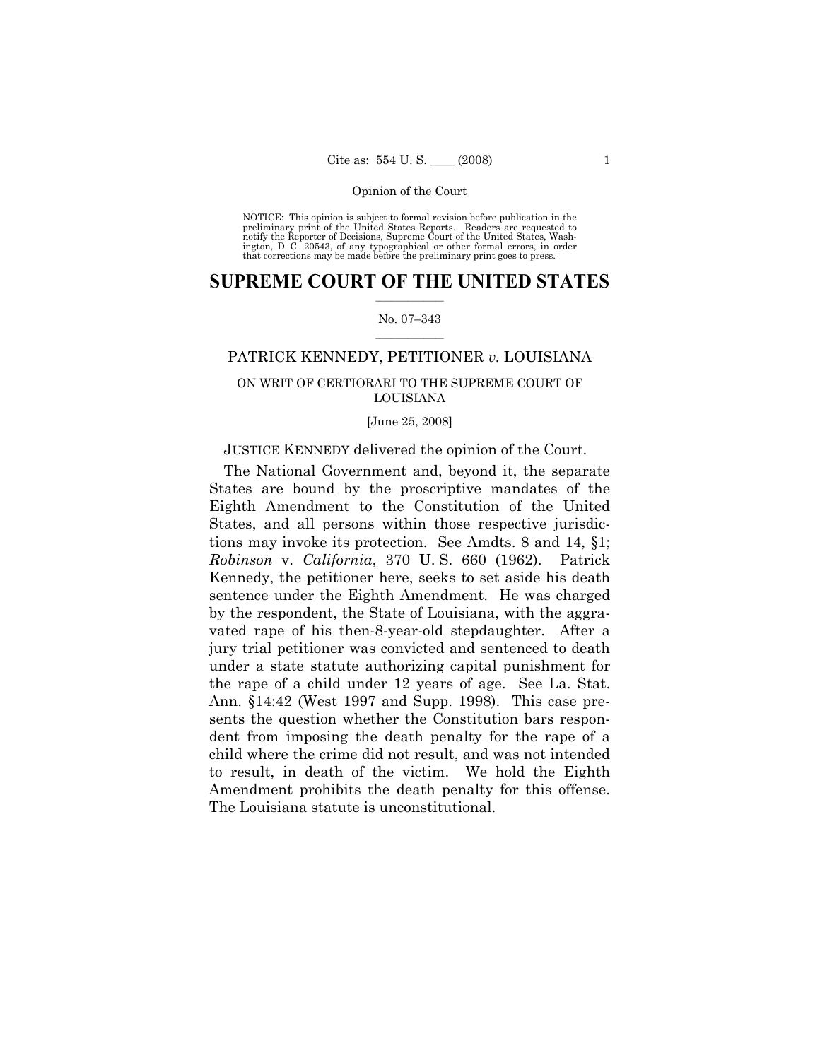NOTICE: This opinion is subject to formal revision before publication in the preliminary print of the United States Reports. Readers are requested to notify the Reporter of Decisions, Supreme Court of the United States, Washington, D. C. 20543, of any typographical or other formal errors, in order that corrections may be made before the preliminary print goes to press.

# SUPREME COURT OF THE UNITED STATES

No. 07–343

## PATRICK KENNEDY, PETITIONER *v.* LOUISIANA

ON WRIT OF CERTIORARI TO THE SUPREME COURT OF LOUISIANA

[June 25, 2008]

JUSTICE KENNEDY delivered the opinion of the Court.

The National Government and, beyond it, the separate States are bound by the proscriptive mandates of the Eighth Amendment to the Constitution of the United States, and all persons within those respective jurisdictions may invoke its protection. See Amdts. 8 and 14, §1; *Robinson* v. *California*, 370 U. S. 660 (1962). Patrick Kennedy, the petitioner here, seeks to set aside his death sentence under the Eighth Amendment. He was charged by the respondent, the State of Louisiana, with the aggravated rape of his then-8-year-old stepdaughter. After a jury trial petitioner was convicted and sentenced to death under a state statute authorizing capital punishment for the rape of a child under 12 years of age. See La. Stat. Ann. §14:42 (West 1997 and Supp. 1998). This case presents the question whether the Constitution bars respondent from imposing the death penalty for the rape of a child where the crime did not result, and was not intended to result, in death of the victim. We hold the Eighth Amendment prohibits the death penalty for this offense. The Louisiana statute is unconstitutional.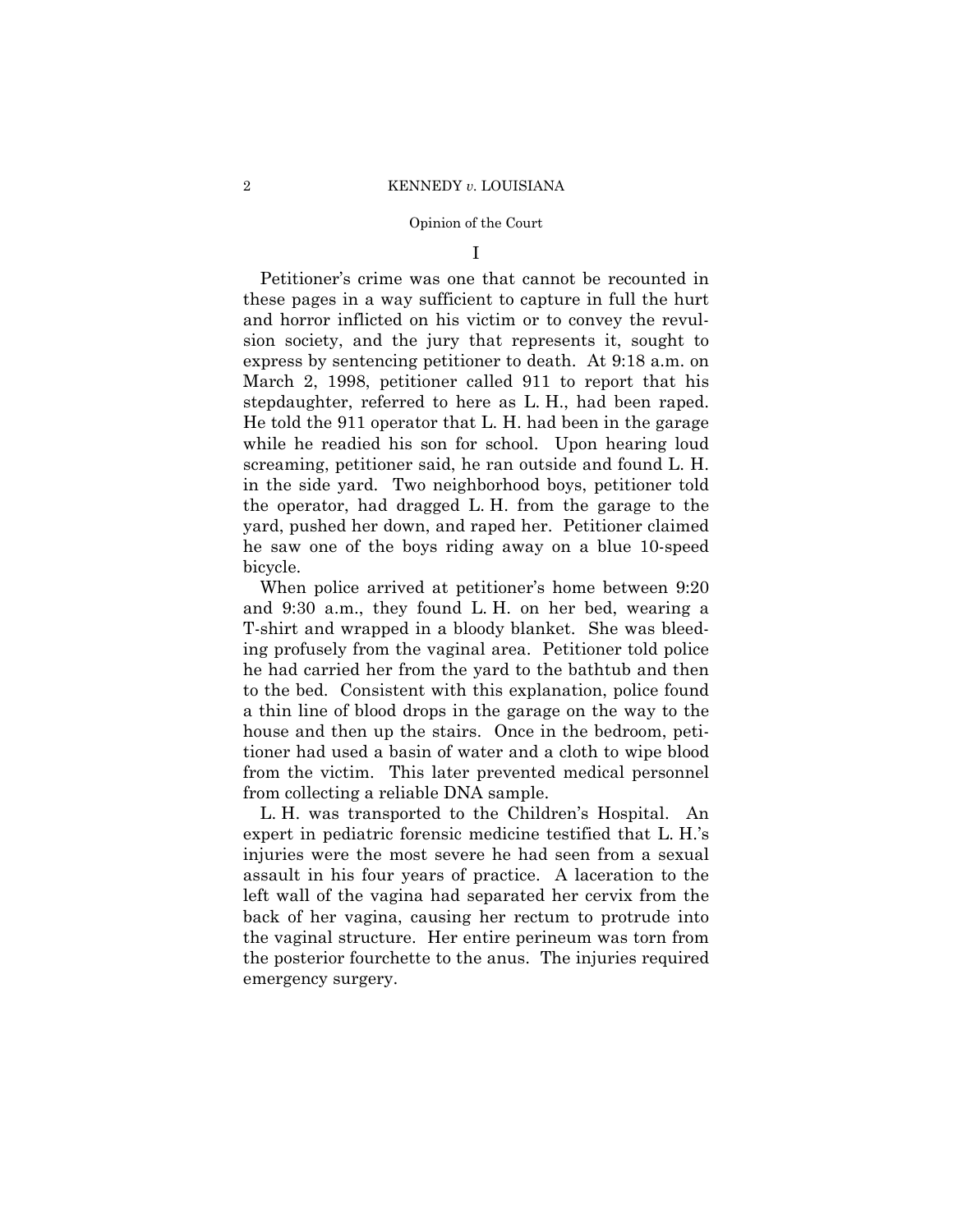# I

Petitioner's crime was one that cannot be recounted in these pages in a way sufficient to capture in full the hurt and horror inflicted on his victim or to convey the revulsion society, and the jury that represents it, sought to express by sentencing petitioner to death. At 9:18 a.m. on March 2, 1998, petitioner called 911 to report that his stepdaughter, referred to here as L. H., had been raped. He told the 911 operator that L. H. had been in the garage while he readied his son for school. Upon hearing loud screaming, petitioner said, he ran outside and found L. H. in the side yard. Two neighborhood boys, petitioner told the operator, had dragged L. H. from the garage to the yard, pushed her down, and raped her. Petitioner claimed he saw one of the boys riding away on a blue 10-speed bicycle.

When police arrived at petitioner's home between 9:20 and 9:30 a.m., they found L. H. on her bed, wearing a T-shirt and wrapped in a bloody blanket. She was bleeding profusely from the vaginal area. Petitioner told police he had carried her from the yard to the bathtub and then to the bed. Consistent with this explanation, police found a thin line of blood drops in the garage on the way to the house and then up the stairs. Once in the bedroom, petitioner had used a basin of water and a cloth to wipe blood from the victim. This later prevented medical personnel from collecting a reliable DNA sample.

L. H. was transported to the Children's Hospital. An expert in pediatric forensic medicine testified that L. H.'s injuries were the most severe he had seen from a sexual assault in his four years of practice. A laceration to the left wall of the vagina had separated her cervix from the back of her vagina, causing her rectum to protrude into the vaginal structure. Her entire perineum was torn from the posterior fourchette to the anus. The injuries required emergency surgery.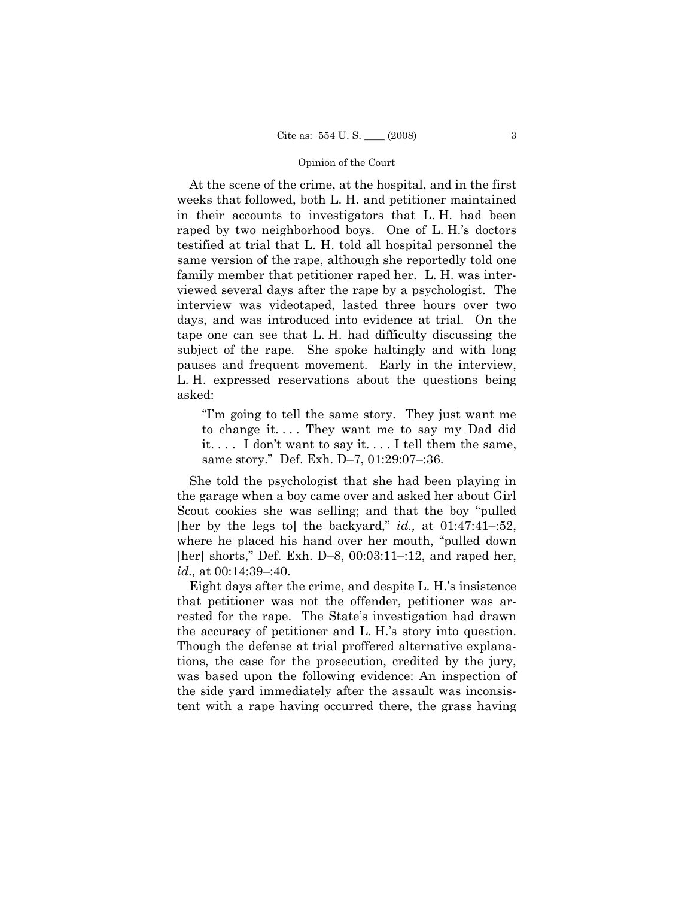At the scene of the crime, at the hospital, and in the first weeks that followed, both L. H. and petitioner maintained in their accounts to investigators that L. H. had been raped by two neighborhood boys. One of L. H.'s doctors testified at trial that L. H. told all hospital personnel the same version of the rape, although she reportedly told one family member that petitioner raped her. L. H. was interviewed several days after the rape by a psychologist. The interview was videotaped, lasted three hours over two days, and was introduced into evidence at trial. On the tape one can see that L. H. had difficulty discussing the subject of the rape. She spoke haltingly and with long pauses and frequent movement. Early in the interview, L. H. expressed reservations about the questions being asked:

> "I'm going to tell the same story. They just want me to change it. . . . They want me to say my Dad did it. . . . I don't want to say it. . . . I tell them the same, same story." Def. Exh. D–7, 01:29:07–:36.

She told the psychologist that she had been playing in the garage when a boy came over and asked her about Girl Scout cookies she was selling; and that the boy "pulled [her by the legs to] the backyard," *id.,* at 01:47:41–:52, where he placed his hand over her mouth, "pulled down [her] shorts," Def. Exh. D–8, 00:03:11–:12, and raped her, *id.,* at 00:14:39–:40.

Eight days after the crime, and despite L. H.'s insistence that petitioner was not the offender, petitioner was arrested for the rape. The State's investigation had drawn the accuracy of petitioner and L. H.'s story into question. Though the defense at trial proffered alternative explanations, the case for the prosecution, credited by the jury, was based upon the following evidence: An inspection of the side yard immediately after the assault was inconsistent with a rape having occurred there, the grass having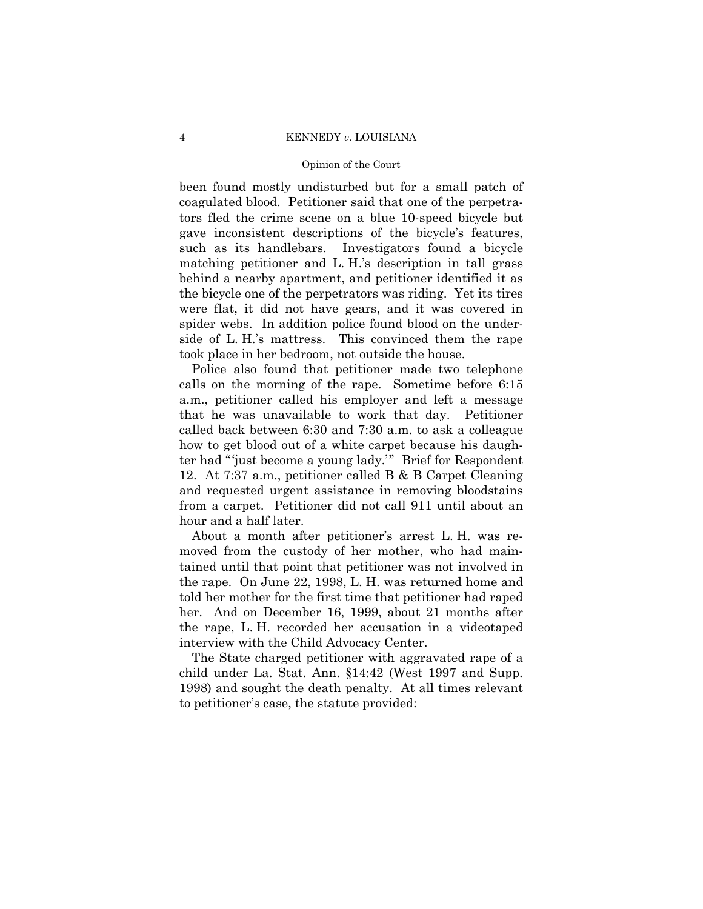been found mostly undisturbed but for a small patch of coagulated blood. Petitioner said that one of the perpetrators fled the crime scene on a blue 10-speed bicycle but gave inconsistent descriptions of the bicycle's features, such as its handlebars. Investigators found a bicycle matching petitioner and L. H.'s description in tall grass behind a nearby apartment, and petitioner identified it as the bicycle one of the perpetrators was riding. Yet its tires were flat, it did not have gears, and it was covered in spider webs. In addition police found blood on the underside of L. H.'s mattress. This convinced them the rape took place in her bedroom, not outside the house.

Police also found that petitioner made two telephone calls on the morning of the rape. Sometime before 6:15 a.m., petitioner called his employer and left a message that he was unavailable to work that day. Petitioner called back between 6:30 and 7:30 a.m. to ask a colleague how to get blood out of a white carpet because his daughter had "'just become a young lady.'" Brief for Respondent 12. At 7:37 a.m., petitioner called B & B Carpet Cleaning and requested urgent assistance in removing bloodstains from a carpet. Petitioner did not call 911 until about an hour and a half later.

About a month after petitioner's arrest L. H. was removed from the custody of her mother, who had maintained until that point that petitioner was not involved in the rape. On June 22, 1998, L. H. was returned home and told her mother for the first time that petitioner had raped her. And on December 16, 1999, about 21 months after the rape, L. H. recorded her accusation in a videotaped interview with the Child Advocacy Center.

The State charged petitioner with aggravated rape of a child under La. Stat. Ann. §14:42 (West 1997 and Supp. 1998) and sought the death penalty. At all times relevant to petitioner's case, the statute provided: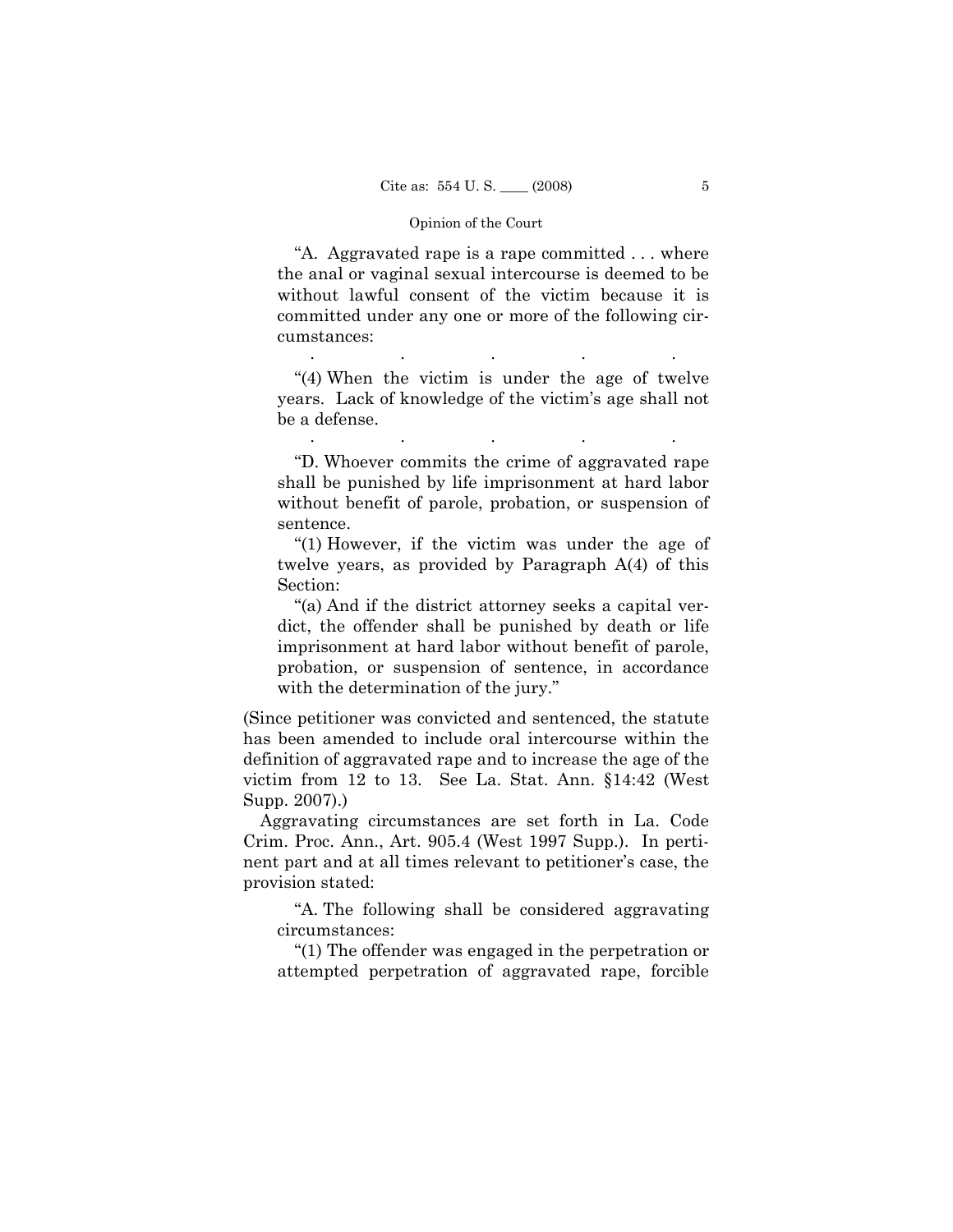"A. Aggravated rape is a rape committed . . . where the anal or vaginal sexual intercourse is deemed to be without lawful consent of the victim because it is committed under any one or more of the following circumstances:

. . . . .

"(4) When the victim is under the age of twelve years. Lack of knowledge of the victim's age shall not be a defense.

. . . . .

"D. Whoever commits the crime of aggravated rape shall be punished by life imprisonment at hard labor without benefit of parole, probation, or suspension of sentence.

"(1) However, if the victim was under the age of twelve years, as provided by Paragraph A(4) of this Section:

"(a) And if the district attorney seeks a capital verdict, the offender shall be punished by death or life imprisonment at hard labor without benefit of parole, probation, or suspension of sentence, in accordance with the determination of the jury."

(Since petitioner was convicted and sentenced, the statute has been amended to include oral intercourse within the definition of aggravated rape and to increase the age of the victim from 12 to 13. See La. Stat. Ann. §14:42 (West Supp. 2007).)

Aggravating circumstances are set forth in La. Code Crim. Proc. Ann., Art. 905.4 (West 1997 Supp.). In pertinent part and at all times relevant to petitioner's case, the provision stated:

"A. The following shall be considered aggravating circumstances:

"(1) The offender was engaged in the perpetration or attempted perpetration of aggravated rape, forcible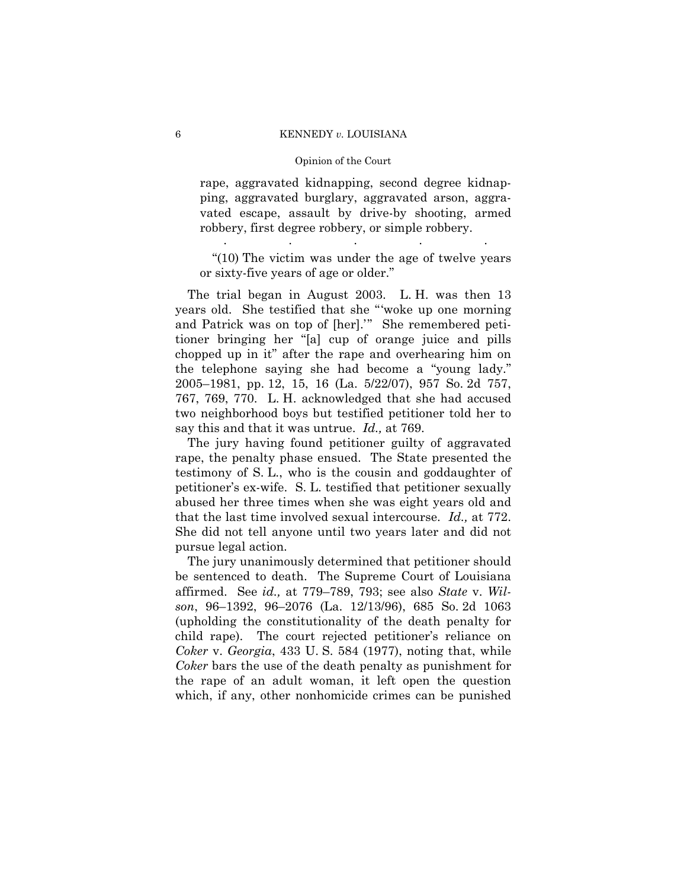> rape, aggravated kidnapping, second degree kidnapping, aggravated burglary, aggravated arson, aggravated escape, assault by drive-by shooting, armed robbery, first degree robbery, or simple robbery.
>
> . . . . .
>
> "(10) The victim was under the age of twelve years or sixty-five years of age or older."

The trial began in August 2003. L. H. was then 13 years old. She testified that she "'woke up one morning and Patrick was on top of [her].'" She remembered petitioner bringing her "[a] cup of orange juice and pills chopped up in it" after the rape and overhearing him on the telephone saying she had become a "young lady." 2005–1981, pp. 12, 15, 16 (La. 5/22/07), 957 So. 2d 757, 767, 769, 770. L. H. acknowledged that she had accused two neighborhood boys but testified petitioner told her to say this and that it was untrue. *Id.,* at 769.

The jury having found petitioner guilty of aggravated rape, the penalty phase ensued. The State presented the testimony of S. L., who is the cousin and goddaughter of petitioner's ex-wife. S. L. testified that petitioner sexually abused her three times when she was eight years old and that the last time involved sexual intercourse. *Id.,* at 772. She did not tell anyone until two years later and did not pursue legal action.

The jury unanimously determined that petitioner should be sentenced to death. The Supreme Court of Louisiana affirmed. See *id.,* at 779–789, 793; see also *State* v. *Wilson*, 96–1392, 96–2076 (La. 12/13/96), 685 So. 2d 1063 (upholding the constitutionality of the death penalty for child rape). The court rejected petitioner's reliance on *Coker* v. *Georgia*, 433 U. S. 584 (1977), noting that, while *Coker* bars the use of the death penalty as punishment for the rape of an adult woman, it left open the question which, if any, other nonhomicide crimes can be punished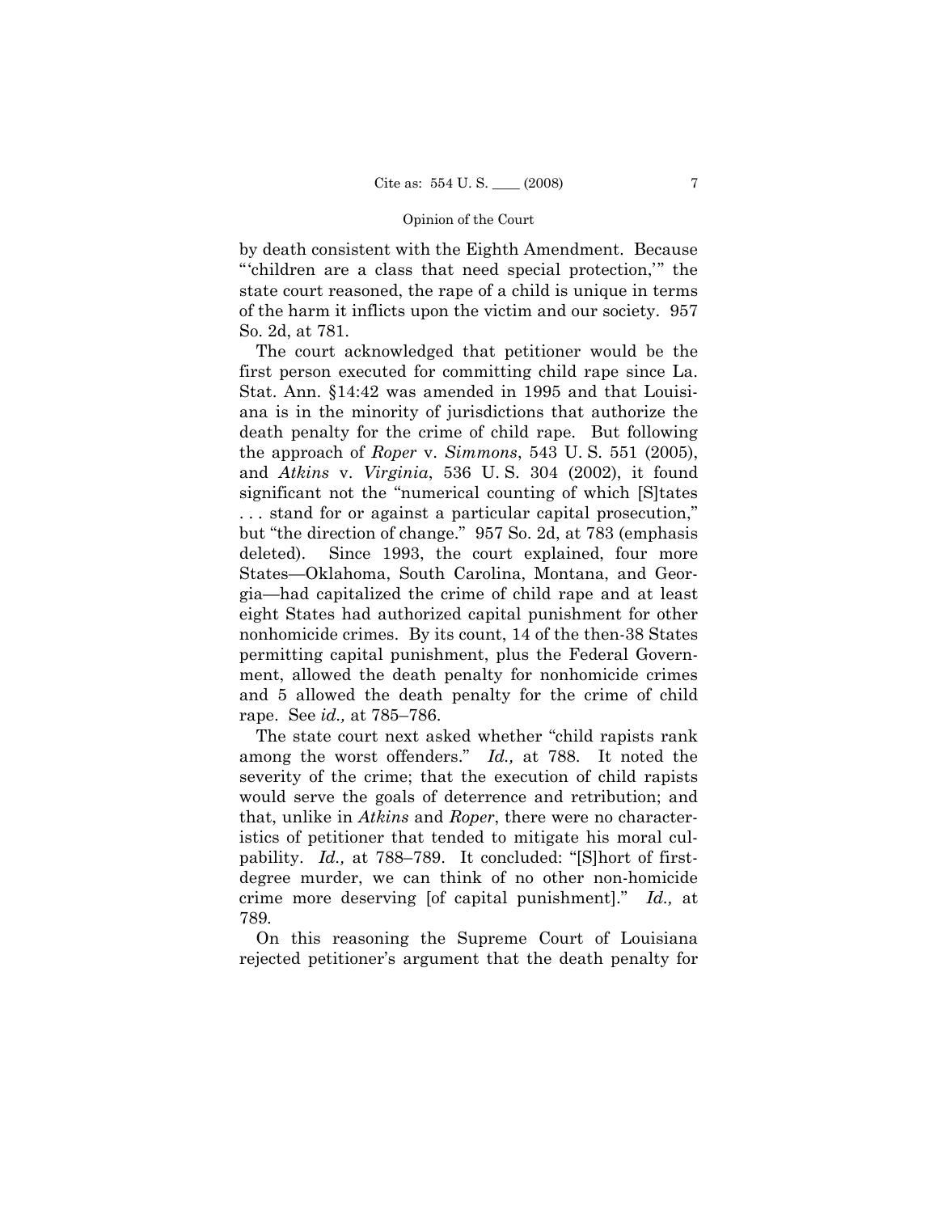by death consistent with the Eighth Amendment. Because "'children are a class that need special protection,'" the state court reasoned, the rape of a child is unique in terms of the harm it inflicts upon the victim and our society. 957 So. 2d, at 781.

The court acknowledged that petitioner would be the first person executed for committing child rape since La. Stat. Ann. §14:42 was amended in 1995 and that Louisiana is in the minority of jurisdictions that authorize the death penalty for the crime of child rape. But following the approach of *Roper* v. *Simmons*, 543 U. S. 551 (2005), and *Atkins* v. *Virginia*, 536 U. S. 304 (2002), it found significant not the "numerical counting of which [S]tates . . . stand for or against a particular capital prosecution," but "the direction of change." 957 So. 2d, at 783 (emphasis deleted). Since 1993, the court explained, four more States—Oklahoma, South Carolina, Montana, and Georgia—had capitalized the crime of child rape and at least eight States had authorized capital punishment for other nonhomicide crimes. By its count, 14 of the then-38 States permitting capital punishment, plus the Federal Government, allowed the death penalty for nonhomicide crimes and 5 allowed the death penalty for the crime of child rape. See *id.,* at 785–786.

The state court next asked whether "child rapists rank among the worst offenders." *Id.,* at 788. It noted the severity of the crime; that the execution of child rapists would serve the goals of deterrence and retribution; and that, unlike in *Atkins* and *Roper*, there were no characteristics of petitioner that tended to mitigate his moral culpability. *Id.,* at 788–789. It concluded: "[S]hort of first-degree murder, we can think of no other non-homicide crime more deserving [of capital punishment]." *Id.,* at 789.

On this reasoning the Supreme Court of Louisiana rejected petitioner's argument that the death penalty for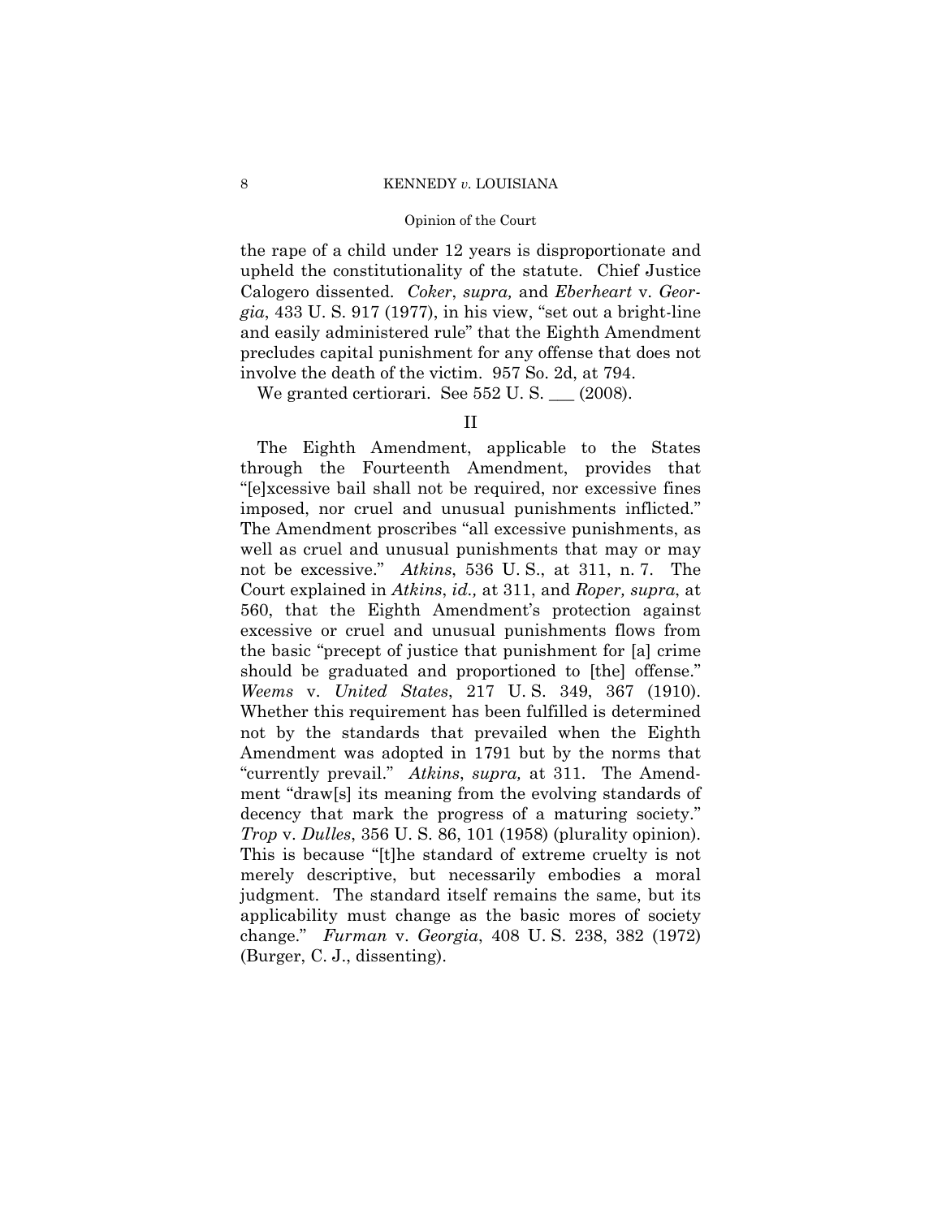the rape of a child under 12 years is disproportionate and upheld the constitutionality of the statute. Chief Justice Calogero dissented. *Coker*, *supra,* and *Eberheart* v. *Georgia*, 433 U. S. 917 (1977), in his view, "set out a bright-line and easily administered rule" that the Eighth Amendment precludes capital punishment for any offense that does not involve the death of the victim. 957 So. 2d, at 794.

We granted certiorari. See 552 U. S. ___ (2008).

## II

The Eighth Amendment, applicable to the States through the Fourteenth Amendment, provides that "[e]xcessive bail shall not be required, nor excessive fines imposed, nor cruel and unusual punishments inflicted." The Amendment proscribes "all excessive punishments, as well as cruel and unusual punishments that may or may not be excessive." *Atkins*, 536 U. S., at 311, n. 7. The Court explained in *Atkins*, *id.,* at 311, and *Roper, supra*, at 560, that the Eighth Amendment's protection against excessive or cruel and unusual punishments flows from the basic "precept of justice that punishment for [a] crime should be graduated and proportioned to [the] offense." *Weems* v. *United States*, 217 U. S. 349, 367 (1910). Whether this requirement has been fulfilled is determined not by the standards that prevailed when the Eighth Amendment was adopted in 1791 but by the norms that "currently prevail." *Atkins*, *supra,* at 311. The Amendment "draw[s] its meaning from the evolving standards of decency that mark the progress of a maturing society." *Trop* v. *Dulles*, 356 U. S. 86, 101 (1958) (plurality opinion). This is because "[t]he standard of extreme cruelty is not merely descriptive, but necessarily embodies a moral judgment. The standard itself remains the same, but its applicability must change as the basic mores of society change." *Furman* v. *Georgia*, 408 U. S. 238, 382 (1972) (Burger, C. J., dissenting).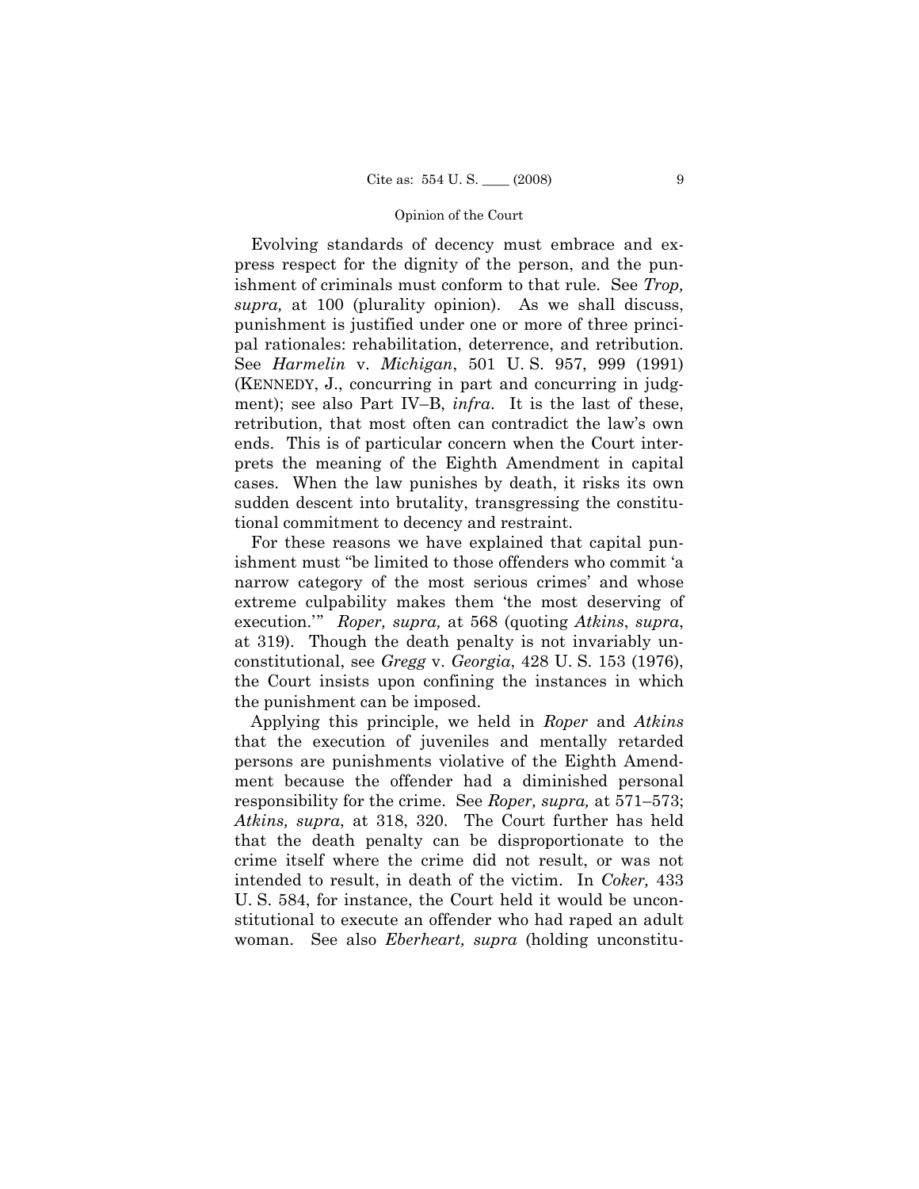Evolving standards of decency must embrace and express respect for the dignity of the person, and the punishment of criminals must conform to that rule. See *Trop, supra,* at 100 (plurality opinion). As we shall discuss, punishment is justified under one or more of three principal rationales: rehabilitation, deterrence, and retribution. See *Harmelin* v. *Michigan*, 501 U. S. 957, 999 (1991) (KENNEDY, J., concurring in part and concurring in judgment); see also Part IV–B, *infra*. It is the last of these, retribution, that most often can contradict the law's own ends. This is of particular concern when the Court interprets the meaning of the Eighth Amendment in capital cases. When the law punishes by death, it risks its own sudden descent into brutality, transgressing the constitutional commitment to decency and restraint.

For these reasons we have explained that capital punishment must "be limited to those offenders who commit 'a narrow category of the most serious crimes' and whose extreme culpability makes them 'the most deserving of execution.'" *Roper, supra,* at 568 (quoting *Atkins*, *supra*, at 319). Though the death penalty is not invariably unconstitutional, see *Gregg* v. *Georgia*, 428 U. S. 153 (1976), the Court insists upon confining the instances in which the punishment can be imposed.

Applying this principle, we held in *Roper* and *Atkins* that the execution of juveniles and mentally retarded persons are punishments violative of the Eighth Amendment because the offender had a diminished personal responsibility for the crime. See *Roper, supra,* at 571–573; *Atkins, supra*, at 318, 320. The Court further has held that the death penalty can be disproportionate to the crime itself where the crime did not result, or was not intended to result, in death of the victim. In *Coker,* 433 U. S. 584, for instance, the Court held it would be unconstitutional to execute an offender who had raped an adult woman. See also *Eberheart, supra* (holding unconstitu-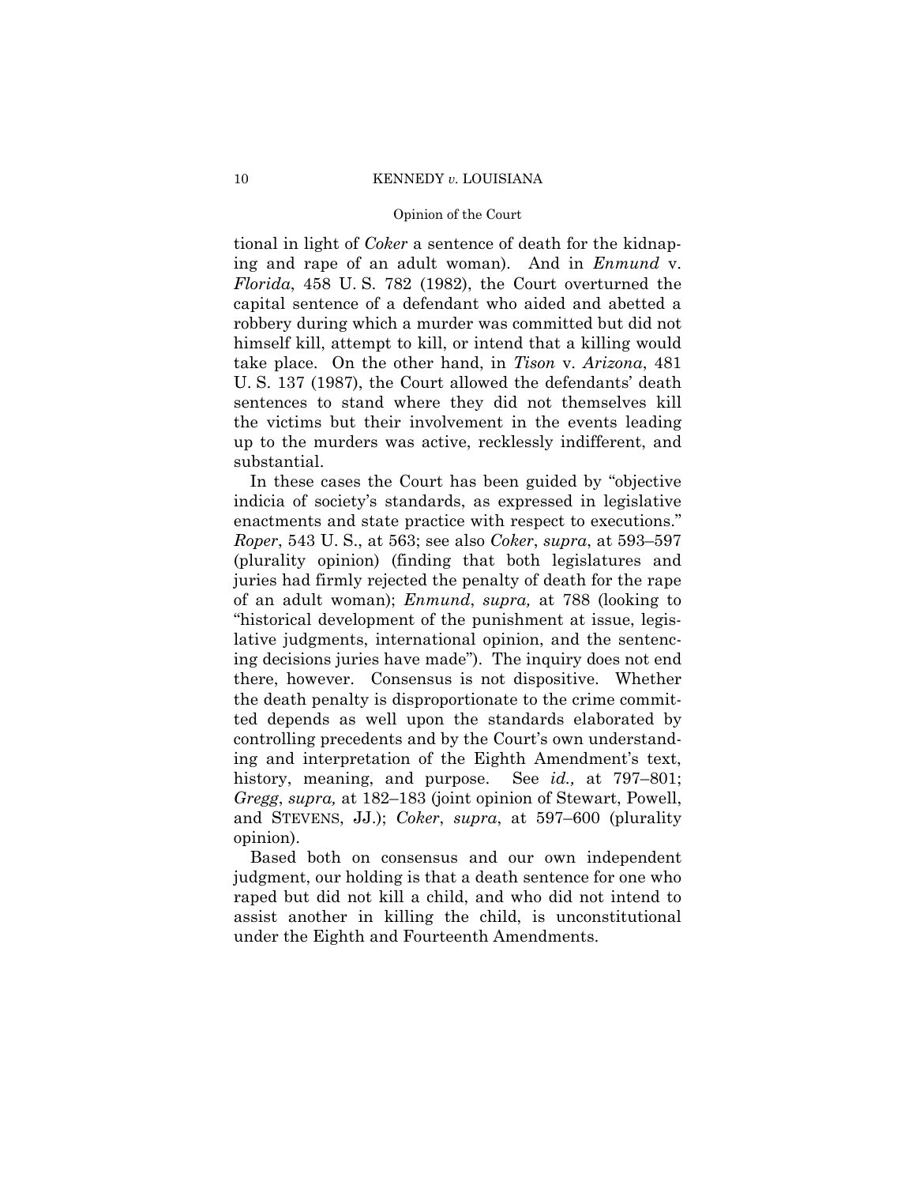tional in light of *Coker* a sentence of death for the kidnaping and rape of an adult woman). And in *Enmund* v. *Florida*, 458 U. S. 782 (1982), the Court overturned the capital sentence of a defendant who aided and abetted a robbery during which a murder was committed but did not himself kill, attempt to kill, or intend that a killing would take place. On the other hand, in *Tison* v. *Arizona*, 481 U. S. 137 (1987), the Court allowed the defendants' death sentences to stand where they did not themselves kill the victims but their involvement in the events leading up to the murders was active, recklessly indifferent, and substantial.

In these cases the Court has been guided by "objective indicia of society's standards, as expressed in legislative enactments and state practice with respect to executions." *Roper*, 543 U. S., at 563; see also *Coker*, *supra*, at 593–597 (plurality opinion) (finding that both legislatures and juries had firmly rejected the penalty of death for the rape of an adult woman); *Enmund*, *supra,* at 788 (looking to "historical development of the punishment at issue, legislative judgments, international opinion, and the sentencing decisions juries have made"). The inquiry does not end there, however. Consensus is not dispositive. Whether the death penalty is disproportionate to the crime committed depends as well upon the standards elaborated by controlling precedents and by the Court's own understanding and interpretation of the Eighth Amendment's text, history, meaning, and purpose. See *id.,* at 797–801; *Gregg*, *supra,* at 182–183 (joint opinion of Stewart, Powell, and STEVENS, JJ.); *Coker*, *supra*, at 597–600 (plurality opinion).

Based both on consensus and our own independent judgment, our holding is that a death sentence for one who raped but did not kill a child, and who did not intend to assist another in killing the child, is unconstitutional under the Eighth and Fourteenth Amendments.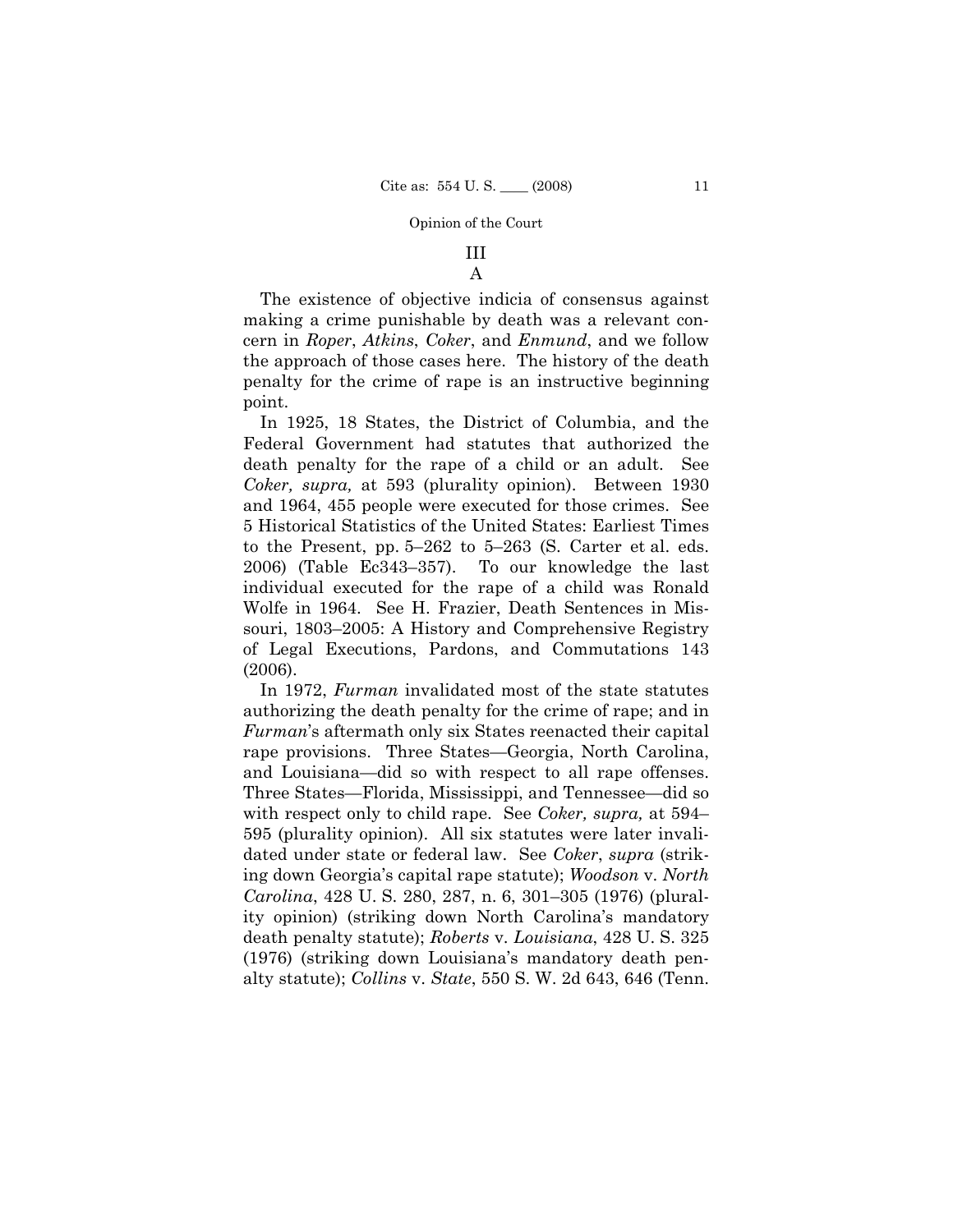## III

### A

The existence of objective indicia of consensus against making a crime punishable by death was a relevant concern in *Roper*, *Atkins*, *Coker*, and *Enmund*, and we follow the approach of those cases here. The history of the death penalty for the crime of rape is an instructive beginning point.

In 1925, 18 States, the District of Columbia, and the Federal Government had statutes that authorized the death penalty for the rape of a child or an adult. See *Coker, supra,* at 593 (plurality opinion). Between 1930 and 1964, 455 people were executed for those crimes. See 5 Historical Statistics of the United States: Earliest Times to the Present, pp. 5–262 to 5–263 (S. Carter et al. eds. 2006) (Table Ec343–357). To our knowledge the last individual executed for the rape of a child was Ronald Wolfe in 1964. See H. Frazier, Death Sentences in Missouri, 1803–2005: A History and Comprehensive Registry of Legal Executions, Pardons, and Commutations 143 (2006).

In 1972, *Furman* invalidated most of the state statutes authorizing the death penalty for the crime of rape; and in *Furman*'s aftermath only six States reenacted their capital rape provisions. Three States—Georgia, North Carolina, and Louisiana—did so with respect to all rape offenses. Three States—Florida, Mississippi, and Tennessee—did so with respect only to child rape. See *Coker, supra,* at 594–595 (plurality opinion). All six statutes were later invalidated under state or federal law. See *Coker*, *supra* (striking down Georgia's capital rape statute); *Woodson* v. *North Carolina*, 428 U. S. 280, 287, n. 6, 301–305 (1976) (plurality opinion) (striking down North Carolina's mandatory death penalty statute); *Roberts* v. *Louisiana*, 428 U. S. 325 (1976) (striking down Louisiana's mandatory death penalty statute); *Collins* v. *State*, 550 S. W. 2d 643, 646 (Tenn.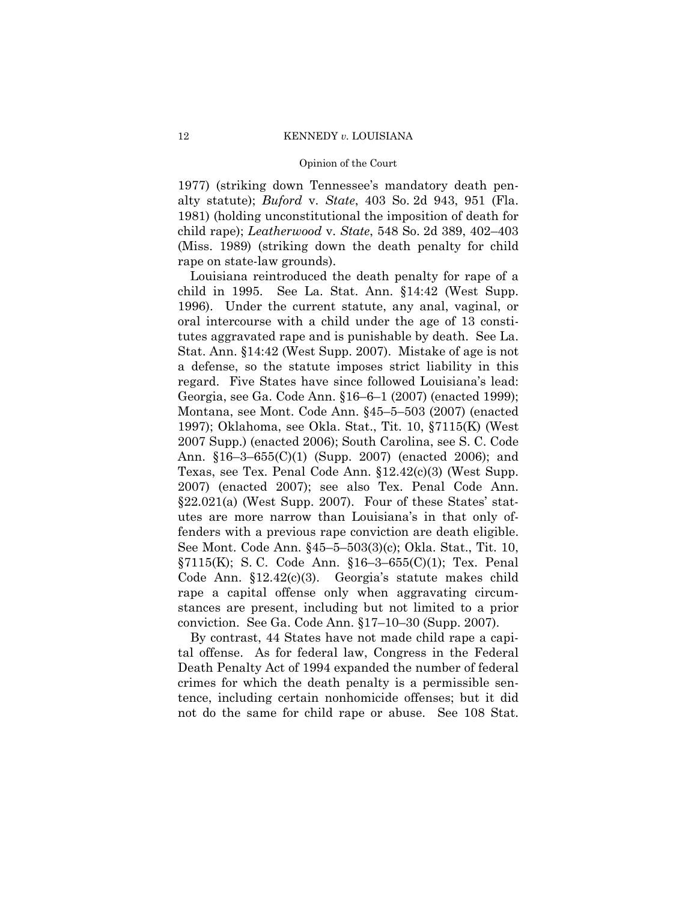1977) (striking down Tennessee's mandatory death penalty statute); *Buford* v. *State*, 403 So. 2d 943, 951 (Fla. 1981) (holding unconstitutional the imposition of death for child rape); *Leatherwood* v. *State*, 548 So. 2d 389, 402–403 (Miss. 1989) (striking down the death penalty for child rape on state-law grounds).

Louisiana reintroduced the death penalty for rape of a child in 1995. See La. Stat. Ann. §14:42 (West Supp. 1996). Under the current statute, any anal, vaginal, or oral intercourse with a child under the age of 13 constitutes aggravated rape and is punishable by death. See La. Stat. Ann. §14:42 (West Supp. 2007). Mistake of age is not a defense, so the statute imposes strict liability in this regard. Five States have since followed Louisiana's lead: Georgia, see Ga. Code Ann. §16–6–1 (2007) (enacted 1999); Montana, see Mont. Code Ann. §45–5–503 (2007) (enacted 1997); Oklahoma, see Okla. Stat., Tit. 10, §7115(K) (West 2007 Supp.) (enacted 2006); South Carolina, see S. C. Code Ann. §16–3–655(C)(1) (Supp. 2007) (enacted 2006); and Texas, see Tex. Penal Code Ann. §12.42(c)(3) (West Supp. 2007) (enacted 2007); see also Tex. Penal Code Ann. §22.021(a) (West Supp. 2007). Four of these States' statutes are more narrow than Louisiana's in that only offenders with a previous rape conviction are death eligible. See Mont. Code Ann. §45–5–503(3)(c); Okla. Stat., Tit. 10, §7115(K); S. C. Code Ann. §16–3–655(C)(1); Tex. Penal Code Ann. §12.42(c)(3). Georgia's statute makes child rape a capital offense only when aggravating circumstances are present, including but not limited to a prior conviction. See Ga. Code Ann. §17–10–30 (Supp. 2007).

By contrast, 44 States have not made child rape a capital offense. As for federal law, Congress in the Federal Death Penalty Act of 1994 expanded the number of federal crimes for which the death penalty is a permissible sentence, including certain nonhomicide offenses; but it did not do the same for child rape or abuse. See 108 Stat.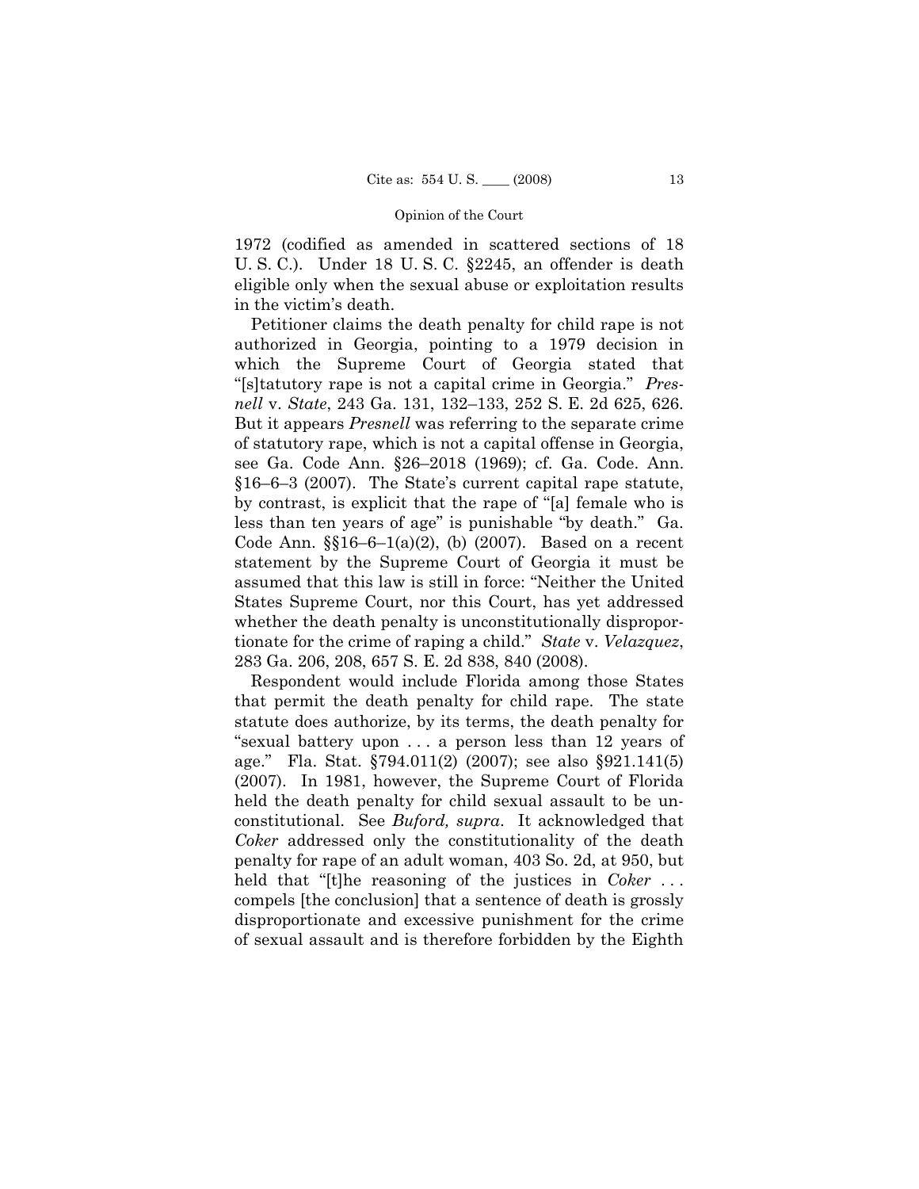1972 (codified as amended in scattered sections of 18 U. S. C.). Under 18 U. S. C. §2245, an offender is death eligible only when the sexual abuse or exploitation results in the victim's death.

Petitioner claims the death penalty for child rape is not authorized in Georgia, pointing to a 1979 decision in which the Supreme Court of Georgia stated that "[s]tatutory rape is not a capital crime in Georgia." *Presnell* v. *State*, 243 Ga. 131, 132–133, 252 S. E. 2d 625, 626. But it appears *Presnell* was referring to the separate crime of statutory rape, which is not a capital offense in Georgia, see Ga. Code Ann. §26–2018 (1969); cf. Ga. Code. Ann. §16–6–3 (2007). The State's current capital rape statute, by contrast, is explicit that the rape of "[a] female who is less than ten years of age" is punishable "by death." Ga. Code Ann. §§16–6–1(a)(2), (b) (2007). Based on a recent statement by the Supreme Court of Georgia it must be assumed that this law is still in force: "Neither the United States Supreme Court, nor this Court, has yet addressed whether the death penalty is unconstitutionally disproportionate for the crime of raping a child." *State* v. *Velazquez*, 283 Ga. 206, 208, 657 S. E. 2d 838, 840 (2008).

Respondent would include Florida among those States that permit the death penalty for child rape. The state statute does authorize, by its terms, the death penalty for "sexual battery upon . . . a person less than 12 years of age." Fla. Stat. §794.011(2) (2007); see also §921.141(5) (2007). In 1981, however, the Supreme Court of Florida held the death penalty for child sexual assault to be unconstitutional. See *Buford, supra*. It acknowledged that *Coker* addressed only the constitutionality of the death penalty for rape of an adult woman, 403 So. 2d, at 950, but held that "[t]he reasoning of the justices in *Coker* . . . compels [the conclusion] that a sentence of death is grossly disproportionate and excessive punishment for the crime of sexual assault and is therefore forbidden by the Eighth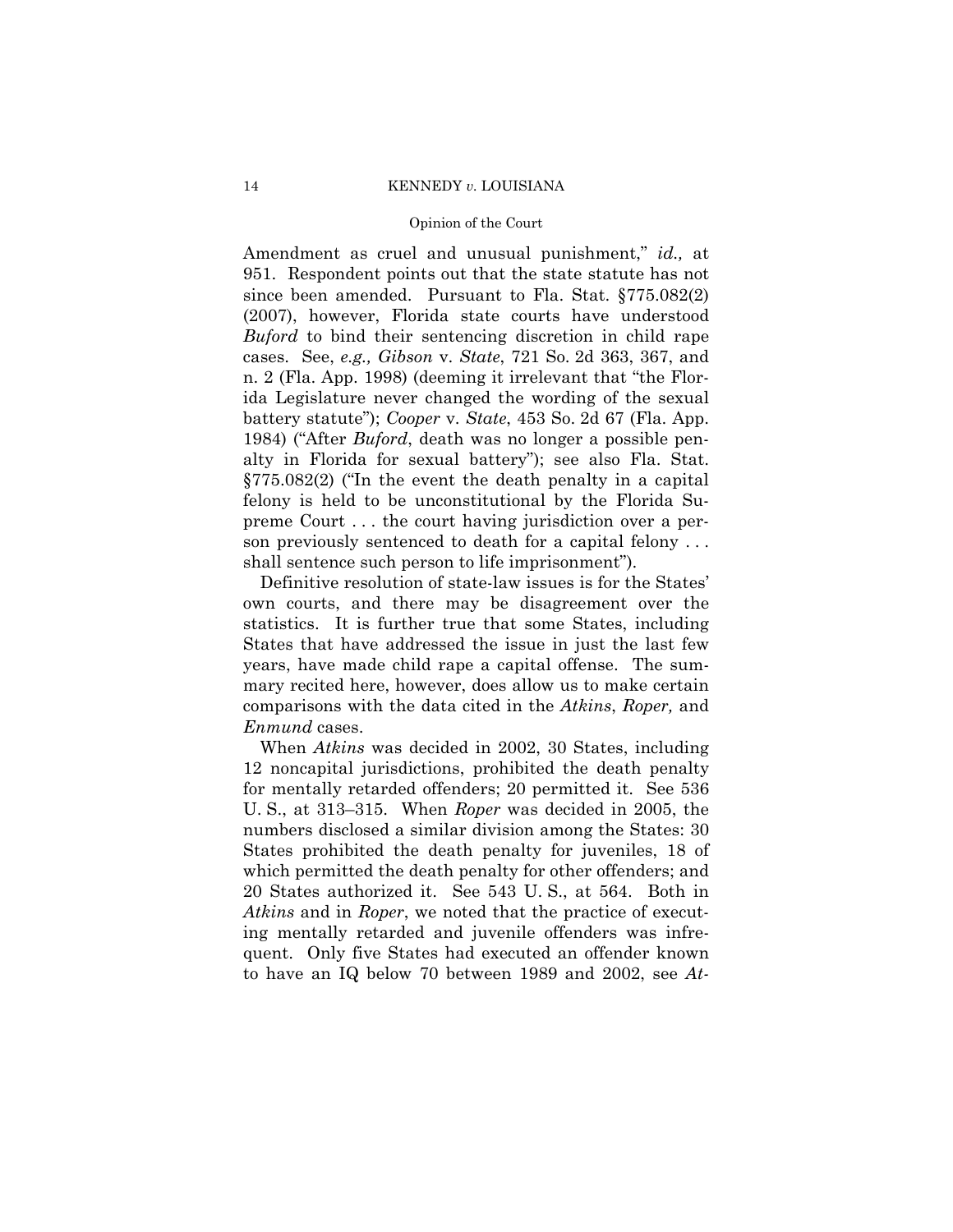Amendment as cruel and unusual punishment," *id.,* at 951. Respondent points out that the state statute has not since been amended. Pursuant to Fla. Stat. §775.082(2) (2007), however, Florida state courts have understood *Buford* to bind their sentencing discretion in child rape cases. See, *e.g., Gibson* v. *State*, 721 So. 2d 363, 367, and n. 2 (Fla. App. 1998) (deeming it irrelevant that "the Florida Legislature never changed the wording of the sexual battery statute"); *Cooper* v. *State*, 453 So. 2d 67 (Fla. App. 1984) ("After *Buford*, death was no longer a possible penalty in Florida for sexual battery"); see also Fla. Stat. §775.082(2) ("In the event the death penalty in a capital felony is held to be unconstitutional by the Florida Supreme Court . . . the court having jurisdiction over a person previously sentenced to death for a capital felony . . . shall sentence such person to life imprisonment").

Definitive resolution of state-law issues is for the States' own courts, and there may be disagreement over the statistics. It is further true that some States, including States that have addressed the issue in just the last few years, have made child rape a capital offense. The summary recited here, however, does allow us to make certain comparisons with the data cited in the *Atkins*, *Roper,* and *Enmund* cases.

When *Atkins* was decided in 2002, 30 States, including 12 noncapital jurisdictions, prohibited the death penalty for mentally retarded offenders; 20 permitted it. See 536 U. S., at 313–315. When *Roper* was decided in 2005, the numbers disclosed a similar division among the States: 30 States prohibited the death penalty for juveniles, 18 of which permitted the death penalty for other offenders; and 20 States authorized it. See 543 U. S., at 564. Both in *Atkins* and in *Roper*, we noted that the practice of executing mentally retarded and juvenile offenders was infrequent. Only five States had executed an offender known to have an IQ below 70 between 1989 and 2002, see *At-*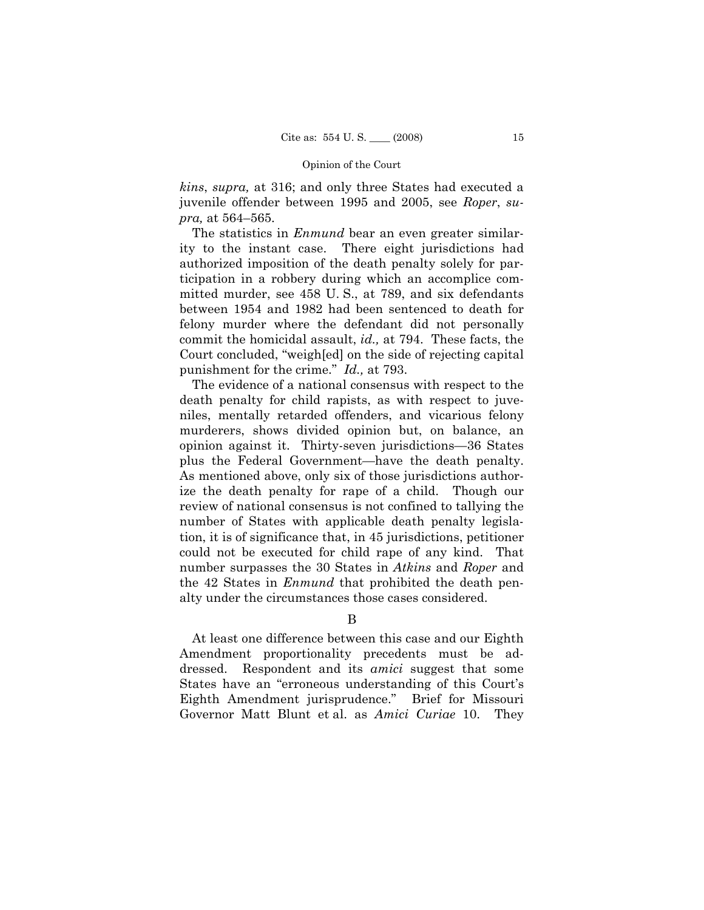*kins*, *supra,* at 316; and only three States had executed a juvenile offender between 1995 and 2005, see *Roper*, *supra,* at 564–565.

The statistics in *Enmund* bear an even greater similarity to the instant case. There eight jurisdictions had authorized imposition of the death penalty solely for participation in a robbery during which an accomplice committed murder, see 458 U. S., at 789, and six defendants between 1954 and 1982 had been sentenced to death for felony murder where the defendant did not personally commit the homicidal assault, *id.,* at 794. These facts, the Court concluded, "weigh[ed] on the side of rejecting capital punishment for the crime." *Id.,* at 793.

The evidence of a national consensus with respect to the death penalty for child rapists, as with respect to juveniles, mentally retarded offenders, and vicarious felony murderers, shows divided opinion but, on balance, an opinion against it. Thirty-seven jurisdictions—36 States plus the Federal Government—have the death penalty. As mentioned above, only six of those jurisdictions authorize the death penalty for rape of a child. Though our review of national consensus is not confined to tallying the number of States with applicable death penalty legislation, it is of significance that, in 45 jurisdictions, petitioner could not be executed for child rape of any kind. That number surpasses the 30 States in *Atkins* and *Roper* and the 42 States in *Enmund* that prohibited the death penalty under the circumstances those cases considered.

B

At least one difference between this case and our Eighth Amendment proportionality precedents must be addressed. Respondent and its *amici* suggest that some States have an "erroneous understanding of this Court's Eighth Amendment jurisprudence." Brief for Missouri Governor Matt Blunt et al. as *Amici Curiae* 10. They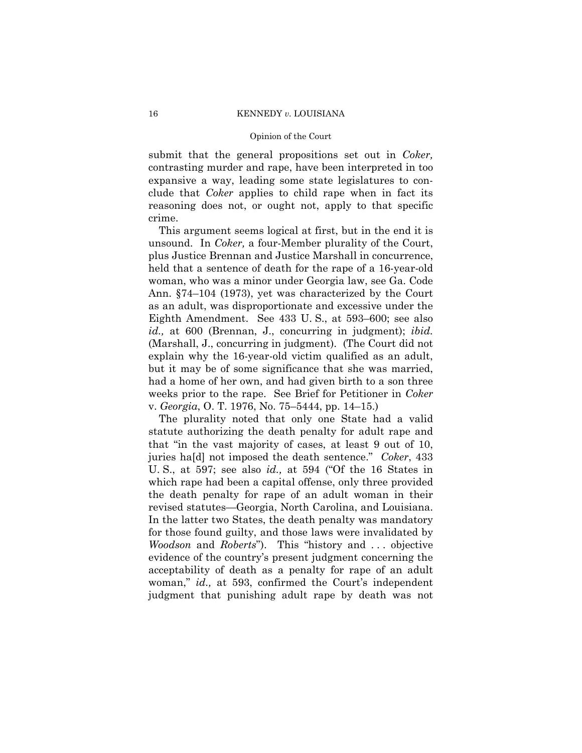submit that the general propositions set out in *Coker,* contrasting murder and rape, have been interpreted in too expansive a way, leading some state legislatures to conclude that *Coker* applies to child rape when in fact its reasoning does not, or ought not, apply to that specific crime.

This argument seems logical at first, but in the end it is unsound. In *Coker,* a four-Member plurality of the Court, plus Justice Brennan and Justice Marshall in concurrence, held that a sentence of death for the rape of a 16-year-old woman, who was a minor under Georgia law, see Ga. Code Ann. §74–104 (1973), yet was characterized by the Court as an adult, was disproportionate and excessive under the Eighth Amendment. See 433 U. S., at 593–600; see also *id.,* at 600 (Brennan, J., concurring in judgment); *ibid.* (Marshall, J., concurring in judgment). (The Court did not explain why the 16-year-old victim qualified as an adult, but it may be of some significance that she was married, had a home of her own, and had given birth to a son three weeks prior to the rape. See Brief for Petitioner in *Coker* v. *Georgia*, O. T. 1976, No. 75–5444, pp. 14–15.)

The plurality noted that only one State had a valid statute authorizing the death penalty for adult rape and that "in the vast majority of cases, at least 9 out of 10, juries ha[d] not imposed the death sentence." *Coker*, 433 U. S., at 597; see also *id.,* at 594 ("Of the 16 States in which rape had been a capital offense, only three provided the death penalty for rape of an adult woman in their revised statutes—Georgia, North Carolina, and Louisiana. In the latter two States, the death penalty was mandatory for those found guilty, and those laws were invalidated by *Woodson* and *Roberts*"). This "history and . . . objective evidence of the country's present judgment concerning the acceptability of death as a penalty for rape of an adult woman," *id.,* at 593, confirmed the Court's independent judgment that punishing adult rape by death was not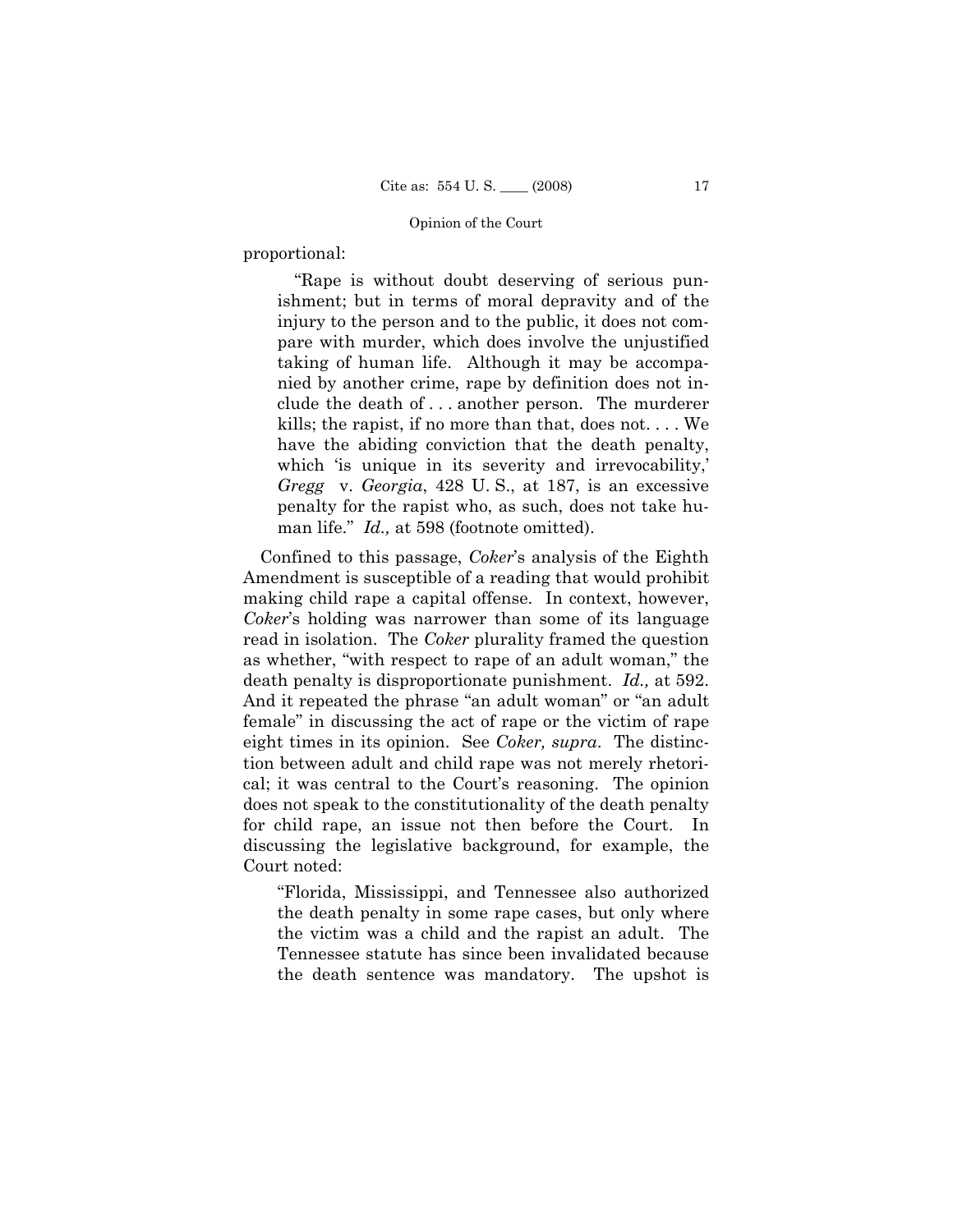proportional:

> "Rape is without doubt deserving of serious punishment; but in terms of moral depravity and of the injury to the person and to the public, it does not compare with murder, which does involve the unjustified taking of human life. Although it may be accompanied by another crime, rape by definition does not include the death of . . . another person. The murderer kills; the rapist, if no more than that, does not. . . . We have the abiding conviction that the death penalty, which 'is unique in its severity and irrevocability,' *Gregg* v. *Georgia*, 428 U. S., at 187, is an excessive penalty for the rapist who, as such, does not take human life." *Id.,* at 598 (footnote omitted).

Confined to this passage, *Coker*'s analysis of the Eighth Amendment is susceptible of a reading that would prohibit making child rape a capital offense. In context, however, *Coker*'s holding was narrower than some of its language read in isolation. The *Coker* plurality framed the question as whether, "with respect to rape of an adult woman," the death penalty is disproportionate punishment. *Id.,* at 592. And it repeated the phrase "an adult woman" or "an adult female" in discussing the act of rape or the victim of rape eight times in its opinion. See *Coker, supra*. The distinction between adult and child rape was not merely rhetorical; it was central to the Court's reasoning. The opinion does not speak to the constitutionality of the death penalty for child rape, an issue not then before the Court. In discussing the legislative background, for example, the Court noted:

> "Florida, Mississippi, and Tennessee also authorized the death penalty in some rape cases, but only where the victim was a child and the rapist an adult. The Tennessee statute has since been invalidated because the death sentence was mandatory. The upshot is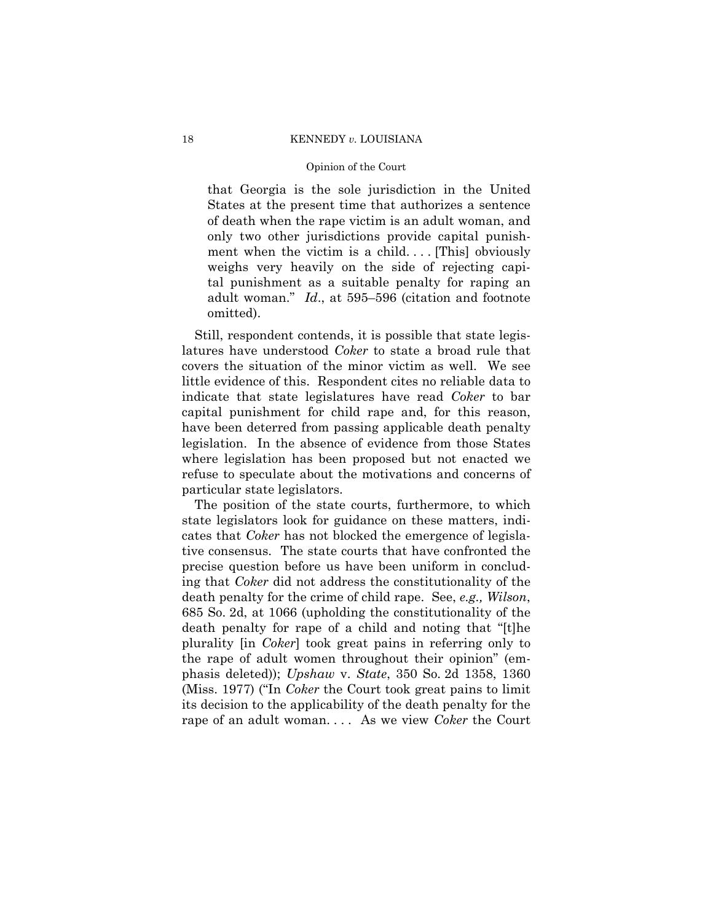that Georgia is the sole jurisdiction in the United States at the present time that authorizes a sentence of death when the rape victim is an adult woman, and only two other jurisdictions provide capital punishment when the victim is a child. . . . [This] obviously weighs very heavily on the side of rejecting capital punishment as a suitable penalty for raping an adult woman." *Id*., at 595–596 (citation and footnote omitted).

Still, respondent contends, it is possible that state legislatures have understood *Coker* to state a broad rule that covers the situation of the minor victim as well. We see little evidence of this. Respondent cites no reliable data to indicate that state legislatures have read *Coker* to bar capital punishment for child rape and, for this reason, have been deterred from passing applicable death penalty legislation. In the absence of evidence from those States where legislation has been proposed but not enacted we refuse to speculate about the motivations and concerns of particular state legislators.

The position of the state courts, furthermore, to which state legislators look for guidance on these matters, indicates that *Coker* has not blocked the emergence of legislative consensus. The state courts that have confronted the precise question before us have been uniform in concluding that *Coker* did not address the constitutionality of the death penalty for the crime of child rape. See, *e.g., Wilson*, 685 So. 2d, at 1066 (upholding the constitutionality of the death penalty for rape of a child and noting that "[t]he plurality [in *Coker*] took great pains in referring only to the rape of adult women throughout their opinion" (emphasis deleted)); *Upshaw* v. *State*, 350 So. 2d 1358, 1360 (Miss. 1977) ("In *Coker* the Court took great pains to limit its decision to the applicability of the death penalty for the rape of an adult woman. . . . As we view *Coker* the Court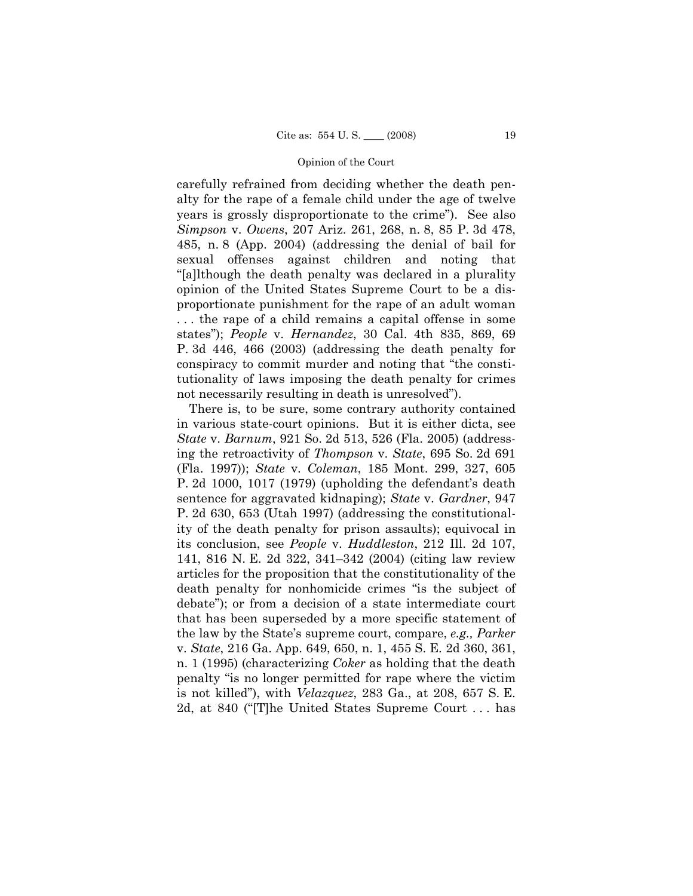carefully refrained from deciding whether the death penalty for the rape of a female child under the age of twelve years is grossly disproportionate to the crime"). See also *Simpson* v. *Owens*, 207 Ariz. 261, 268, n. 8, 85 P. 3d 478, 485, n. 8 (App. 2004) (addressing the denial of bail for sexual offenses against children and noting that "[a]lthough the death penalty was declared in a plurality opinion of the United States Supreme Court to be a disproportionate punishment for the rape of an adult woman . . . the rape of a child remains a capital offense in some states"); *People* v. *Hernandez*, 30 Cal. 4th 835, 869, 69 P. 3d 446, 466 (2003) (addressing the death penalty for conspiracy to commit murder and noting that "the constitutionality of laws imposing the death penalty for crimes not necessarily resulting in death is unresolved").

There is, to be sure, some contrary authority contained in various state-court opinions. But it is either dicta, see *State* v. *Barnum*, 921 So. 2d 513, 526 (Fla. 2005) (addressing the retroactivity of *Thompson* v. *State*, 695 So. 2d 691 (Fla. 1997)); *State* v. *Coleman*, 185 Mont. 299, 327, 605 P. 2d 1000, 1017 (1979) (upholding the defendant's death sentence for aggravated kidnaping); *State* v. *Gardner*, 947 P. 2d 630, 653 (Utah 1997) (addressing the constitutionality of the death penalty for prison assaults); equivocal in its conclusion, see *People* v. *Huddleston*, 212 Ill. 2d 107, 141, 816 N. E. 2d 322, 341–342 (2004) (citing law review articles for the proposition that the constitutionality of the death penalty for nonhomicide crimes "is the subject of debate"); or from a decision of a state intermediate court that has been superseded by a more specific statement of the law by the State's supreme court, compare, *e.g., Parker* v. *State*, 216 Ga. App. 649, 650, n. 1, 455 S. E. 2d 360, 361, n. 1 (1995) (characterizing *Coker* as holding that the death penalty "is no longer permitted for rape where the victim is not killed"), with *Velazquez*, 283 Ga., at 208, 657 S. E. 2d, at 840 ("[T]he United States Supreme Court . . . has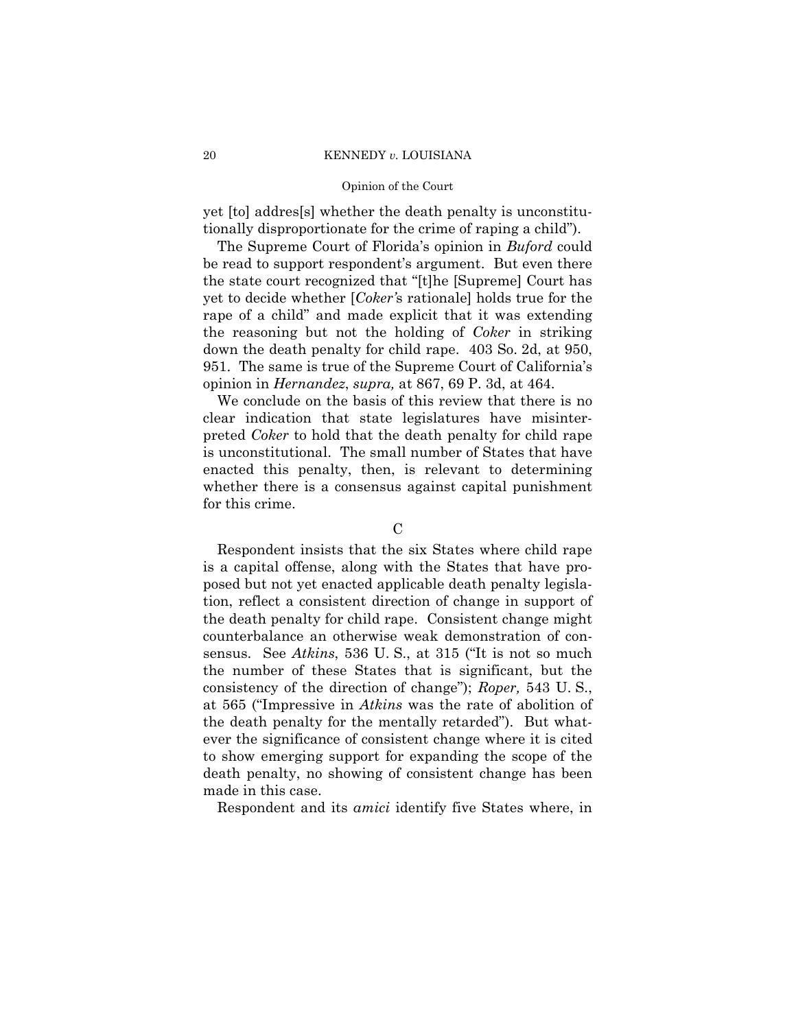yet [to] addres[s] whether the death penalty is unconstitutionally disproportionate for the crime of raping a child").

The Supreme Court of Florida's opinion in *Buford* could be read to support respondent's argument. But even there the state court recognized that "[t]he [Supreme] Court has yet to decide whether [*Coker's* rationale] holds true for the rape of a child" and made explicit that it was extending the reasoning but not the holding of *Coker* in striking down the death penalty for child rape. 403 So. 2d, at 950, 951. The same is true of the Supreme Court of California's opinion in *Hernandez*, *supra,* at 867, 69 P. 3d, at 464.

We conclude on the basis of this review that there is no clear indication that state legislatures have misinterpreted *Coker* to hold that the death penalty for child rape is unconstitutional. The small number of States that have enacted this penalty, then, is relevant to determining whether there is a consensus against capital punishment for this crime.

### C

Respondent insists that the six States where child rape is a capital offense, along with the States that have proposed but not yet enacted applicable death penalty legislation, reflect a consistent direction of change in support of the death penalty for child rape. Consistent change might counterbalance an otherwise weak demonstration of consensus. See *Atkins*, 536 U. S., at 315 ("It is not so much the number of these States that is significant, but the consistency of the direction of change"); *Roper,* 543 U. S., at 565 ("Impressive in *Atkins* was the rate of abolition of the death penalty for the mentally retarded"). But whatever the significance of consistent change where it is cited to show emerging support for expanding the scope of the death penalty, no showing of consistent change has been made in this case.

Respondent and its *amici* identify five States where, in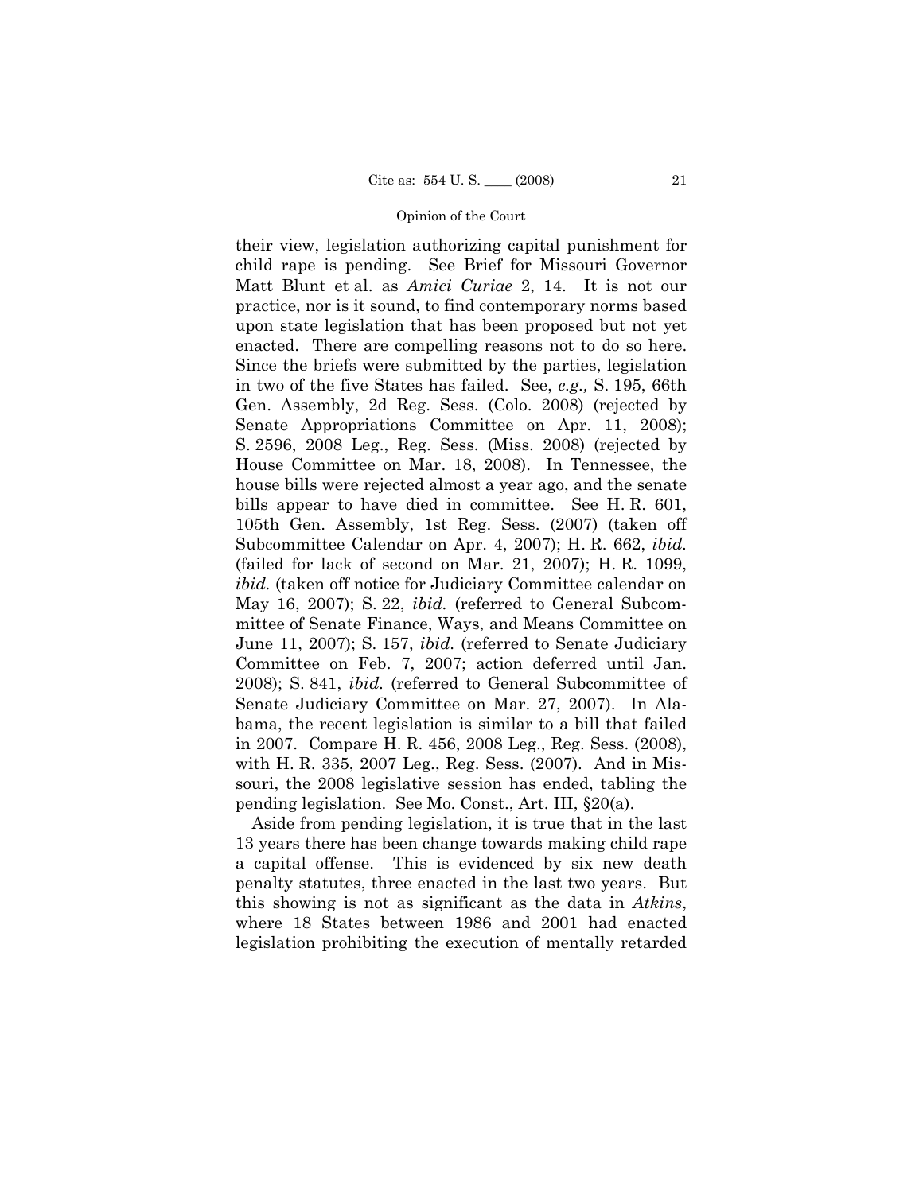their view, legislation authorizing capital punishment for child rape is pending. See Brief for Missouri Governor Matt Blunt et al. as *Amici Curiae* 2, 14. It is not our practice, nor is it sound, to find contemporary norms based upon state legislation that has been proposed but not yet enacted. There are compelling reasons not to do so here. Since the briefs were submitted by the parties, legislation in two of the five States has failed. See, *e.g.,* S. 195, 66th Gen. Assembly, 2d Reg. Sess. (Colo. 2008) (rejected by Senate Appropriations Committee on Apr. 11, 2008); S. 2596, 2008 Leg., Reg. Sess. (Miss. 2008) (rejected by House Committee on Mar. 18, 2008). In Tennessee, the house bills were rejected almost a year ago, and the senate bills appear to have died in committee. See H. R. 601, 105th Gen. Assembly, 1st Reg. Sess. (2007) (taken off Subcommittee Calendar on Apr. 4, 2007); H. R. 662, *ibid.* (failed for lack of second on Mar. 21, 2007); H. R. 1099, *ibid.* (taken off notice for Judiciary Committee calendar on May 16, 2007); S. 22, *ibid.* (referred to General Subcommittee of Senate Finance, Ways, and Means Committee on June 11, 2007); S. 157, *ibid.* (referred to Senate Judiciary Committee on Feb. 7, 2007; action deferred until Jan. 2008); S. 841, *ibid.* (referred to General Subcommittee of Senate Judiciary Committee on Mar. 27, 2007). In Alabama, the recent legislation is similar to a bill that failed in 2007. Compare H. R. 456, 2008 Leg., Reg. Sess. (2008), with H. R. 335, 2007 Leg., Reg. Sess. (2007). And in Missouri, the 2008 legislative session has ended, tabling the pending legislation. See Mo. Const., Art. III, §20(a).

Aside from pending legislation, it is true that in the last 13 years there has been change towards making child rape a capital offense. This is evidenced by six new death penalty statutes, three enacted in the last two years. But this showing is not as significant as the data in *Atkins*, where 18 States between 1986 and 2001 had enacted legislation prohibiting the execution of mentally retarded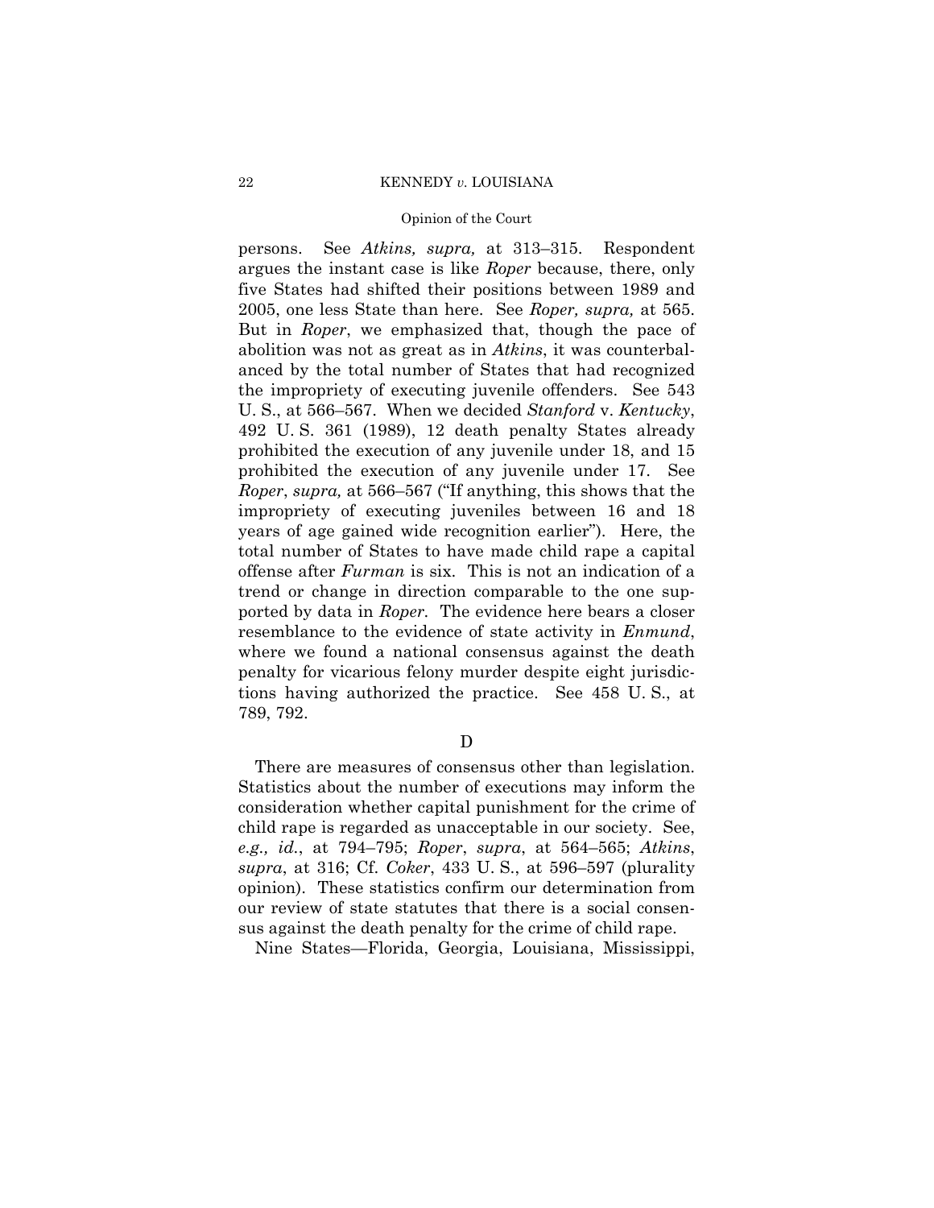persons. See *Atkins, supra,* at 313–315. Respondent argues the instant case is like *Roper* because, there, only five States had shifted their positions between 1989 and 2005, one less State than here. See *Roper, supra,* at 565. But in *Roper*, we emphasized that, though the pace of abolition was not as great as in *Atkins*, it was counterbalanced by the total number of States that had recognized the impropriety of executing juvenile offenders. See 543 U. S., at 566–567. When we decided *Stanford* v. *Kentucky*, 492 U. S. 361 (1989), 12 death penalty States already prohibited the execution of any juvenile under 18, and 15 prohibited the execution of any juvenile under 17. See *Roper*, *supra,* at 566–567 ("If anything, this shows that the impropriety of executing juveniles between 16 and 18 years of age gained wide recognition earlier"). Here, the total number of States to have made child rape a capital offense after *Furman* is six. This is not an indication of a trend or change in direction comparable to the one supported by data in *Roper.* The evidence here bears a closer resemblance to the evidence of state activity in *Enmund*, where we found a national consensus against the death penalty for vicarious felony murder despite eight jurisdictions having authorized the practice. See 458 U. S., at 789, 792.

D

There are measures of consensus other than legislation. Statistics about the number of executions may inform the consideration whether capital punishment for the crime of child rape is regarded as unacceptable in our society. See, *e.g., id.*, at 794–795; *Roper*, *supra*, at 564–565; *Atkins*, *supra*, at 316; Cf. *Coker*, 433 U. S., at 596–597 (plurality opinion). These statistics confirm our determination from our review of state statutes that there is a social consensus against the death penalty for the crime of child rape.

Nine States—Florida, Georgia, Louisiana, Mississippi,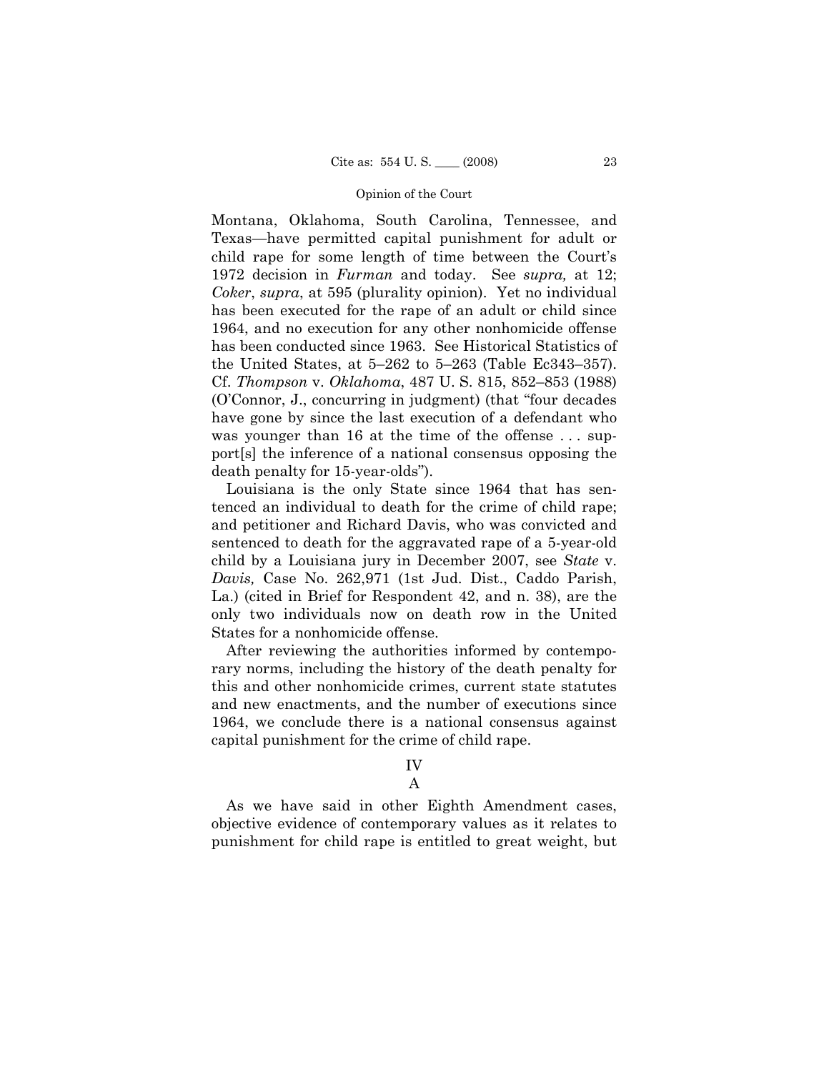Montana, Oklahoma, South Carolina, Tennessee, and Texas—have permitted capital punishment for adult or child rape for some length of time between the Court's 1972 decision in *Furman* and today. See *supra,* at 12; *Coker*, *supra*, at 595 (plurality opinion). Yet no individual has been executed for the rape of an adult or child since 1964, and no execution for any other nonhomicide offense has been conducted since 1963. See Historical Statistics of the United States, at 5–262 to 5–263 (Table Ec343–357). Cf. *Thompson* v. *Oklahoma*, 487 U. S. 815, 852–853 (1988) (O'Connor, J., concurring in judgment) (that "four decades have gone by since the last execution of a defendant who was younger than 16 at the time of the offense . . . support[s] the inference of a national consensus opposing the death penalty for 15-year-olds").

Louisiana is the only State since 1964 that has sentenced an individual to death for the crime of child rape; and petitioner and Richard Davis, who was convicted and sentenced to death for the aggravated rape of a 5-year-old child by a Louisiana jury in December 2007, see *State* v. *Davis,* Case No. 262,971 (1st Jud. Dist., Caddo Parish, La.) (cited in Brief for Respondent 42, and n. 38), are the only two individuals now on death row in the United States for a nonhomicide offense.

After reviewing the authorities informed by contemporary norms, including the history of the death penalty for this and other nonhomicide crimes, current state statutes and new enactments, and the number of executions since 1964, we conclude there is a national consensus against capital punishment for the crime of child rape.

## IV

### A

As we have said in other Eighth Amendment cases, objective evidence of contemporary values as it relates to punishment for child rape is entitled to great weight, but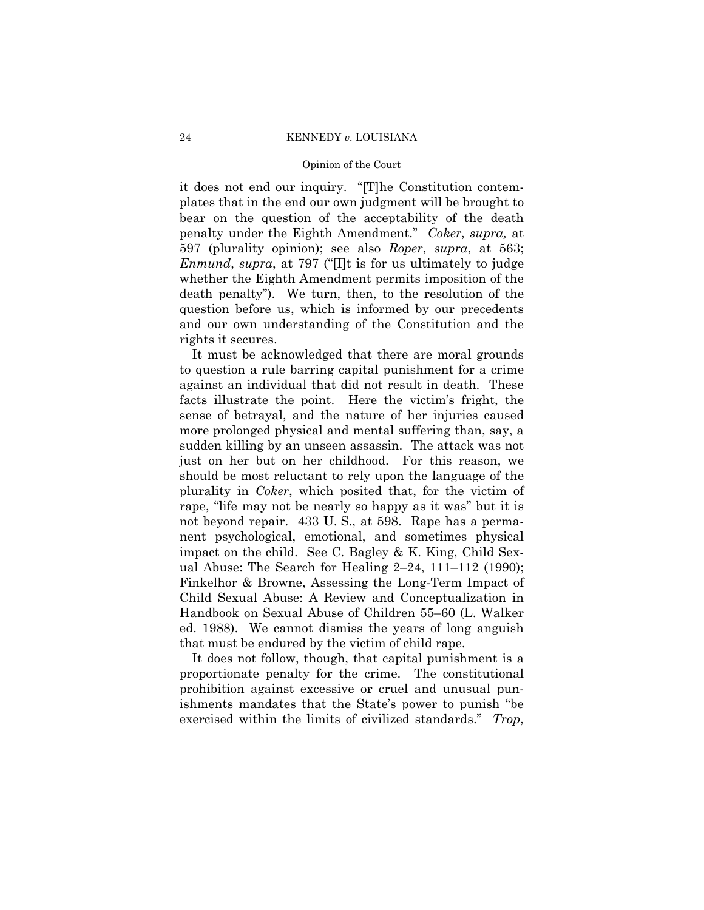it does not end our inquiry. "[T]he Constitution contemplates that in the end our own judgment will be brought to bear on the question of the acceptability of the death penalty under the Eighth Amendment." *Coker*, *supra,* at 597 (plurality opinion); see also *Roper*, *supra*, at 563; *Enmund*, *supra*, at 797 ("[I]t is for us ultimately to judge whether the Eighth Amendment permits imposition of the death penalty"). We turn, then, to the resolution of the question before us, which is informed by our precedents and our own understanding of the Constitution and the rights it secures.

It must be acknowledged that there are moral grounds to question a rule barring capital punishment for a crime against an individual that did not result in death. These facts illustrate the point. Here the victim's fright, the sense of betrayal, and the nature of her injuries caused more prolonged physical and mental suffering than, say, a sudden killing by an unseen assassin. The attack was not just on her but on her childhood. For this reason, we should be most reluctant to rely upon the language of the plurality in *Coker*, which posited that, for the victim of rape, "life may not be nearly so happy as it was" but it is not beyond repair. 433 U. S., at 598. Rape has a permanent psychological, emotional, and sometimes physical impact on the child. See C. Bagley & K. King, Child Sexual Abuse: The Search for Healing 2–24, 111–112 (1990); Finkelhor & Browne, Assessing the Long-Term Impact of Child Sexual Abuse: A Review and Conceptualization in Handbook on Sexual Abuse of Children 55–60 (L. Walker ed. 1988). We cannot dismiss the years of long anguish that must be endured by the victim of child rape.

It does not follow, though, that capital punishment is a proportionate penalty for the crime. The constitutional prohibition against excessive or cruel and unusual punishments mandates that the State's power to punish "be exercised within the limits of civilized standards." *Trop*,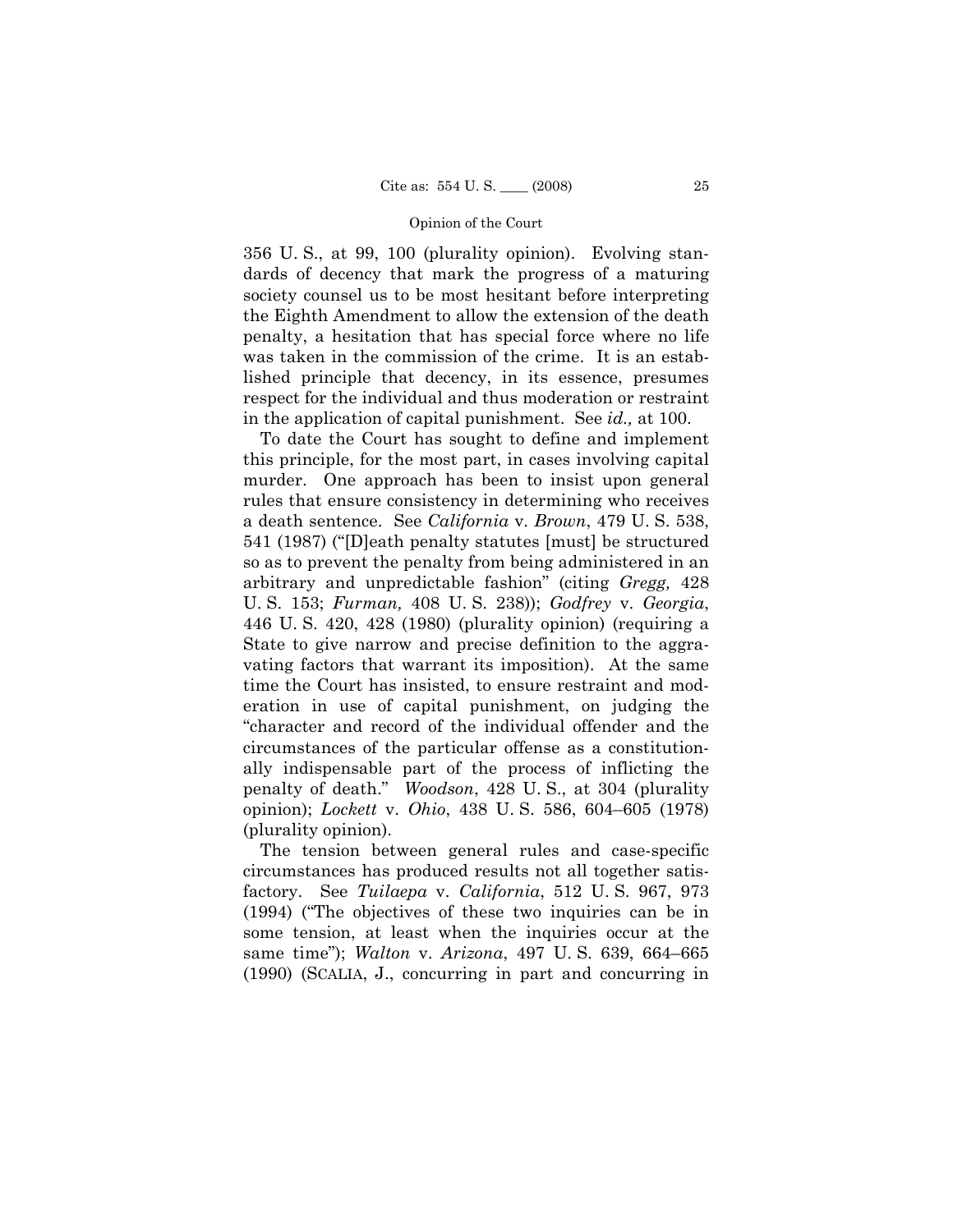356 U. S., at 99, 100 (plurality opinion). Evolving standards of decency that mark the progress of a maturing society counsel us to be most hesitant before interpreting the Eighth Amendment to allow the extension of the death penalty, a hesitation that has special force where no life was taken in the commission of the crime. It is an established principle that decency, in its essence, presumes respect for the individual and thus moderation or restraint in the application of capital punishment. See *id.,* at 100.

To date the Court has sought to define and implement this principle, for the most part, in cases involving capital murder. One approach has been to insist upon general rules that ensure consistency in determining who receives a death sentence. See *California* v. *Brown*, 479 U. S. 538, 541 (1987) ("[D]eath penalty statutes [must] be structured so as to prevent the penalty from being administered in an arbitrary and unpredictable fashion" (citing *Gregg,* 428 U. S. 153; *Furman,* 408 U. S. 238)); *Godfrey* v. *Georgia*, 446 U. S. 420, 428 (1980) (plurality opinion) (requiring a State to give narrow and precise definition to the aggravating factors that warrant its imposition). At the same time the Court has insisted, to ensure restraint and moderation in use of capital punishment, on judging the "character and record of the individual offender and the circumstances of the particular offense as a constitutionally indispensable part of the process of inflicting the penalty of death." *Woodson*, 428 U. S., at 304 (plurality opinion); *Lockett* v. *Ohio*, 438 U. S. 586, 604–605 (1978) (plurality opinion).

The tension between general rules and case-specific circumstances has produced results not all together satisfactory. See *Tuilaepa* v. *California*, 512 U. S. 967, 973 (1994) ("The objectives of these two inquiries can be in some tension, at least when the inquiries occur at the same time"); *Walton* v. *Arizona*, 497 U. S. 639, 664–665 (1990) (SCALIA, J., concurring in part and concurring in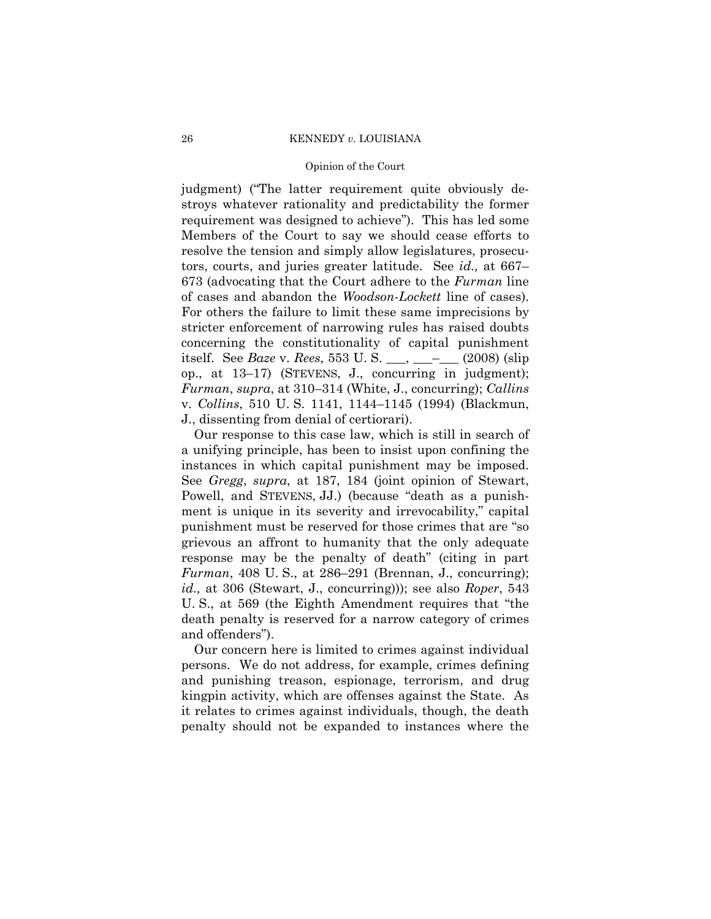judgment) ("The latter requirement quite obviously destroys whatever rationality and predictability the former requirement was designed to achieve"). This has led some Members of the Court to say we should cease efforts to resolve the tension and simply allow legislatures, prosecutors, courts, and juries greater latitude. See *id.,* at 667–673 (advocating that the Court adhere to the *Furman* line of cases and abandon the *Woodson-Lockett* line of cases). For others the failure to limit these same imprecisions by stricter enforcement of narrowing rules has raised doubts concerning the constitutionality of capital punishment itself. See *Baze* v. *Rees*, 553 U. S. ___, ___–___ (2008) (slip op., at 13–17) (STEVENS, J., concurring in judgment); *Furman*, *supra*, at 310–314 (White, J., concurring); *Callins* v. *Collins*, 510 U. S. 1141, 1144–1145 (1994) (Blackmun, J., dissenting from denial of certiorari).

Our response to this case law, which is still in search of a unifying principle, has been to insist upon confining the instances in which capital punishment may be imposed. See *Gregg*, *supra*, at 187, 184 (joint opinion of Stewart, Powell, and STEVENS, JJ.) (because "death as a punishment is unique in its severity and irrevocability," capital punishment must be reserved for those crimes that are "so grievous an affront to humanity that the only adequate response may be the penalty of death" (citing in part *Furman*, 408 U. S., at 286–291 (Brennan, J., concurring); *id.,* at 306 (Stewart, J., concurring))); see also *Roper*, 543 U. S., at 569 (the Eighth Amendment requires that "the death penalty is reserved for a narrow category of crimes and offenders").

Our concern here is limited to crimes against individual persons. We do not address, for example, crimes defining and punishing treason, espionage, terrorism, and drug kingpin activity, which are offenses against the State. As it relates to crimes against individuals, though, the death penalty should not be expanded to instances where the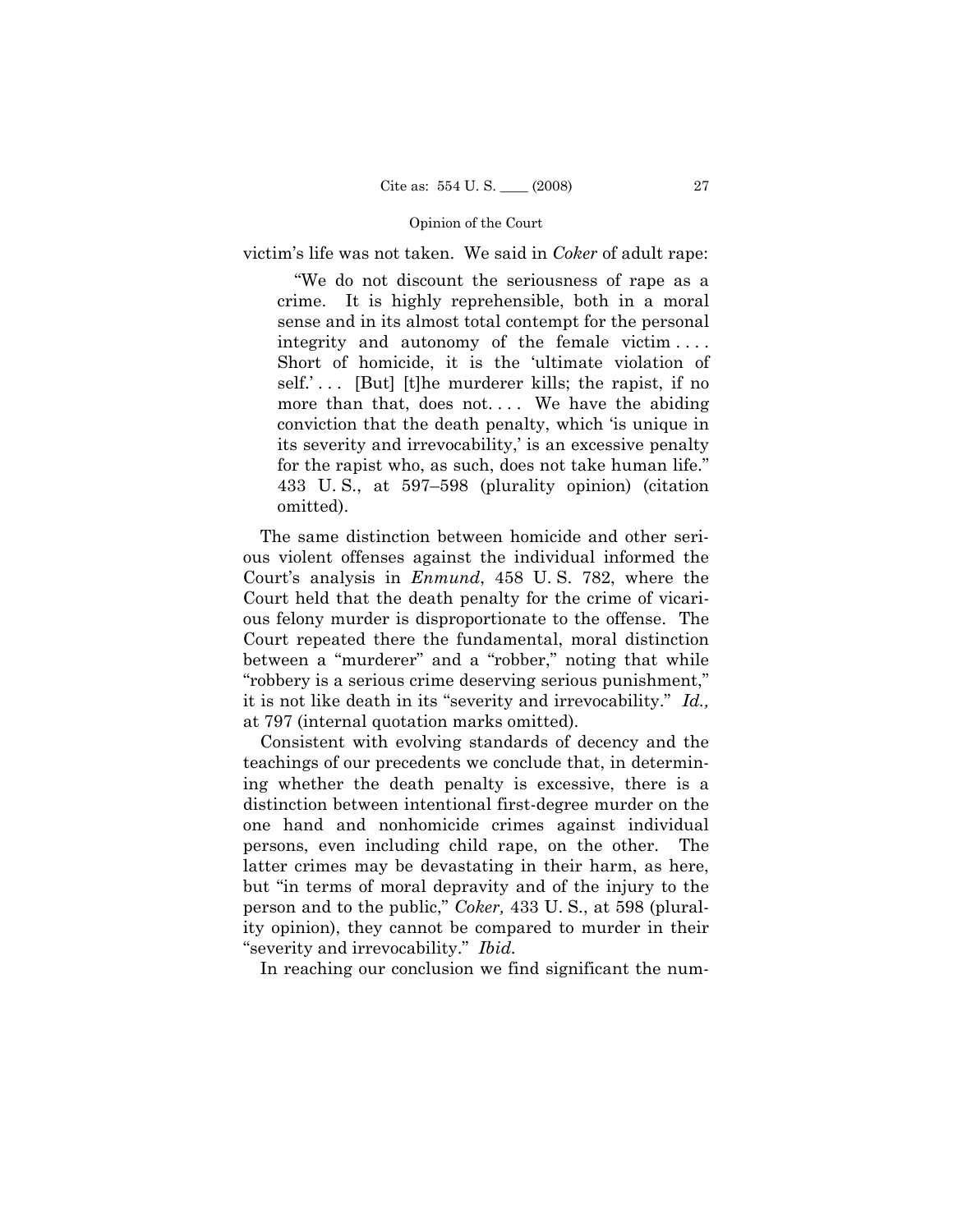victim's life was not taken. We said in *Coker* of adult rape:

> "We do not discount the seriousness of rape as a crime. It is highly reprehensible, both in a moral sense and in its almost total contempt for the personal integrity and autonomy of the female victim . . . . Short of homicide, it is the 'ultimate violation of self.' . . . [But] [t]he murderer kills; the rapist, if no more than that, does not. . . . We have the abiding conviction that the death penalty, which 'is unique in its severity and irrevocability,' is an excessive penalty for the rapist who, as such, does not take human life." 433 U. S., at 597–598 (plurality opinion) (citation omitted).

The same distinction between homicide and other serious violent offenses against the individual informed the Court's analysis in *Enmund*, 458 U. S. 782, where the Court held that the death penalty for the crime of vicarious felony murder is disproportionate to the offense. The Court repeated there the fundamental, moral distinction between a "murderer" and a "robber," noting that while "robbery is a serious crime deserving serious punishment," it is not like death in its "severity and irrevocability." *Id.,* at 797 (internal quotation marks omitted).

Consistent with evolving standards of decency and the teachings of our precedents we conclude that, in determining whether the death penalty is excessive, there is a distinction between intentional first-degree murder on the one hand and nonhomicide crimes against individual persons, even including child rape, on the other. The latter crimes may be devastating in their harm, as here, but "in terms of moral depravity and of the injury to the person and to the public," *Coker,* 433 U. S., at 598 (plurality opinion), they cannot be compared to murder in their "severity and irrevocability." *Ibid.*

In reaching our conclusion we find significant the num-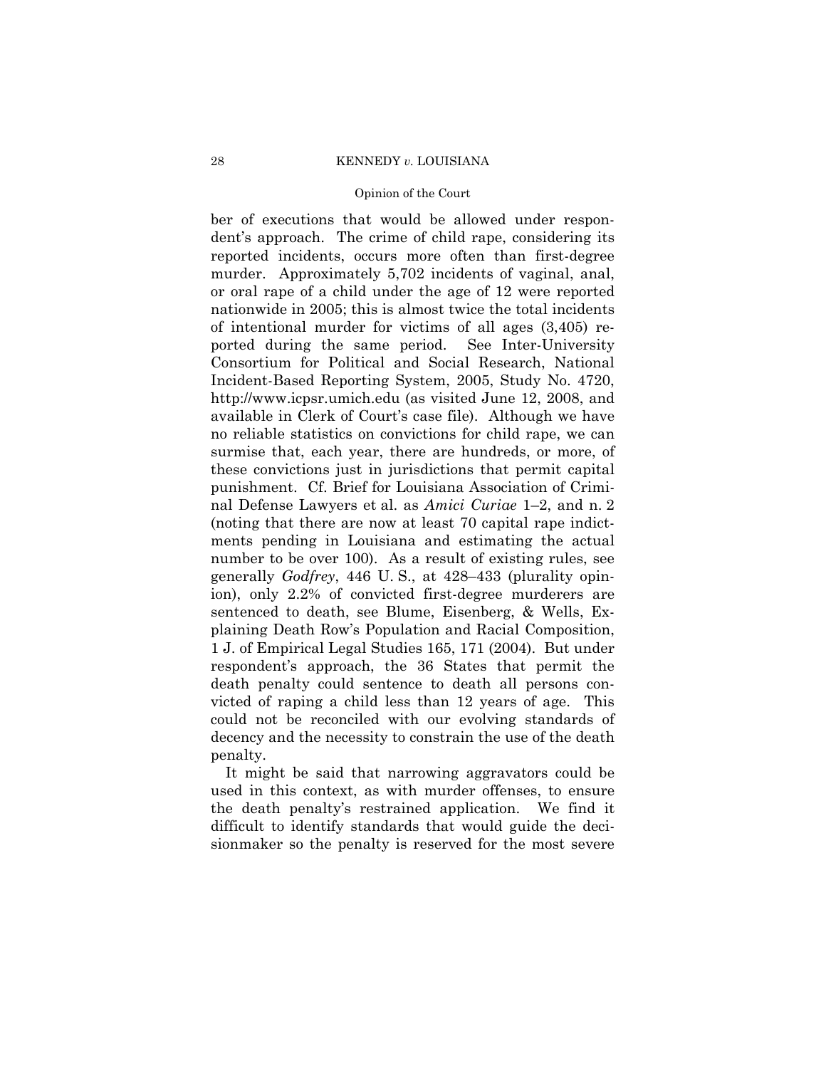ber of executions that would be allowed under respondent's approach. The crime of child rape, considering its reported incidents, occurs more often than first-degree murder. Approximately 5,702 incidents of vaginal, anal, or oral rape of a child under the age of 12 were reported nationwide in 2005; this is almost twice the total incidents of intentional murder for victims of all ages (3,405) reported during the same period. See Inter-University Consortium for Political and Social Research, National Incident-Based Reporting System, 2005, Study No. 4720, http://www.icpsr.umich.edu (as visited June 12, 2008, and available in Clerk of Court's case file). Although we have no reliable statistics on convictions for child rape, we can surmise that, each year, there are hundreds, or more, of these convictions just in jurisdictions that permit capital punishment. Cf. Brief for Louisiana Association of Criminal Defense Lawyers et al. as *Amici Curiae* 1–2, and n. 2 (noting that there are now at least 70 capital rape indictments pending in Louisiana and estimating the actual number to be over 100). As a result of existing rules, see generally *Godfrey*, 446 U. S., at 428–433 (plurality opinion), only 2.2% of convicted first-degree murderers are sentenced to death, see Blume, Eisenberg, & Wells, Explaining Death Row's Population and Racial Composition, 1 J. of Empirical Legal Studies 165, 171 (2004). But under respondent's approach, the 36 States that permit the death penalty could sentence to death all persons convicted of raping a child less than 12 years of age. This could not be reconciled with our evolving standards of decency and the necessity to constrain the use of the death penalty.

It might be said that narrowing aggravators could be used in this context, as with murder offenses, to ensure the death penalty's restrained application. We find it difficult to identify standards that would guide the decisionmaker so the penalty is reserved for the most severe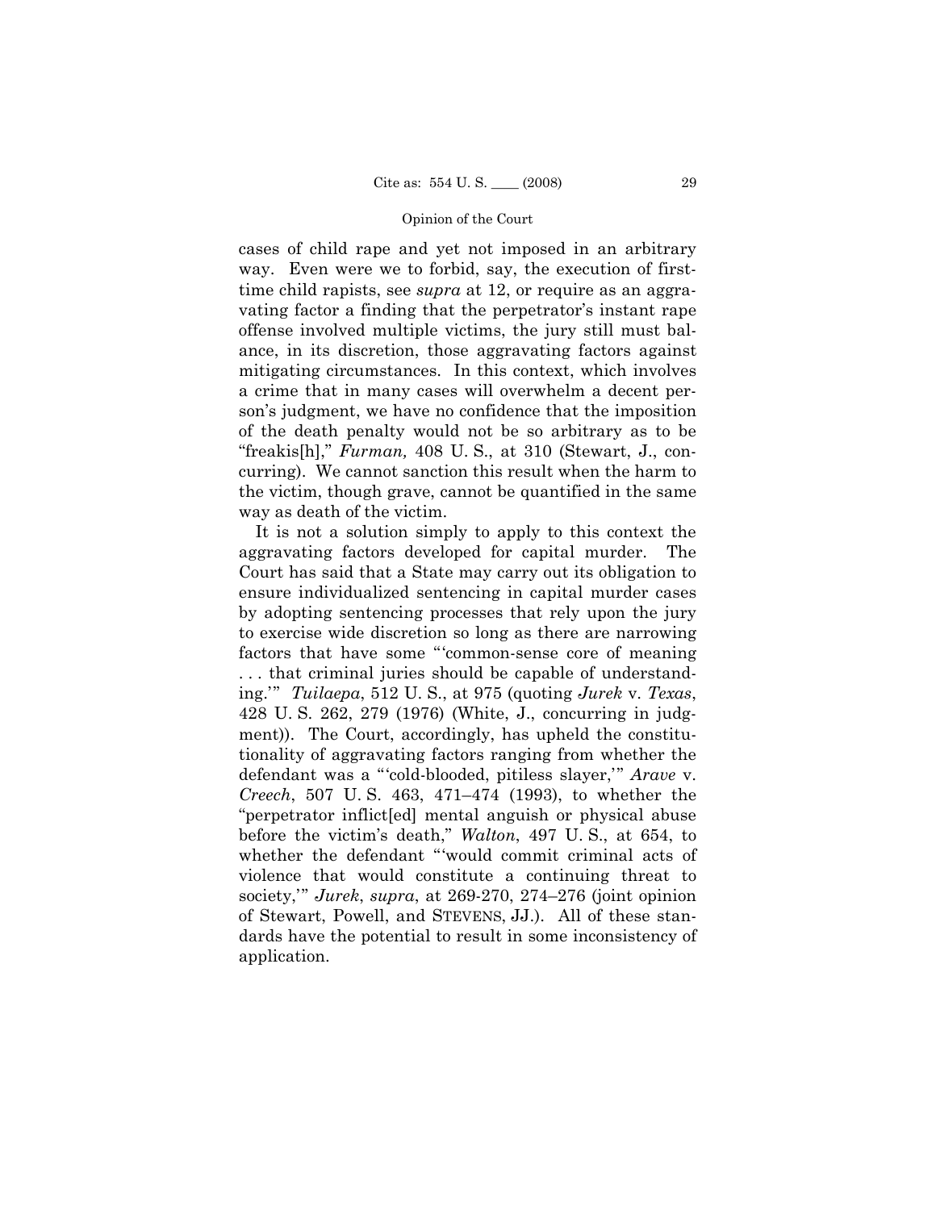cases of child rape and yet not imposed in an arbitrary way. Even were we to forbid, say, the execution of first-time child rapists, see *supra* at 12, or require as an aggravating factor a finding that the perpetrator's instant rape offense involved multiple victims, the jury still must balance, in its discretion, those aggravating factors against mitigating circumstances. In this context, which involves a crime that in many cases will overwhelm a decent person's judgment, we have no confidence that the imposition of the death penalty would not be so arbitrary as to be "freakis[h]," *Furman,* 408 U. S., at 310 (Stewart, J., concurring). We cannot sanction this result when the harm to the victim, though grave, cannot be quantified in the same way as death of the victim.

It is not a solution simply to apply to this context the aggravating factors developed for capital murder. The Court has said that a State may carry out its obligation to ensure individualized sentencing in capital murder cases by adopting sentencing processes that rely upon the jury to exercise wide discretion so long as there are narrowing factors that have some "'common-sense core of meaning . . . that criminal juries should be capable of understanding.'" *Tuilaepa*, 512 U. S., at 975 (quoting *Jurek* v. *Texas*, 428 U. S. 262, 279 (1976) (White, J., concurring in judgment)). The Court, accordingly, has upheld the constitutionality of aggravating factors ranging from whether the defendant was a "'cold-blooded, pitiless slayer,'" *Arave* v. *Creech*, 507 U. S. 463, 471–474 (1993), to whether the "perpetrator inflict[ed] mental anguish or physical abuse before the victim's death," *Walton*, 497 U. S., at 654, to whether the defendant "'would commit criminal acts of violence that would constitute a continuing threat to society,'" *Jurek*, *supra*, at 269-270, 274–276 (joint opinion of Stewart, Powell, and STEVENS, JJ.). All of these standards have the potential to result in some inconsistency of application.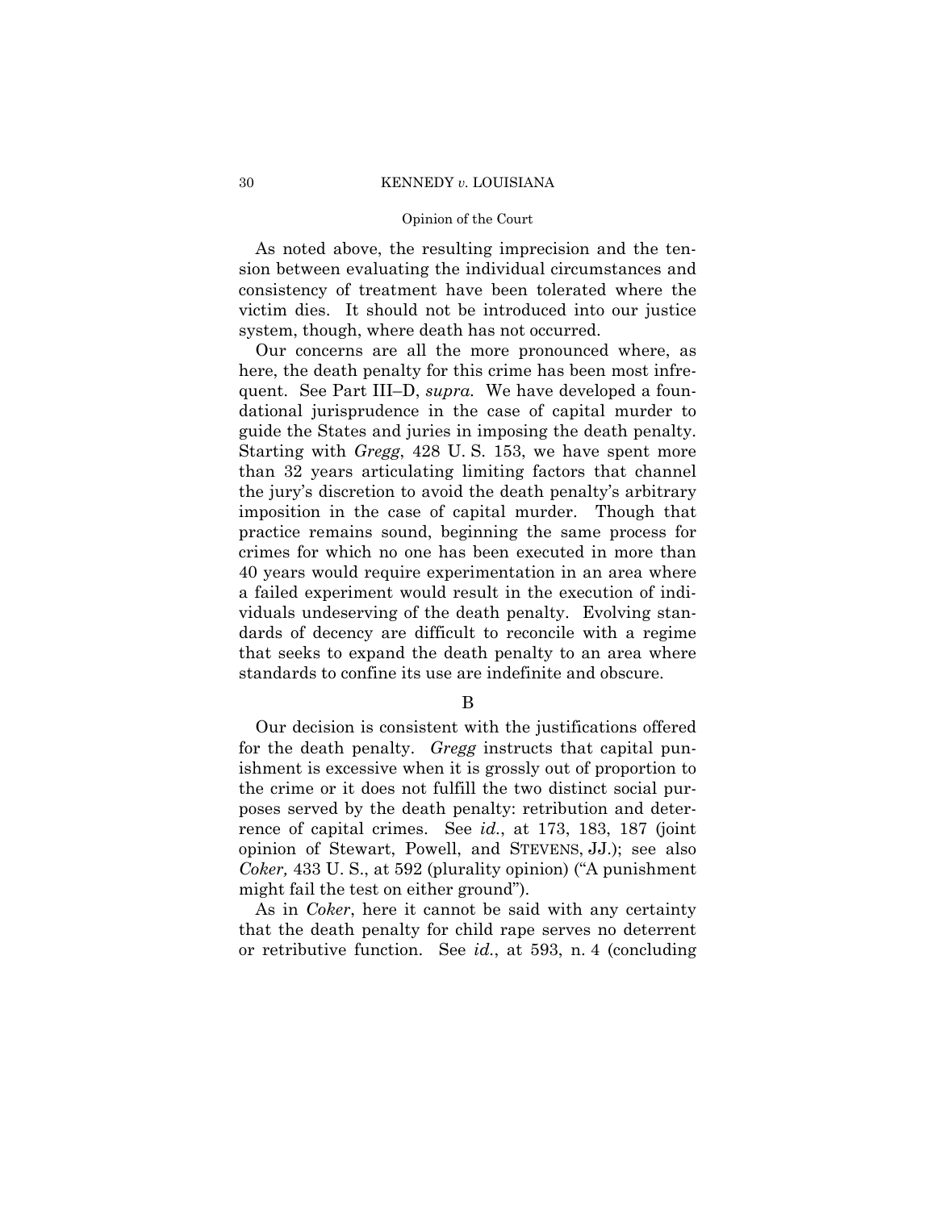As noted above, the resulting imprecision and the tension between evaluating the individual circumstances and consistency of treatment have been tolerated where the victim dies. It should not be introduced into our justice system, though, where death has not occurred.

Our concerns are all the more pronounced where, as here, the death penalty for this crime has been most infrequent. See Part III–D, *supra.* We have developed a foundational jurisprudence in the case of capital murder to guide the States and juries in imposing the death penalty. Starting with *Gregg*, 428 U. S. 153, we have spent more than 32 years articulating limiting factors that channel the jury's discretion to avoid the death penalty's arbitrary imposition in the case of capital murder. Though that practice remains sound, beginning the same process for crimes for which no one has been executed in more than 40 years would require experimentation in an area where a failed experiment would result in the execution of individuals undeserving of the death penalty. Evolving standards of decency are difficult to reconcile with a regime that seeks to expand the death penalty to an area where standards to confine its use are indefinite and obscure.

B

Our decision is consistent with the justifications offered for the death penalty. *Gregg* instructs that capital punishment is excessive when it is grossly out of proportion to the crime or it does not fulfill the two distinct social purposes served by the death penalty: retribution and deterrence of capital crimes. See *id.*, at 173, 183, 187 (joint opinion of Stewart, Powell, and STEVENS, JJ.); see also *Coker,* 433 U. S., at 592 (plurality opinion) ("A punishment might fail the test on either ground").

As in *Coker*, here it cannot be said with any certainty that the death penalty for child rape serves no deterrent or retributive function. See *id.*, at 593, n. 4 (concluding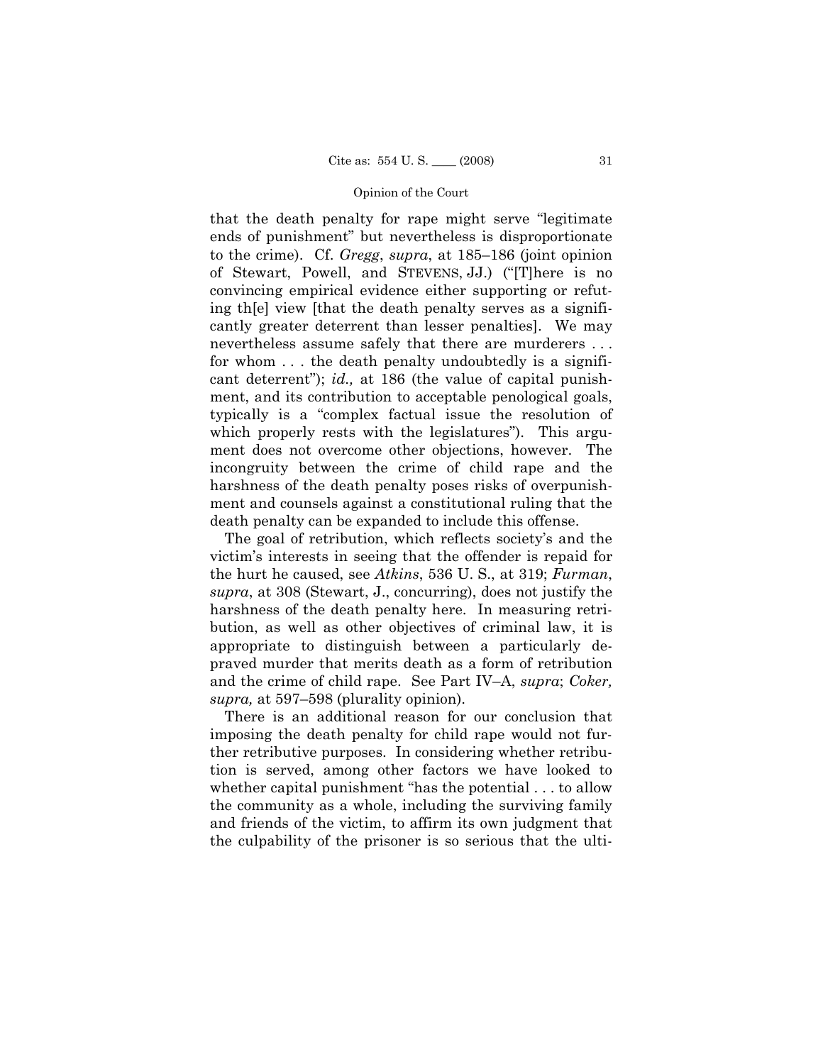that the death penalty for rape might serve "legitimate ends of punishment" but nevertheless is disproportionate to the crime). Cf. *Gregg*, *supra*, at 185–186 (joint opinion of Stewart, Powell, and STEVENS, JJ.) ("[T]here is no convincing empirical evidence either supporting or refuting th[e] view [that the death penalty serves as a significantly greater deterrent than lesser penalties]. We may nevertheless assume safely that there are murderers . . . for whom . . . the death penalty undoubtedly is a significant deterrent"); *id.,* at 186 (the value of capital punishment, and its contribution to acceptable penological goals, typically is a "complex factual issue the resolution of which properly rests with the legislatures"). This argument does not overcome other objections, however. The incongruity between the crime of child rape and the harshness of the death penalty poses risks of overpunishment and counsels against a constitutional ruling that the death penalty can be expanded to include this offense.

The goal of retribution, which reflects society's and the victim's interests in seeing that the offender is repaid for the hurt he caused, see *Atkins*, 536 U. S., at 319; *Furman*, *supra*, at 308 (Stewart, J., concurring), does not justify the harshness of the death penalty here. In measuring retribution, as well as other objectives of criminal law, it is appropriate to distinguish between a particularly depraved murder that merits death as a form of retribution and the crime of child rape. See Part IV–A, *supra*; *Coker, supra,* at 597–598 (plurality opinion).

There is an additional reason for our conclusion that imposing the death penalty for child rape would not further retributive purposes. In considering whether retribution is served, among other factors we have looked to whether capital punishment "has the potential . . . to allow the community as a whole, including the surviving family and friends of the victim, to affirm its own judgment that the culpability of the prisoner is so serious that the ulti-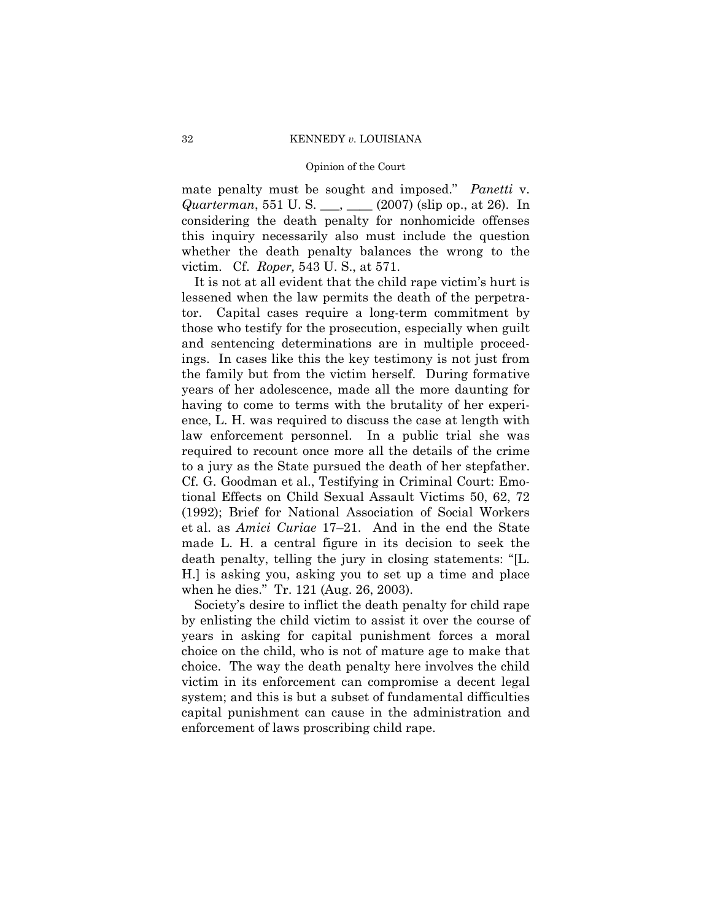mate penalty must be sought and imposed." *Panetti* v. *Quarterman*, 551 U. S. ___, ____ (2007) (slip op., at 26). In considering the death penalty for nonhomicide offenses this inquiry necessarily also must include the question whether the death penalty balances the wrong to the victim. Cf. *Roper,* 543 U. S., at 571.

It is not at all evident that the child rape victim's hurt is lessened when the law permits the death of the perpetrator. Capital cases require a long-term commitment by those who testify for the prosecution, especially when guilt and sentencing determinations are in multiple proceedings. In cases like this the key testimony is not just from the family but from the victim herself. During formative years of her adolescence, made all the more daunting for having to come to terms with the brutality of her experience, L. H. was required to discuss the case at length with law enforcement personnel. In a public trial she was required to recount once more all the details of the crime to a jury as the State pursued the death of her stepfather. Cf. G. Goodman et al., Testifying in Criminal Court: Emotional Effects on Child Sexual Assault Victims 50, 62, 72 (1992); Brief for National Association of Social Workers et al. as *Amici Curiae* 17–21. And in the end the State made L. H. a central figure in its decision to seek the death penalty, telling the jury in closing statements: "[L. H.] is asking you, asking you to set up a time and place when he dies." Tr. 121 (Aug. 26, 2003).

Society's desire to inflict the death penalty for child rape by enlisting the child victim to assist it over the course of years in asking for capital punishment forces a moral choice on the child, who is not of mature age to make that choice. The way the death penalty here involves the child victim in its enforcement can compromise a decent legal system; and this is but a subset of fundamental difficulties capital punishment can cause in the administration and enforcement of laws proscribing child rape.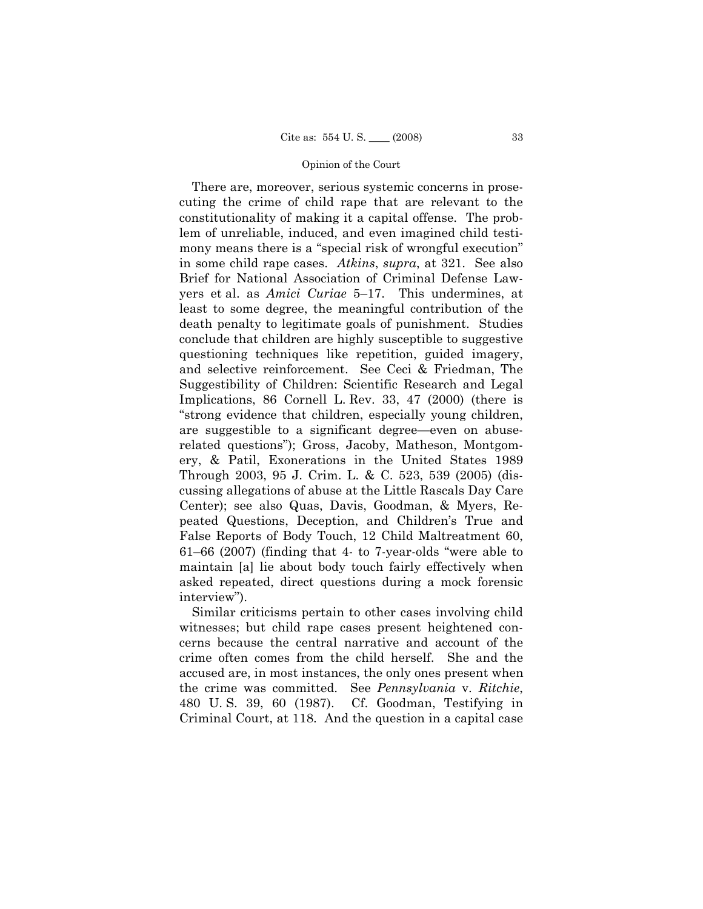There are, moreover, serious systemic concerns in prosecuting the crime of child rape that are relevant to the constitutionality of making it a capital offense. The problem of unreliable, induced, and even imagined child testimony means there is a "special risk of wrongful execution" in some child rape cases. *Atkins*, *supra*, at 321. See also Brief for National Association of Criminal Defense Lawyers et al. as *Amici Curiae* 5–17. This undermines, at least to some degree, the meaningful contribution of the death penalty to legitimate goals of punishment. Studies conclude that children are highly susceptible to suggestive questioning techniques like repetition, guided imagery, and selective reinforcement. See Ceci & Friedman, The Suggestibility of Children: Scientific Research and Legal Implications, 86 Cornell L. Rev. 33, 47 (2000) (there is "strong evidence that children, especially young children, are suggestible to a significant degree—even on abuse-related questions"); Gross, Jacoby, Matheson, Montgomery, & Patil, Exonerations in the United States 1989 Through 2003, 95 J. Crim. L. & C. 523, 539 (2005) (discussing allegations of abuse at the Little Rascals Day Care Center); see also Quas, Davis, Goodman, & Myers, Repeated Questions, Deception, and Children's True and False Reports of Body Touch, 12 Child Maltreatment 60, 61–66 (2007) (finding that 4- to 7-year-olds "were able to maintain [a] lie about body touch fairly effectively when asked repeated, direct questions during a mock forensic interview").

Similar criticisms pertain to other cases involving child witnesses; but child rape cases present heightened concerns because the central narrative and account of the crime often comes from the child herself. She and the accused are, in most instances, the only ones present when the crime was committed. See *Pennsylvania* v. *Ritchie*, 480 U. S. 39, 60 (1987). Cf. Goodman, Testifying in Criminal Court, at 118. And the question in a capital case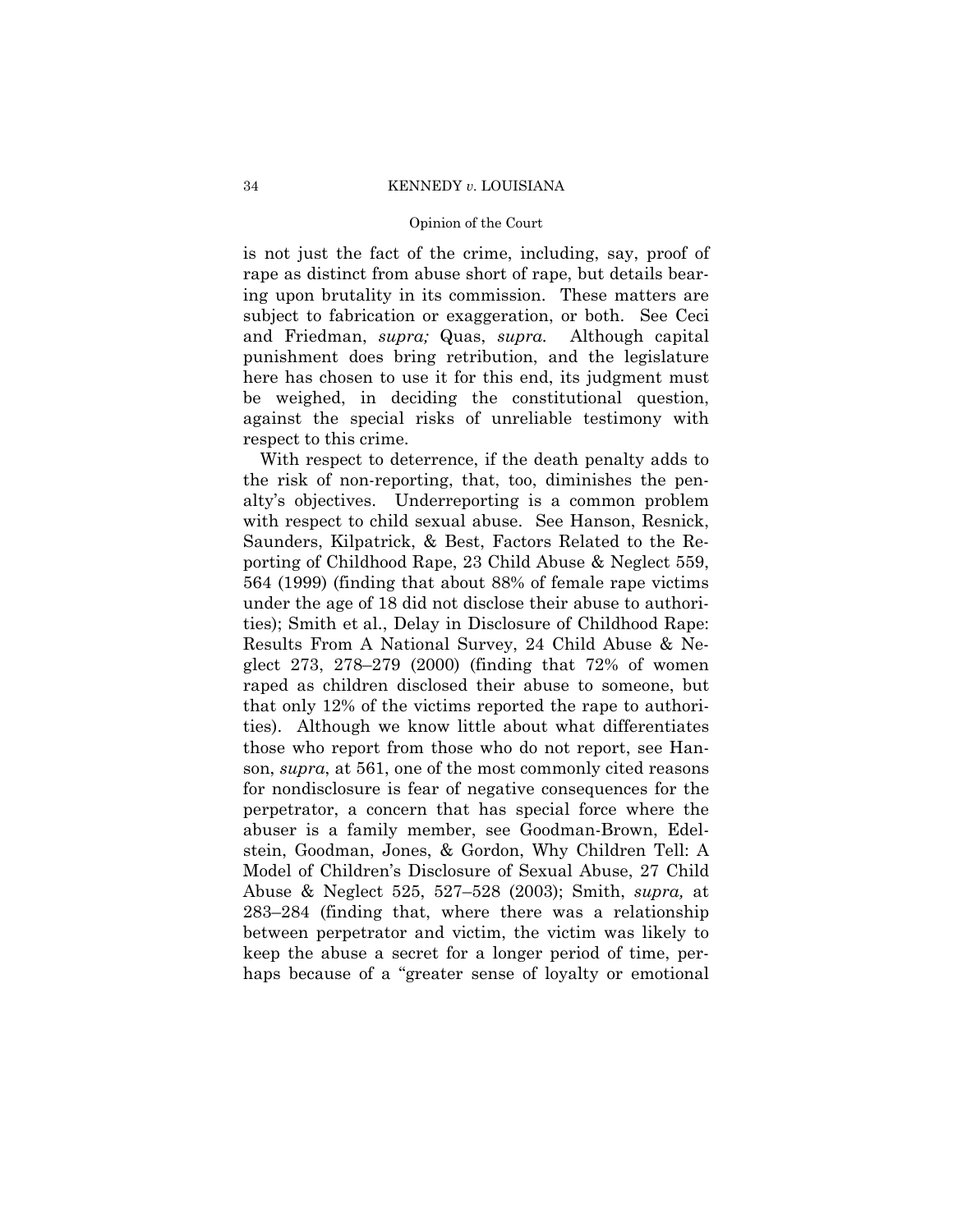is not just the fact of the crime, including, say, proof of rape as distinct from abuse short of rape, but details bearing upon brutality in its commission. These matters are subject to fabrication or exaggeration, or both. See Ceci and Friedman, *supra;* Quas, *supra.* Although capital punishment does bring retribution, and the legislature here has chosen to use it for this end, its judgment must be weighed, in deciding the constitutional question, against the special risks of unreliable testimony with respect to this crime.

With respect to deterrence, if the death penalty adds to the risk of non-reporting, that, too, diminishes the penalty's objectives. Underreporting is a common problem with respect to child sexual abuse. See Hanson, Resnick, Saunders, Kilpatrick, & Best, Factors Related to the Reporting of Childhood Rape, 23 Child Abuse & Neglect 559, 564 (1999) (finding that about 88% of female rape victims under the age of 18 did not disclose their abuse to authorities); Smith et al., Delay in Disclosure of Childhood Rape: Results From A National Survey, 24 Child Abuse & Neglect 273, 278–279 (2000) (finding that 72% of women raped as children disclosed their abuse to someone, but that only 12% of the victims reported the rape to authorities). Although we know little about what differentiates those who report from those who do not report, see Hanson, *supra*, at 561, one of the most commonly cited reasons for nondisclosure is fear of negative consequences for the perpetrator, a concern that has special force where the abuser is a family member, see Goodman-Brown, Edelstein, Goodman, Jones, & Gordon, Why Children Tell: A Model of Children's Disclosure of Sexual Abuse, 27 Child Abuse & Neglect 525, 527–528 (2003); Smith, *supra,* at 283–284 (finding that, where there was a relationship between perpetrator and victim, the victim was likely to keep the abuse a secret for a longer period of time, perhaps because of a "greater sense of loyalty or emotional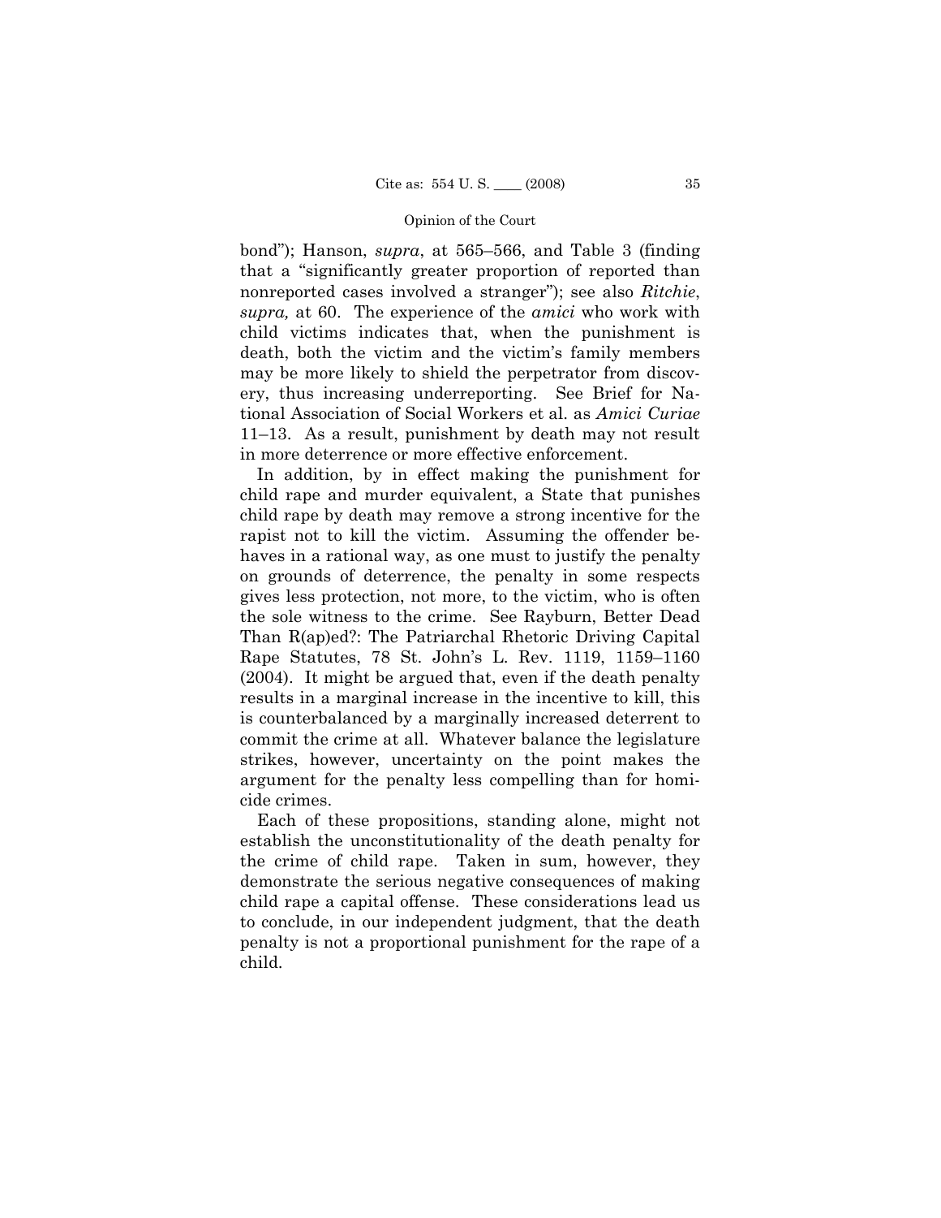bond"); Hanson, *supra*, at 565–566, and Table 3 (finding that a "significantly greater proportion of reported than nonreported cases involved a stranger"); see also *Ritchie*, *supra,* at 60. The experience of the *amici* who work with child victims indicates that, when the punishment is death, both the victim and the victim's family members may be more likely to shield the perpetrator from discovery, thus increasing underreporting. See Brief for National Association of Social Workers et al. as *Amici Curiae* 11–13. As a result, punishment by death may not result in more deterrence or more effective enforcement.

In addition, by in effect making the punishment for child rape and murder equivalent, a State that punishes child rape by death may remove a strong incentive for the rapist not to kill the victim. Assuming the offender behaves in a rational way, as one must to justify the penalty on grounds of deterrence, the penalty in some respects gives less protection, not more, to the victim, who is often the sole witness to the crime. See Rayburn, Better Dead Than R(ap)ed?: The Patriarchal Rhetoric Driving Capital Rape Statutes, 78 St. John's L. Rev. 1119, 1159–1160 (2004). It might be argued that, even if the death penalty results in a marginal increase in the incentive to kill, this is counterbalanced by a marginally increased deterrent to commit the crime at all. Whatever balance the legislature strikes, however, uncertainty on the point makes the argument for the penalty less compelling than for homicide crimes.

Each of these propositions, standing alone, might not establish the unconstitutionality of the death penalty for the crime of child rape. Taken in sum, however, they demonstrate the serious negative consequences of making child rape a capital offense. These considerations lead us to conclude, in our independent judgment, that the death penalty is not a proportional punishment for the rape of a child.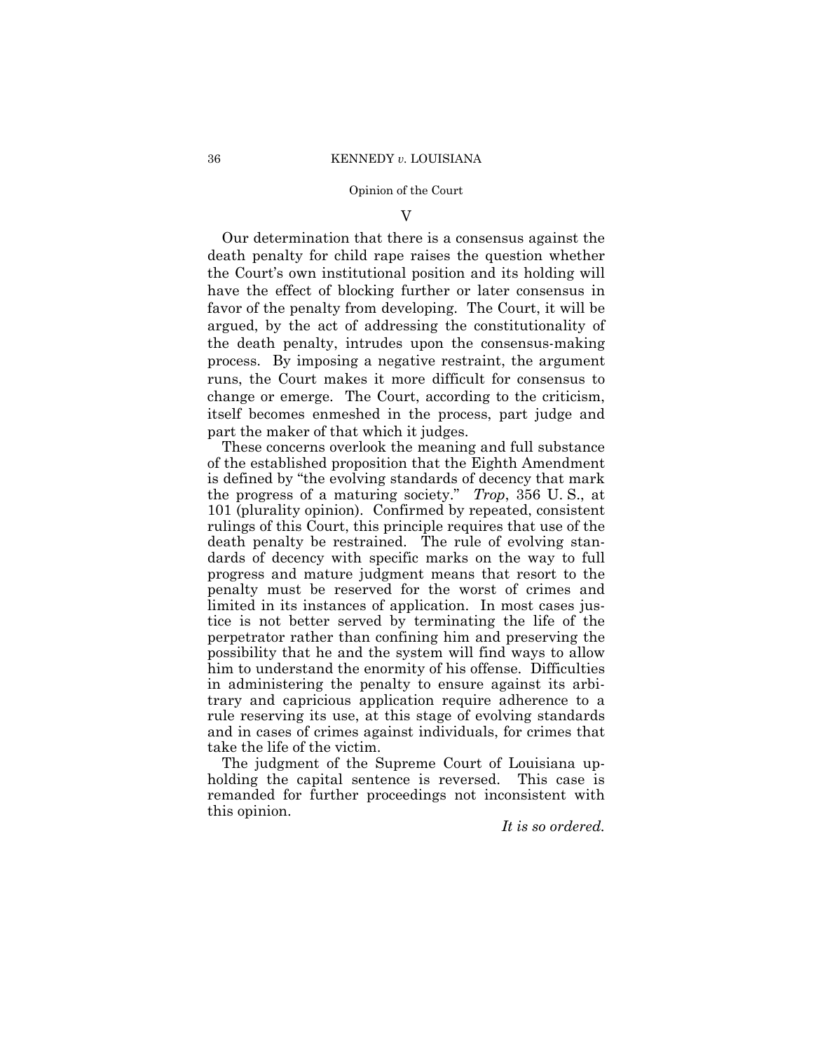## V

Our determination that there is a consensus against the death penalty for child rape raises the question whether the Court's own institutional position and its holding will have the effect of blocking further or later consensus in favor of the penalty from developing. The Court, it will be argued, by the act of addressing the constitutionality of the death penalty, intrudes upon the consensus-making process. By imposing a negative restraint, the argument runs, the Court makes it more difficult for consensus to change or emerge. The Court, according to the criticism, itself becomes enmeshed in the process, part judge and part the maker of that which it judges.

These concerns overlook the meaning and full substance of the established proposition that the Eighth Amendment is defined by "the evolving standards of decency that mark the progress of a maturing society." *Trop*, 356 U. S., at 101 (plurality opinion). Confirmed by repeated, consistent rulings of this Court, this principle requires that use of the death penalty be restrained. The rule of evolving standards of decency with specific marks on the way to full progress and mature judgment means that resort to the penalty must be reserved for the worst of crimes and limited in its instances of application. In most cases justice is not better served by terminating the life of the perpetrator rather than confining him and preserving the possibility that he and the system will find ways to allow him to understand the enormity of his offense. Difficulties in administering the penalty to ensure against its arbitrary and capricious application require adherence to a rule reserving its use, at this stage of evolving standards and in cases of crimes against individuals, for crimes that take the life of the victim.

The judgment of the Supreme Court of Louisiana upholding the capital sentence is reversed. This case is remanded for further proceedings not inconsistent with this opinion.

*It is so ordered.*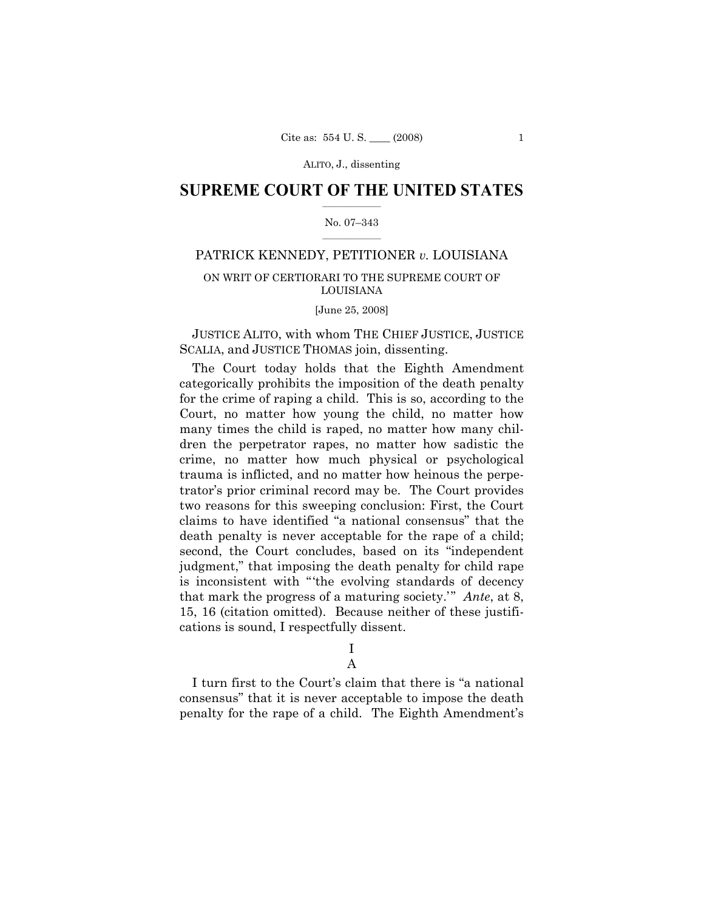## SUPREME COURT OF THE UNITED STATES

No. 07–343

PATRICK KENNEDY, PETITIONER *v.* LOUISIANA

ON WRIT OF CERTIORARI TO THE SUPREME COURT OF LOUISIANA

[June 25, 2008]

JUSTICE ALITO, with whom THE CHIEF JUSTICE, JUSTICE SCALIA, and JUSTICE THOMAS join, dissenting.

The Court today holds that the Eighth Amendment categorically prohibits the imposition of the death penalty for the crime of raping a child. This is so, according to the Court, no matter how young the child, no matter how many times the child is raped, no matter how many children the perpetrator rapes, no matter how sadistic the crime, no matter how much physical or psychological trauma is inflicted, and no matter how heinous the perpetrator's prior criminal record may be. The Court provides two reasons for this sweeping conclusion: First, the Court claims to have identified "a national consensus" that the death penalty is never acceptable for the rape of a child; second, the Court concludes, based on its "independent judgment," that imposing the death penalty for child rape is inconsistent with "'the evolving standards of decency that mark the progress of a maturing society.'" *Ante*, at 8, 15, 16 (citation omitted). Because neither of these justifications is sound, I respectfully dissent.

I

A

I turn first to the Court's claim that there is "a national consensus" that it is never acceptable to impose the death penalty for the rape of a child. The Eighth Amendment's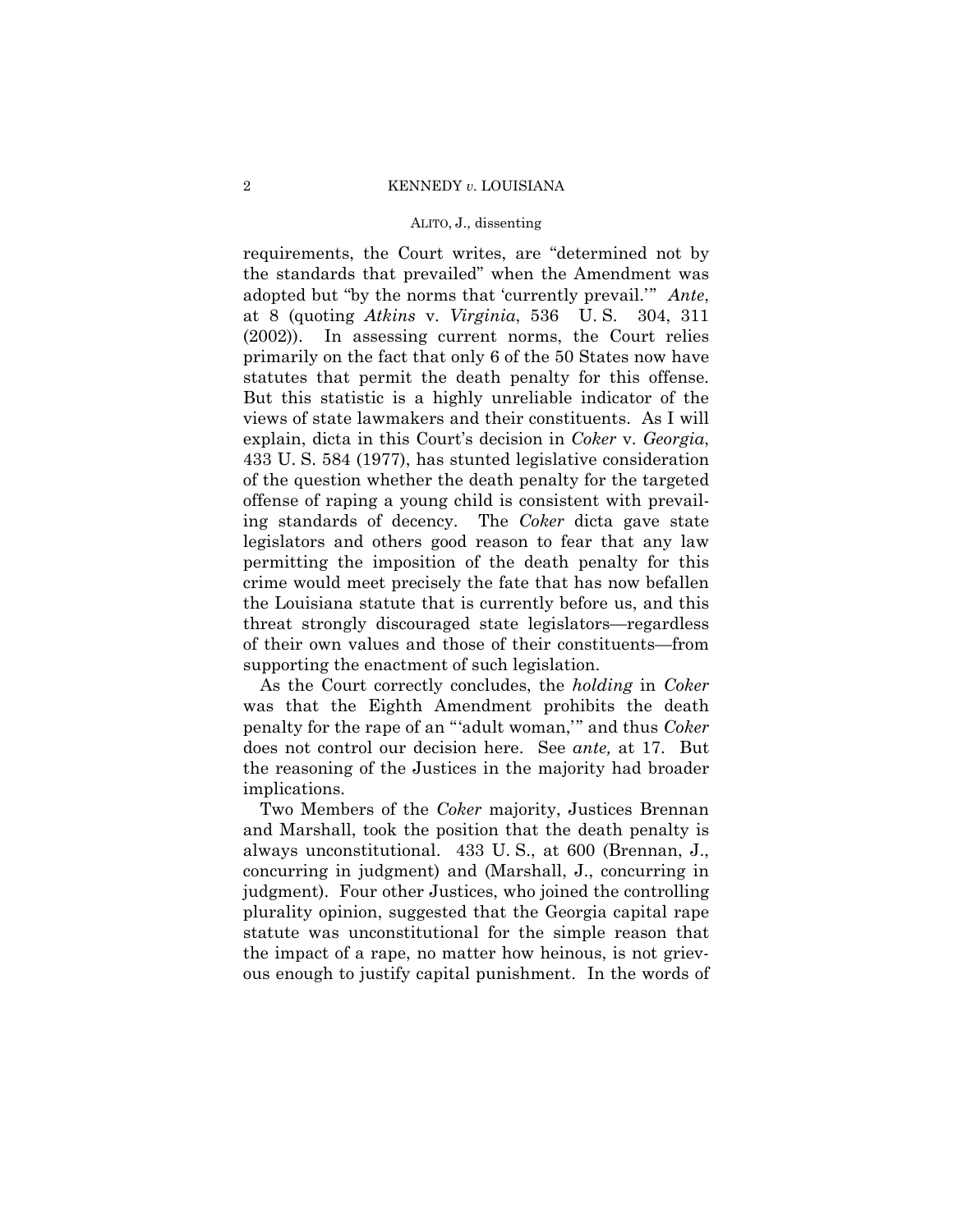requirements, the Court writes, are "determined not by the standards that prevailed" when the Amendment was adopted but "by the norms that 'currently prevail.'" *Ante*, at 8 (quoting *Atkins* v. *Virginia*, 536 U. S. 304, 311 (2002)). In assessing current norms, the Court relies primarily on the fact that only 6 of the 50 States now have statutes that permit the death penalty for this offense. But this statistic is a highly unreliable indicator of the views of state lawmakers and their constituents. As I will explain, dicta in this Court's decision in *Coker* v. *Georgia*, 433 U. S. 584 (1977), has stunted legislative consideration of the question whether the death penalty for the targeted offense of raping a young child is consistent with prevailing standards of decency. The *Coker* dicta gave state legislators and others good reason to fear that any law permitting the imposition of the death penalty for this crime would meet precisely the fate that has now befallen the Louisiana statute that is currently before us, and this threat strongly discouraged state legislators—regardless of their own values and those of their constituents—from supporting the enactment of such legislation.

As the Court correctly concludes, the *holding* in *Coker* was that the Eighth Amendment prohibits the death penalty for the rape of an "'adult woman,'" and thus *Coker* does not control our decision here. See *ante,* at 17. But the reasoning of the Justices in the majority had broader implications.

Two Members of the *Coker* majority, Justices Brennan and Marshall, took the position that the death penalty is always unconstitutional. 433 U. S., at 600 (Brennan, J., concurring in judgment) and (Marshall, J., concurring in judgment). Four other Justices, who joined the controlling plurality opinion, suggested that the Georgia capital rape statute was unconstitutional for the simple reason that the impact of a rape, no matter how heinous, is not grievous enough to justify capital punishment. In the words of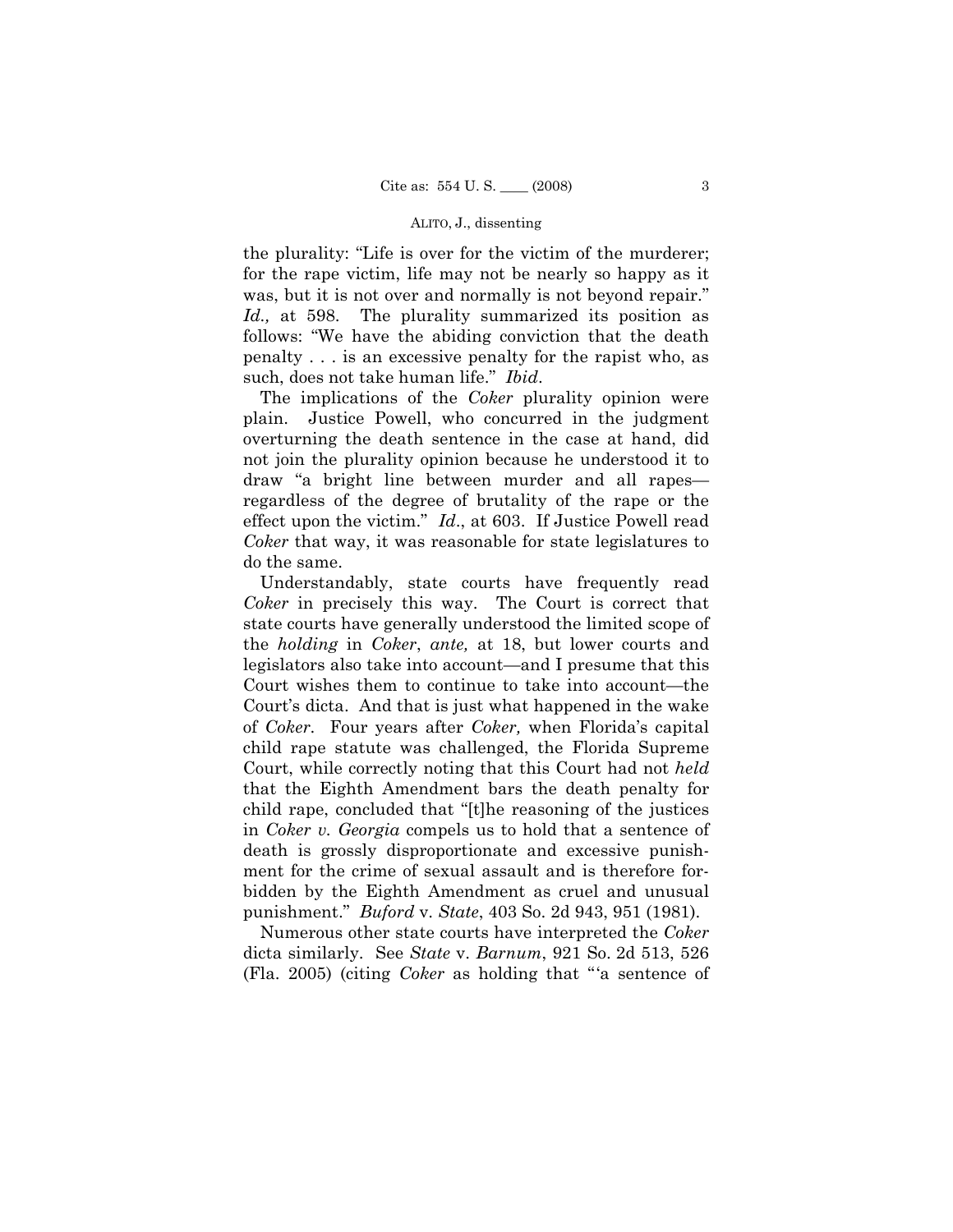the plurality: "Life is over for the victim of the murderer; for the rape victim, life may not be nearly so happy as it was, but it is not over and normally is not beyond repair." *Id.,* at 598. The plurality summarized its position as follows: "We have the abiding conviction that the death penalty . . . is an excessive penalty for the rapist who, as such, does not take human life." *Ibid*.

The implications of the *Coker* plurality opinion were plain. Justice Powell, who concurred in the judgment overturning the death sentence in the case at hand, did not join the plurality opinion because he understood it to draw "a bright line between murder and all rapes—regardless of the degree of brutality of the rape or the effect upon the victim." *Id*., at 603. If Justice Powell read *Coker* that way, it was reasonable for state legislatures to do the same.

Understandably, state courts have frequently read *Coker* in precisely this way. The Court is correct that state courts have generally understood the limited scope of the *holding* in *Coker*, *ante,* at 18, but lower courts and legislators also take into account—and I presume that this Court wishes them to continue to take into account—the Court's dicta. And that is just what happened in the wake of *Coker*. Four years after *Coker,* when Florida's capital child rape statute was challenged, the Florida Supreme Court, while correctly noting that this Court had not *held* that the Eighth Amendment bars the death penalty for child rape, concluded that "[t]he reasoning of the justices in *Coker v. Georgia* compels us to hold that a sentence of death is grossly disproportionate and excessive punishment for the crime of sexual assault and is therefore forbidden by the Eighth Amendment as cruel and unusual punishment." *Buford* v. *State*, 403 So. 2d 943, 951 (1981).

Numerous other state courts have interpreted the *Coker* dicta similarly. See *State* v. *Barnum*, 921 So. 2d 513, 526 (Fla. 2005) (citing *Coker* as holding that "'a sentence of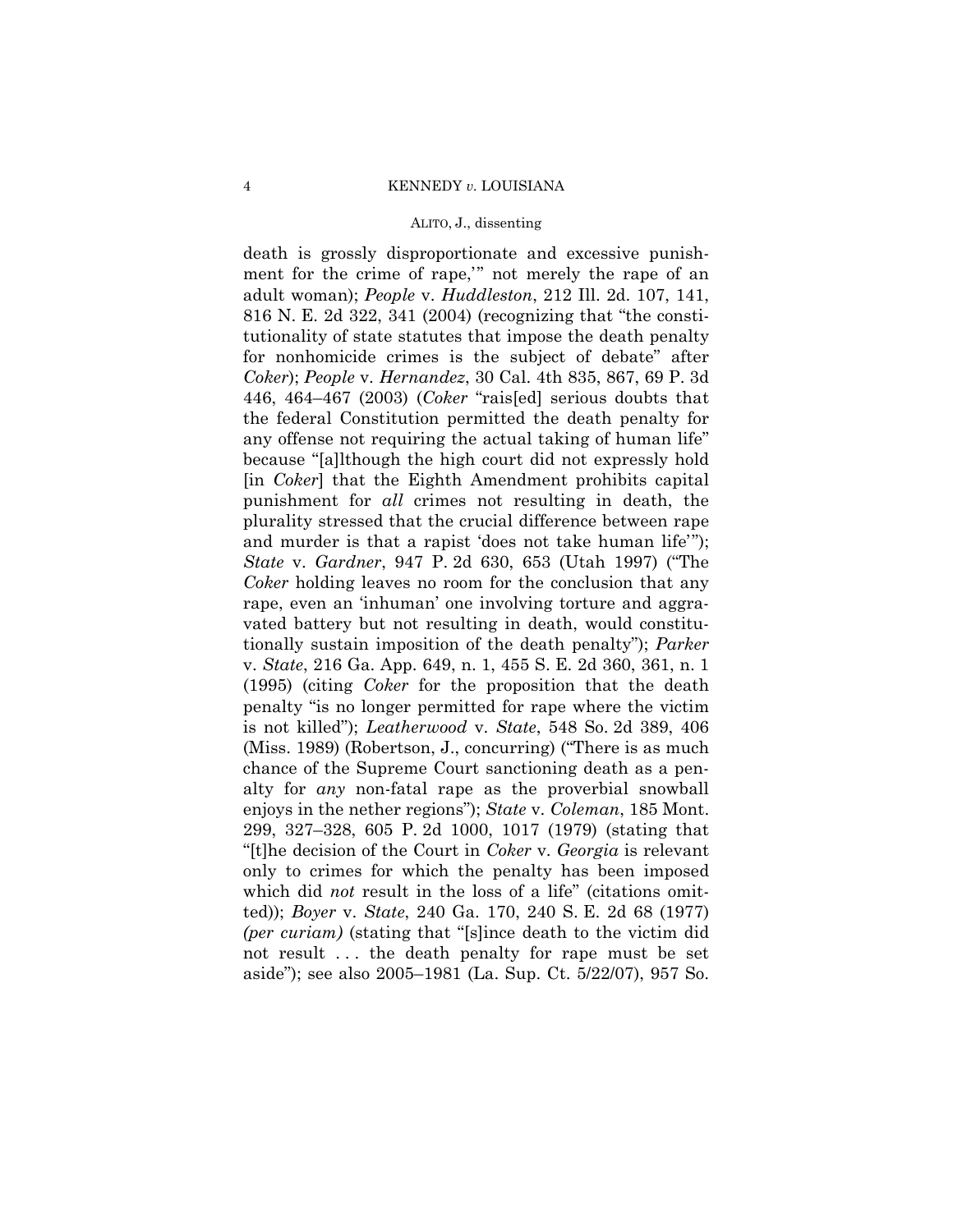death is grossly disproportionate and excessive punishment for the crime of rape,'" not merely the rape of an adult woman); *People* v. *Huddleston*, 212 Ill. 2d. 107, 141, 816 N. E. 2d 322, 341 (2004) (recognizing that "the constitutionality of state statutes that impose the death penalty for nonhomicide crimes is the subject of debate" after *Coker*); *People* v. *Hernandez*, 30 Cal. 4th 835, 867, 69 P. 3d 446, 464–467 (2003) (*Coker* "rais[ed] serious doubts that the federal Constitution permitted the death penalty for any offense not requiring the actual taking of human life" because "[a]lthough the high court did not expressly hold [in *Coker*] that the Eighth Amendment prohibits capital punishment for *all* crimes not resulting in death, the plurality stressed that the crucial difference between rape and murder is that a rapist 'does not take human life'"); *State* v. *Gardner*, 947 P. 2d 630, 653 (Utah 1997) ("The *Coker* holding leaves no room for the conclusion that any rape, even an 'inhuman' one involving torture and aggravated battery but not resulting in death, would constitutionally sustain imposition of the death penalty"); *Parker* v. *State*, 216 Ga. App. 649, n. 1, 455 S. E. 2d 360, 361, n. 1 (1995) (citing *Coker* for the proposition that the death penalty "is no longer permitted for rape where the victim is not killed"); *Leatherwood* v. *State*, 548 So. 2d 389, 406 (Miss. 1989) (Robertson, J., concurring) ("There is as much chance of the Supreme Court sanctioning death as a penalty for *any* non-fatal rape as the proverbial snowball enjoys in the nether regions"); *State* v. *Coleman*, 185 Mont. 299, 327–328, 605 P. 2d 1000, 1017 (1979) (stating that "[t]he decision of the Court in *Coker* v. *Georgia* is relevant only to crimes for which the penalty has been imposed which did *not* result in the loss of a life" (citations omitted)); *Boyer* v. *State*, 240 Ga. 170, 240 S. E. 2d 68 (1977) *(per curiam)* (stating that "[s]ince death to the victim did not result . . . the death penalty for rape must be set aside"); see also 2005–1981 (La. Sup. Ct. 5/22/07), 957 So.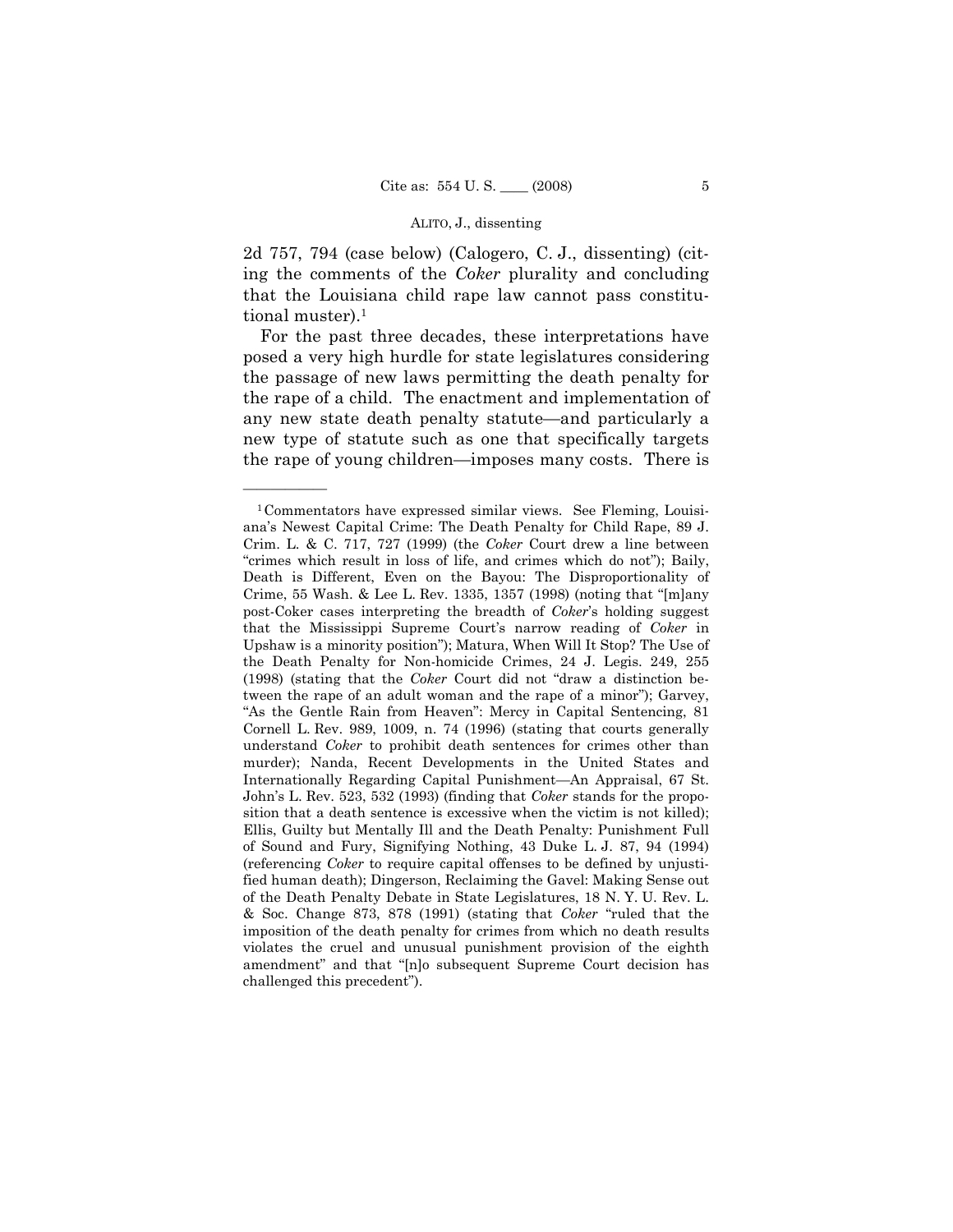2d 757, 794 (case below) (Calogero, C. J., dissenting) (citing the comments of the *Coker* plurality and concluding that the Louisiana child rape law cannot pass constitutional muster).[1]

For the past three decades, these interpretations have posed a very high hurdle for state legislatures considering the passage of new laws permitting the death penalty for the rape of a child. The enactment and implementation of any new state death penalty statute—and particularly a new type of statute such as one that specifically targets the rape of young children—imposes many costs. There is

---

[1] Commentators have expressed similar views. See Fleming, Louisiana's Newest Capital Crime: The Death Penalty for Child Rape, 89 J. Crim. L. & C. 717, 727 (1999) (the *Coker* Court drew a line between "crimes which result in loss of life, and crimes which do not"); Baily, Death is Different, Even on the Bayou: The Disproportionality of Crime, 55 Wash. & Lee L. Rev. 1335, 1357 (1998) (noting that "[m]any post-Coker cases interpreting the breadth of *Coker*'s holding suggest that the Mississippi Supreme Court's narrow reading of *Coker* in Upshaw is a minority position"); Matura, When Will It Stop? The Use of the Death Penalty for Non-homicide Crimes, 24 J. Legis. 249, 255 (1998) (stating that the *Coker* Court did not "draw a distinction between the rape of an adult woman and the rape of a minor"); Garvey, "As the Gentle Rain from Heaven": Mercy in Capital Sentencing, 81 Cornell L. Rev. 989, 1009, n. 74 (1996) (stating that courts generally understand *Coker* to prohibit death sentences for crimes other than murder); Nanda, Recent Developments in the United States and Internationally Regarding Capital Punishment—An Appraisal, 67 St. John's L. Rev. 523, 532 (1993) (finding that *Coker* stands for the proposition that a death sentence is excessive when the victim is not killed); Ellis, Guilty but Mentally Ill and the Death Penalty: Punishment Full of Sound and Fury, Signifying Nothing, 43 Duke L. J. 87, 94 (1994) (referencing *Coker* to require capital offenses to be defined by unjustified human death); Dingerson, Reclaiming the Gavel: Making Sense out of the Death Penalty Debate in State Legislatures, 18 N. Y. U. Rev. L. & Soc. Change 873, 878 (1991) (stating that *Coker* "ruled that the imposition of the death penalty for crimes from which no death results violates the cruel and unusual punishment provision of the eighth amendment" and that "[n]o subsequent Supreme Court decision has challenged this precedent").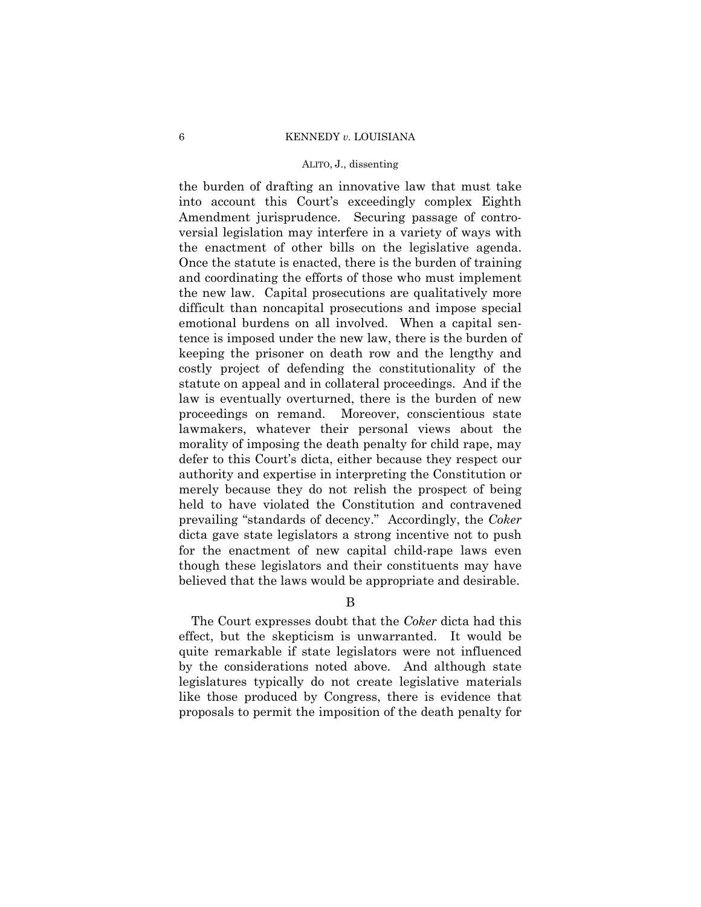the burden of drafting an innovative law that must take into account this Court's exceedingly complex Eighth Amendment jurisprudence. Securing passage of controversial legislation may interfere in a variety of ways with the enactment of other bills on the legislative agenda. Once the statute is enacted, there is the burden of training and coordinating the efforts of those who must implement the new law. Capital prosecutions are qualitatively more difficult than noncapital prosecutions and impose special emotional burdens on all involved. When a capital sentence is imposed under the new law, there is the burden of keeping the prisoner on death row and the lengthy and costly project of defending the constitutionality of the statute on appeal and in collateral proceedings. And if the law is eventually overturned, there is the burden of new proceedings on remand. Moreover, conscientious state lawmakers, whatever their personal views about the morality of imposing the death penalty for child rape, may defer to this Court's dicta, either because they respect our authority and expertise in interpreting the Constitution or merely because they do not relish the prospect of being held to have violated the Constitution and contravened prevailing "standards of decency." Accordingly, the *Coker* dicta gave state legislators a strong incentive not to push for the enactment of new capital child-rape laws even though these legislators and their constituents may have believed that the laws would be appropriate and desirable.

B

The Court expresses doubt that the *Coker* dicta had this effect, but the skepticism is unwarranted. It would be quite remarkable if state legislators were not influenced by the considerations noted above. And although state legislatures typically do not create legislative materials like those produced by Congress, there is evidence that proposals to permit the imposition of the death penalty for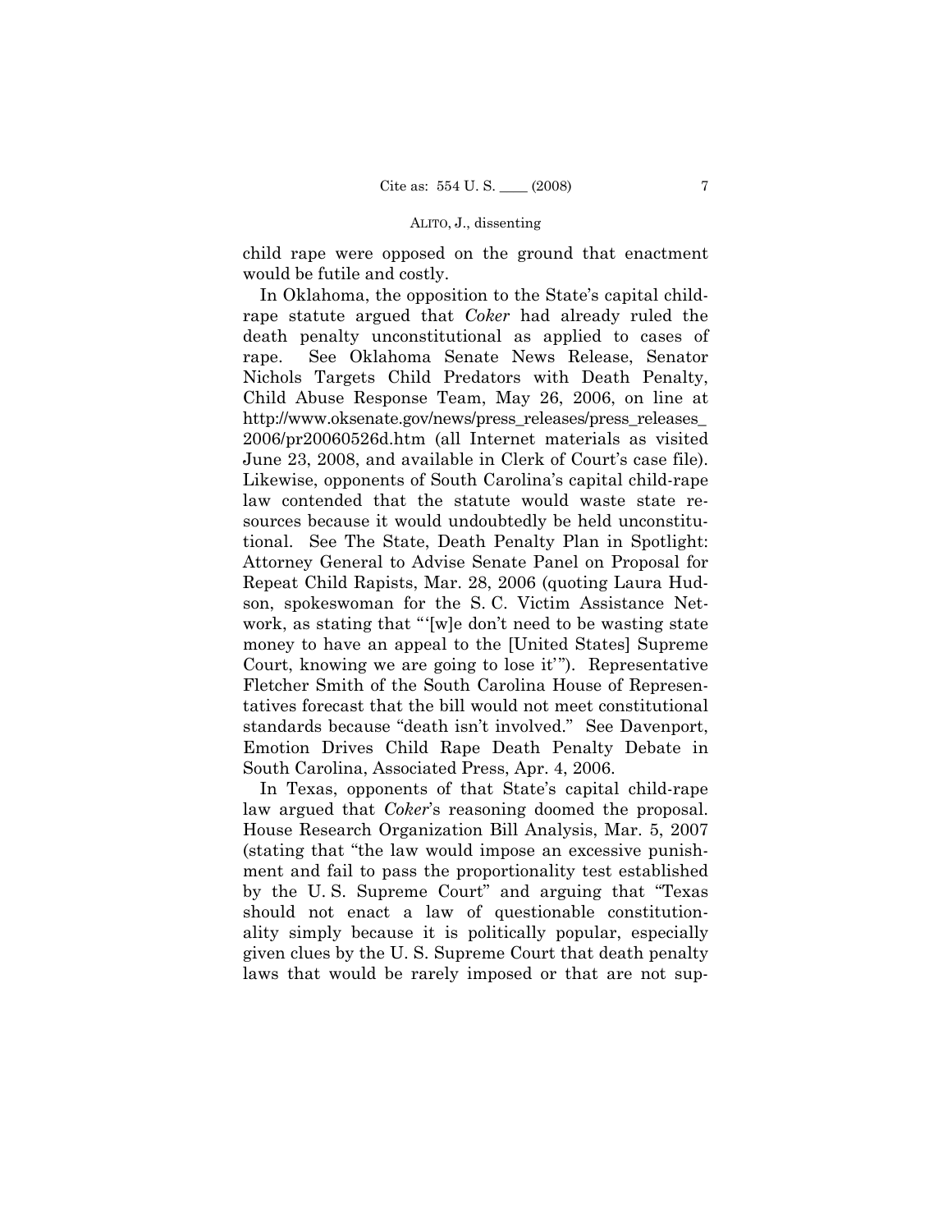child rape were opposed on the ground that enactment would be futile and costly.

In Oklahoma, the opposition to the State's capital child-rape statute argued that *Coker* had already ruled the death penalty unconstitutional as applied to cases of rape. See Oklahoma Senate News Release, Senator Nichols Targets Child Predators with Death Penalty, Child Abuse Response Team, May 26, 2006, on line at http://www.oksenate.gov/news/press_releases/press_releases_2006/pr20060526d.htm (all Internet materials as visited June 23, 2008, and available in Clerk of Court's case file). Likewise, opponents of South Carolina's capital child-rape law contended that the statute would waste state resources because it would undoubtedly be held unconstitutional. See The State, Death Penalty Plan in Spotlight: Attorney General to Advise Senate Panel on Proposal for Repeat Child Rapists, Mar. 28, 2006 (quoting Laura Hudson, spokeswoman for the S. C. Victim Assistance Network, as stating that "'[w]e don't need to be wasting state money to have an appeal to the [United States] Supreme Court, knowing we are going to lose it'"). Representative Fletcher Smith of the South Carolina House of Representatives forecast that the bill would not meet constitutional standards because "death isn't involved." See Davenport, Emotion Drives Child Rape Death Penalty Debate in South Carolina, Associated Press, Apr. 4, 2006.

In Texas, opponents of that State's capital child-rape law argued that *Coker*'s reasoning doomed the proposal. House Research Organization Bill Analysis, Mar. 5, 2007 (stating that "the law would impose an excessive punishment and fail to pass the proportionality test established by the U. S. Supreme Court" and arguing that "Texas should not enact a law of questionable constitutionality simply because it is politically popular, especially given clues by the U. S. Supreme Court that death penalty laws that would be rarely imposed or that are not sup-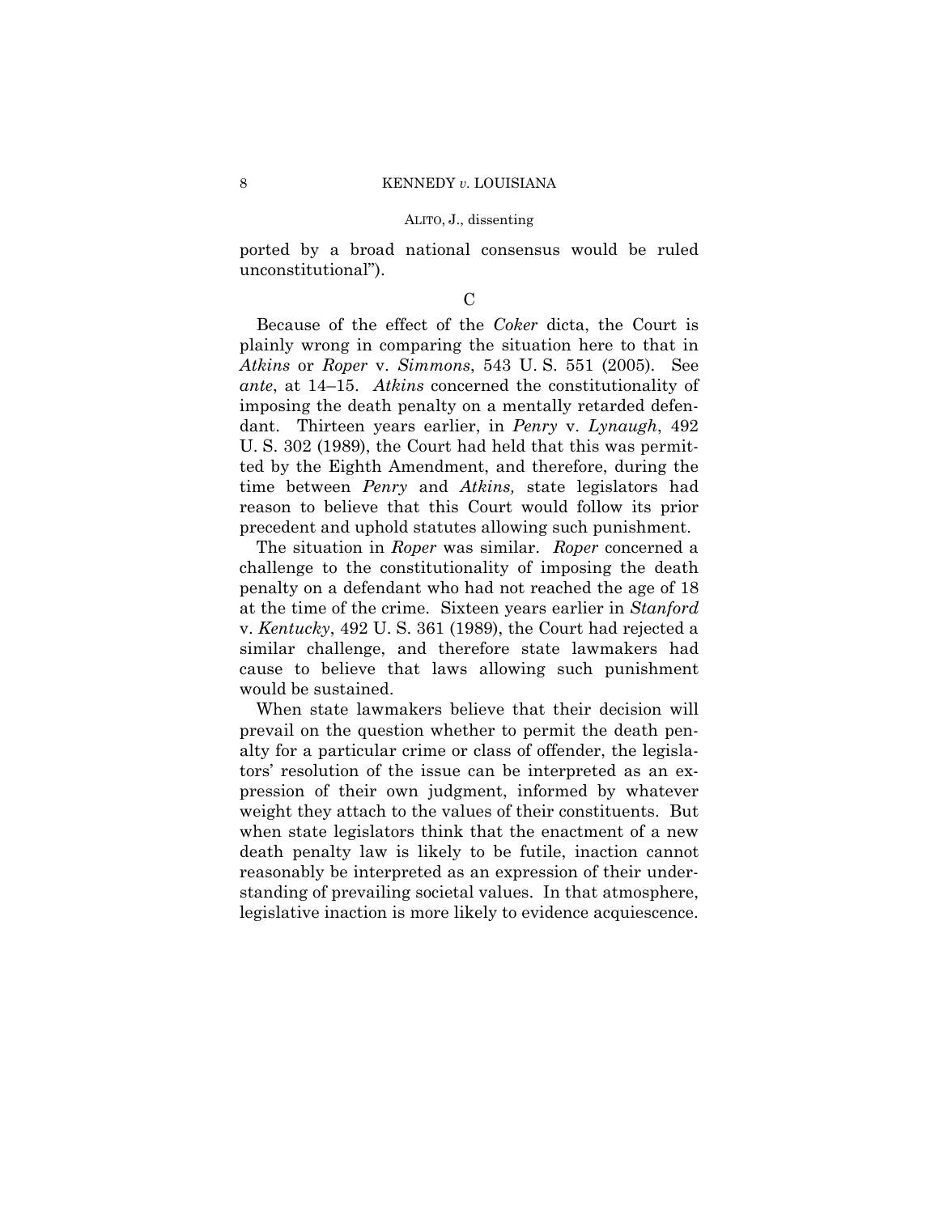ported by a broad national consensus would be ruled unconstitutional").

C

Because of the effect of the *Coker* dicta, the Court is plainly wrong in comparing the situation here to that in *Atkins* or *Roper* v. *Simmons*, 543 U. S. 551 (2005). See *ante*, at 14–15. *Atkins* concerned the constitutionality of imposing the death penalty on a mentally retarded defendant. Thirteen years earlier, in *Penry* v. *Lynaugh*, 492 U. S. 302 (1989), the Court had held that this was permitted by the Eighth Amendment, and therefore, during the time between *Penry* and *Atkins,* state legislators had reason to believe that this Court would follow its prior precedent and uphold statutes allowing such punishment.

The situation in *Roper* was similar. *Roper* concerned a challenge to the constitutionality of imposing the death penalty on a defendant who had not reached the age of 18 at the time of the crime. Sixteen years earlier in *Stanford* v. *Kentucky*, 492 U. S. 361 (1989), the Court had rejected a similar challenge, and therefore state lawmakers had cause to believe that laws allowing such punishment would be sustained.

When state lawmakers believe that their decision will prevail on the question whether to permit the death penalty for a particular crime or class of offender, the legislators' resolution of the issue can be interpreted as an expression of their own judgment, informed by whatever weight they attach to the values of their constituents. But when state legislators think that the enactment of a new death penalty law is likely to be futile, inaction cannot reasonably be interpreted as an expression of their understanding of prevailing societal values. In that atmosphere, legislative inaction is more likely to evidence acquiescence.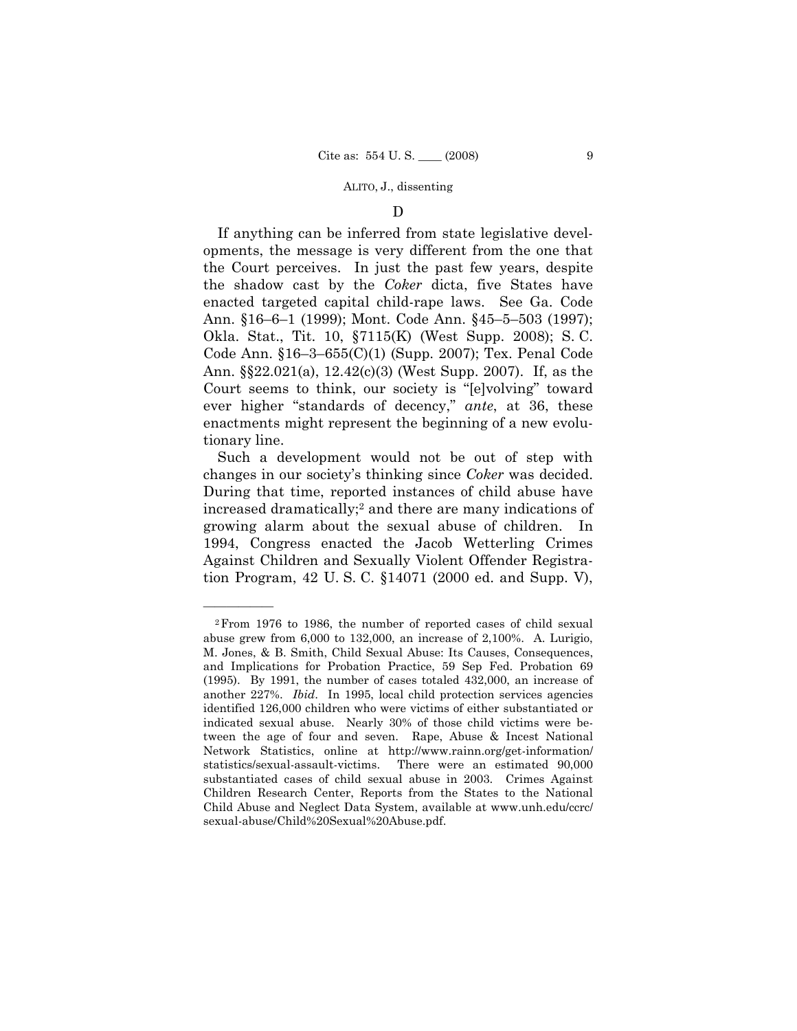### D

If anything can be inferred from state legislative developments, the message is very different from the one that the Court perceives. In just the past few years, despite the shadow cast by the *Coker* dicta, five States have enacted targeted capital child-rape laws. See Ga. Code Ann. §16–6–1 (1999); Mont. Code Ann. §45–5–503 (1997); Okla. Stat., Tit. 10, §7115(K) (West Supp. 2008); S. C. Code Ann. §16–3–655(C)(1) (Supp. 2007); Tex. Penal Code Ann. §§22.021(a), 12.42(c)(3) (West Supp. 2007). If, as the Court seems to think, our society is "[e]volving" toward ever higher "standards of decency," *ante*, at 36, these enactments might represent the beginning of a new evolutionary line.

Such a development would not be out of step with changes in our society's thinking since *Coker* was decided. During that time, reported instances of child abuse have increased dramatically;[2] and there are many indications of growing alarm about the sexual abuse of children. In 1994, Congress enacted the Jacob Wetterling Crimes Against Children and Sexually Violent Offender Registration Program, 42 U. S. C. §14071 (2000 ed. and Supp. V),

---

[2] From 1976 to 1986, the number of reported cases of child sexual abuse grew from 6,000 to 132,000, an increase of 2,100%. A. Lurigio, M. Jones, & B. Smith, Child Sexual Abuse: Its Causes, Consequences, and Implications for Probation Practice, 59 Sep Fed. Probation 69 (1995). By 1991, the number of cases totaled 432,000, an increase of another 227%. *Ibid*. In 1995, local child protection services agencies identified 126,000 children who were victims of either substantiated or indicated sexual abuse. Nearly 30% of those child victims were between the age of four and seven. Rape, Abuse & Incest National Network Statistics, online at http://www.rainn.org/get-information/statistics/sexual-assault-victims. There were an estimated 90,000 substantiated cases of child sexual abuse in 2003. Crimes Against Children Research Center, Reports from the States to the National Child Abuse and Neglect Data System, available at www.unh.edu/ccrc/sexual-abuse/Child%20Sexual%20Abuse.pdf.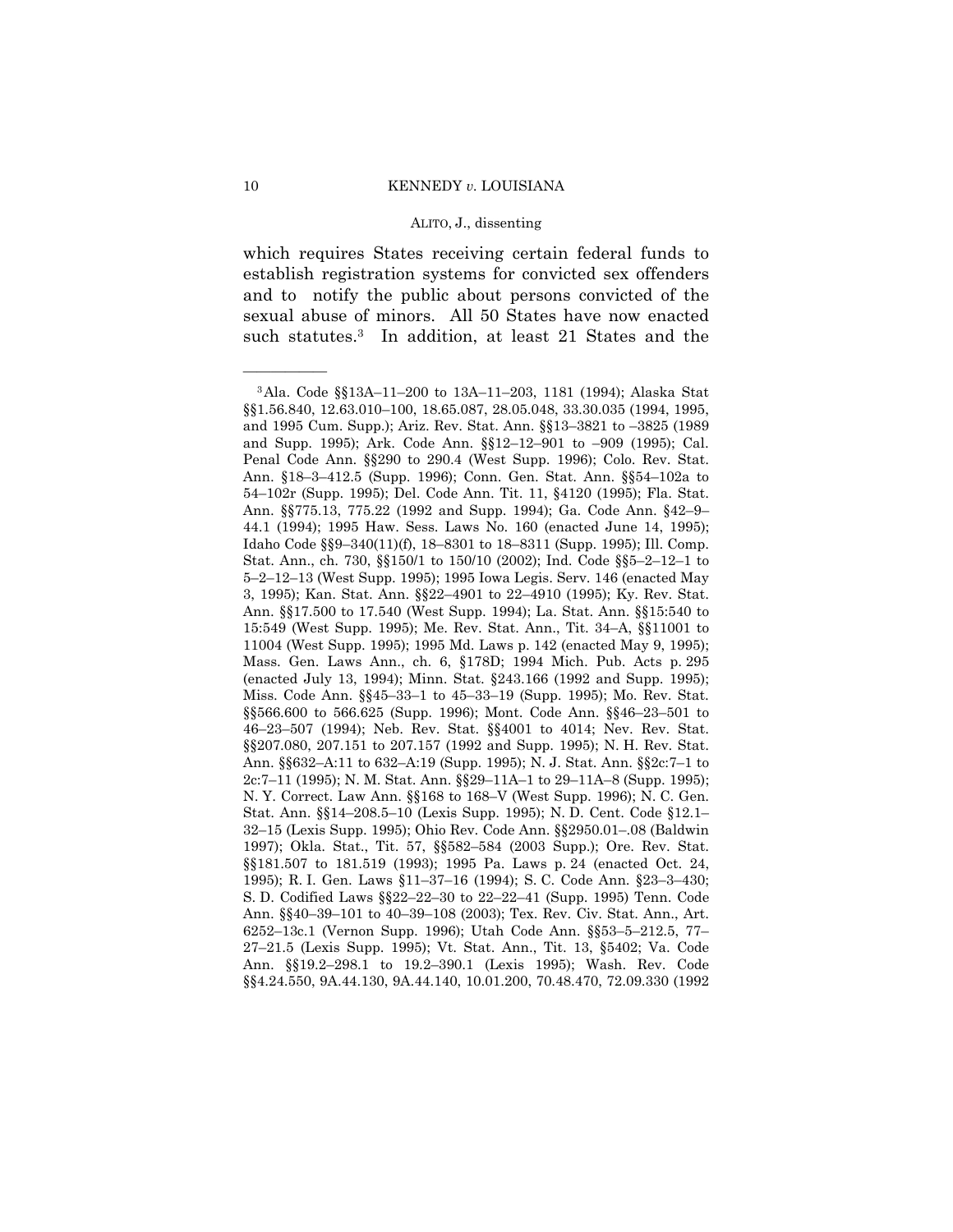which requires States receiving certain federal funds to establish registration systems for convicted sex offenders and to notify the public about persons convicted of the sexual abuse of minors. All 50 States have now enacted such statutes.[3] In addition, at least 21 States and the

---

[3] Ala. Code §§13A–11–200 to 13A–11–203, 1181 (1994); Alaska Stat §§1.56.840, 12.63.010–100, 18.65.087, 28.05.048, 33.30.035 (1994, 1995, and 1995 Cum. Supp.); Ariz. Rev. Stat. Ann. §§13–3821 to –3825 (1989 and Supp. 1995); Ark. Code Ann. §§12–12–901 to –909 (1995); Cal. Penal Code Ann. §§290 to 290.4 (West Supp. 1996); Colo. Rev. Stat. Ann. §18–3–412.5 (Supp. 1996); Conn. Gen. Stat. Ann. §§54–102a to 54–102r (Supp. 1995); Del. Code Ann. Tit. 11, §4120 (1995); Fla. Stat. Ann. §§775.13, 775.22 (1992 and Supp. 1994); Ga. Code Ann. §42–9–44.1 (1994); 1995 Haw. Sess. Laws No. 160 (enacted June 14, 1995); Idaho Code §§9–340(11)(f), 18–8301 to 18–8311 (Supp. 1995); Ill. Comp. Stat. Ann., ch. 730, §§150/1 to 150/10 (2002); Ind. Code §§5–2–12–1 to 5–2–12–13 (West Supp. 1995); 1995 Iowa Legis. Serv. 146 (enacted May 3, 1995); Kan. Stat. Ann. §§22–4901 to 22–4910 (1995); Ky. Rev. Stat. Ann. §§17.500 to 17.540 (West Supp. 1994); La. Stat. Ann. §§15:540 to 15:549 (West Supp. 1995); Me. Rev. Stat. Ann., Tit. 34–A, §§11001 to 11004 (West Supp. 1995); 1995 Md. Laws p. 142 (enacted May 9, 1995); Mass. Gen. Laws Ann., ch. 6, §178D; 1994 Mich. Pub. Acts p. 295 (enacted July 13, 1994); Minn. Stat. §243.166 (1992 and Supp. 1995); Miss. Code Ann. §§45–33–1 to 45–33–19 (Supp. 1995); Mo. Rev. Stat. §§566.600 to 566.625 (Supp. 1996); Mont. Code Ann. §§46–23–501 to 46–23–507 (1994); Neb. Rev. Stat. §§4001 to 4014; Nev. Rev. Stat. §§207.080, 207.151 to 207.157 (1992 and Supp. 1995); N. H. Rev. Stat. Ann. §§632–A:11 to 632–A:19 (Supp. 1995); N. J. Stat. Ann. §§2c:7–1 to 2c:7–11 (1995); N. M. Stat. Ann. §§29–11A–1 to 29–11A–8 (Supp. 1995); N. Y. Correct. Law Ann. §§168 to 168–V (West Supp. 1996); N. C. Gen. Stat. Ann. §§14–208.5–10 (Lexis Supp. 1995); N. D. Cent. Code §12.1–32–15 (Lexis Supp. 1995); Ohio Rev. Code Ann. §§2950.01–.08 (Baldwin 1997); Okla. Stat., Tit. 57, §§582–584 (2003 Supp.); Ore. Rev. Stat. §§181.507 to 181.519 (1993); 1995 Pa. Laws p. 24 (enacted Oct. 24, 1995); R. I. Gen. Laws §11–37–16 (1994); S. C. Code Ann. §23–3–430; S. D. Codified Laws §§22–22–30 to 22–22–41 (Supp. 1995) Tenn. Code Ann. §§40–39–101 to 40–39–108 (2003); Tex. Rev. Civ. Stat. Ann., Art. 6252–13c.1 (Vernon Supp. 1996); Utah Code Ann. §§53–5–212.5, 77–27–21.5 (Lexis Supp. 1995); Vt. Stat. Ann., Tit. 13, §5402; Va. Code Ann. §§19.2–298.1 to 19.2–390.1 (Lexis 1995); Wash. Rev. Code §§4.24.550, 9A.44.130, 9A.44.140, 10.01.200, 70.48.470, 72.09.330 (1992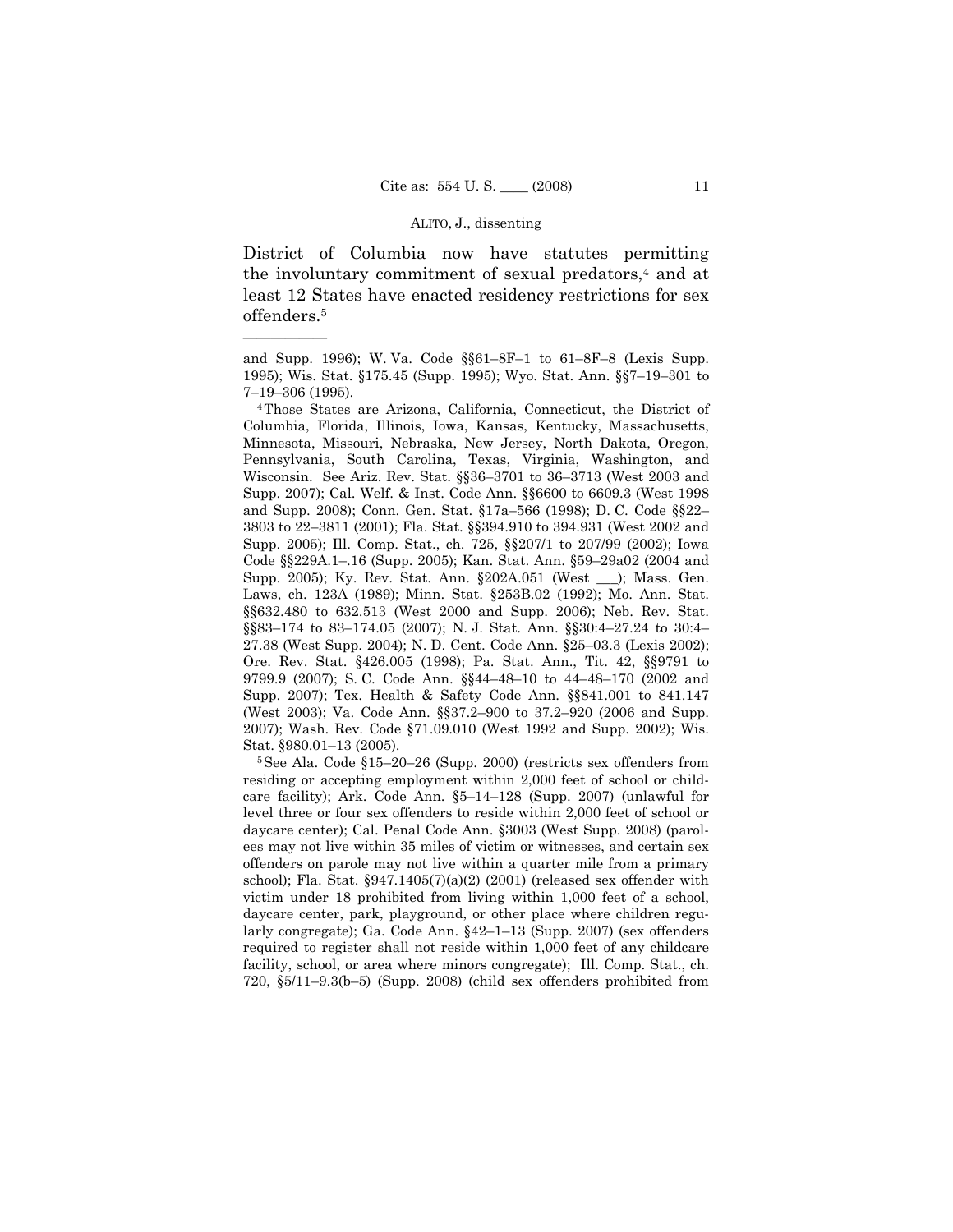District of Columbia now have statutes permitting the involuntary commitment of sexual predators,[4] and at least 12 States have enacted residency restrictions for sex offenders.[5]

---

and Supp. 1996); W. Va. Code §§61–8F–1 to 61–8F–8 (Lexis Supp. 1995); Wis. Stat. §175.45 (Supp. 1995); Wyo. Stat. Ann. §§7–19–301 to 7–19–306 (1995).

[4] Those States are Arizona, California, Connecticut, the District of Columbia, Florida, Illinois, Iowa, Kansas, Kentucky, Massachusetts, Minnesota, Missouri, Nebraska, New Jersey, North Dakota, Oregon, Pennsylvania, South Carolina, Texas, Virginia, Washington, and Wisconsin. See Ariz. Rev. Stat. §§36–3701 to 36–3713 (West 2003 and Supp. 2007); Cal. Welf. & Inst. Code Ann. §§6600 to 6609.3 (West 1998 and Supp. 2008); Conn. Gen. Stat. §17a–566 (1998); D. C. Code §§22–3803 to 22–3811 (2001); Fla. Stat. §§394.910 to 394.931 (West 2002 and Supp. 2005); Ill. Comp. Stat., ch. 725, §§207/1 to 207/99 (2002); Iowa Code §§229A.1–.16 (Supp. 2005); Kan. Stat. Ann. §59–29a02 (2004 and Supp. 2005); Ky. Rev. Stat. Ann. §202A.051 (West ___); Mass. Gen. Laws, ch. 123A (1989); Minn. Stat. §253B.02 (1992); Mo. Ann. Stat. §§632.480 to 632.513 (West 2000 and Supp. 2006); Neb. Rev. Stat. §§83–174 to 83–174.05 (2007); N. J. Stat. Ann. §§30:4–27.24 to 30:4–27.38 (West Supp. 2004); N. D. Cent. Code Ann. §25–03.3 (Lexis 2002); Ore. Rev. Stat. §426.005 (1998); Pa. Stat. Ann., Tit. 42, §§9791 to 9799.9 (2007); S. C. Code Ann. §§44–48–10 to 44–48–170 (2002 and Supp. 2007); Tex. Health & Safety Code Ann. §§841.001 to 841.147 (West 2003); Va. Code Ann. §§37.2–900 to 37.2–920 (2006 and Supp. 2007); Wash. Rev. Code §71.09.010 (West 1992 and Supp. 2002); Wis. Stat. §980.01–13 (2005).

[5] See Ala. Code §15–20–26 (Supp. 2000) (restricts sex offenders from residing or accepting employment within 2,000 feet of school or child-care facility); Ark. Code Ann. §5–14–128 (Supp. 2007) (unlawful for level three or four sex offenders to reside within 2,000 feet of school or daycare center); Cal. Penal Code Ann. §3003 (West Supp. 2008) (parolees may not live within 35 miles of victim or witnesses, and certain sex offenders on parole may not live within a quarter mile from a primary school); Fla. Stat. §947.1405(7)(a)(2) (2001) (released sex offender with victim under 18 prohibited from living within 1,000 feet of a school, daycare center, park, playground, or other place where children regularly congregate); Ga. Code Ann. §42–1–13 (Supp. 2007) (sex offenders required to register shall not reside within 1,000 feet of any childcare facility, school, or area where minors congregate); Ill. Comp. Stat., ch. 720, §5/11–9.3(b–5) (Supp. 2008) (child sex offenders prohibited from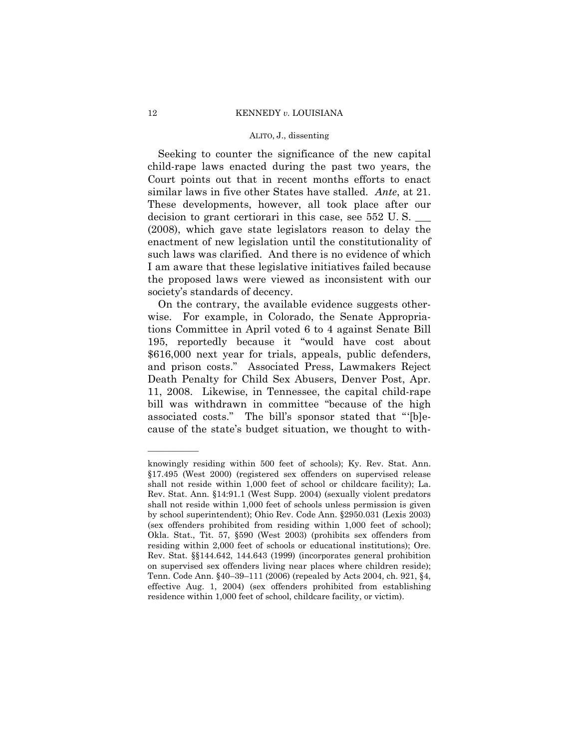Seeking to counter the significance of the new capital child-rape laws enacted during the past two years, the Court points out that in recent months efforts to enact similar laws in five other States have stalled. *Ante*, at 21. These developments, however, all took place after our decision to grant certiorari in this case, see 552 U. S. ___ (2008), which gave state legislators reason to delay the enactment of new legislation until the constitutionality of such laws was clarified. And there is no evidence of which I am aware that these legislative initiatives failed because the proposed laws were viewed as inconsistent with our society's standards of decency.

On the contrary, the available evidence suggests otherwise. For example, in Colorado, the Senate Appropriations Committee in April voted 6 to 4 against Senate Bill 195, reportedly because it "would have cost about $616,000 next year for trials, appeals, public defenders, and prison costs." Associated Press, Lawmakers Reject Death Penalty for Child Sex Abusers, Denver Post, Apr. 11, 2008. Likewise, in Tennessee, the capital child-rape bill was withdrawn in committee "because of the high associated costs." The bill's sponsor stated that "'[b]ecause of the state's budget situation, we thought to with-

---

knowingly residing within 500 feet of schools); Ky. Rev. Stat. Ann. §17.495 (West 2000) (registered sex offenders on supervised release shall not reside within 1,000 feet of school or childcare facility); La. Rev. Stat. Ann. §14:91.1 (West Supp. 2004) (sexually violent predators shall not reside within 1,000 feet of schools unless permission is given by school superintendent); Ohio Rev. Code Ann. §2950.031 (Lexis 2003) (sex offenders prohibited from residing within 1,000 feet of school); Okla. Stat., Tit. 57, §590 (West 2003) (prohibits sex offenders from residing within 2,000 feet of schools or educational institutions); Ore. Rev. Stat. §§144.642, 144.643 (1999) (incorporates general prohibition on supervised sex offenders living near places where children reside); Tenn. Code Ann. §40–39–111 (2006) (repealed by Acts 2004, ch. 921, §4, effective Aug. 1, 2004) (sex offenders prohibited from establishing residence within 1,000 feet of school, childcare facility, or victim).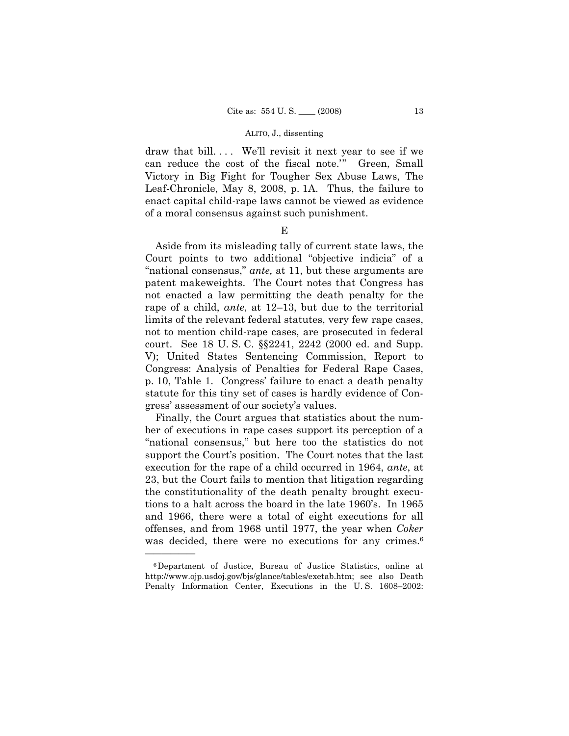draw that bill. . . . We'll revisit it next year to see if we can reduce the cost of the fiscal note.'" Green, Small Victory in Big Fight for Tougher Sex Abuse Laws, The Leaf-Chronicle, May 8, 2008, p. 1A. Thus, the failure to enact capital child-rape laws cannot be viewed as evidence of a moral consensus against such punishment.

E

Aside from its misleading tally of current state laws, the Court points to two additional "objective indicia" of a "national consensus," *ante,* at 11, but these arguments are patent makeweights. The Court notes that Congress has not enacted a law permitting the death penalty for the rape of a child, *ante*, at 12–13, but due to the territorial limits of the relevant federal statutes, very few rape cases, not to mention child-rape cases, are prosecuted in federal court. See 18 U. S. C. §§2241, 2242 (2000 ed. and Supp. V); United States Sentencing Commission, Report to Congress: Analysis of Penalties for Federal Rape Cases, p. 10, Table 1. Congress' failure to enact a death penalty statute for this tiny set of cases is hardly evidence of Congress' assessment of our society's values.

Finally, the Court argues that statistics about the number of executions in rape cases support its perception of a "national consensus," but here too the statistics do not support the Court's position. The Court notes that the last execution for the rape of a child occurred in 1964, *ante*, at 23, but the Court fails to mention that litigation regarding the constitutionality of the death penalty brought executions to a halt across the board in the late 1960's. In 1965 and 1966, there were a total of eight executions for all offenses, and from 1968 until 1977, the year when *Coker* was decided, there were no executions for any crimes.[6]

---

[6] Department of Justice, Bureau of Justice Statistics, online at http://www.ojp.usdoj.gov/bjs/glance/tables/exetab.htm; see also Death Penalty Information Center, Executions in the U. S. 1608–2002: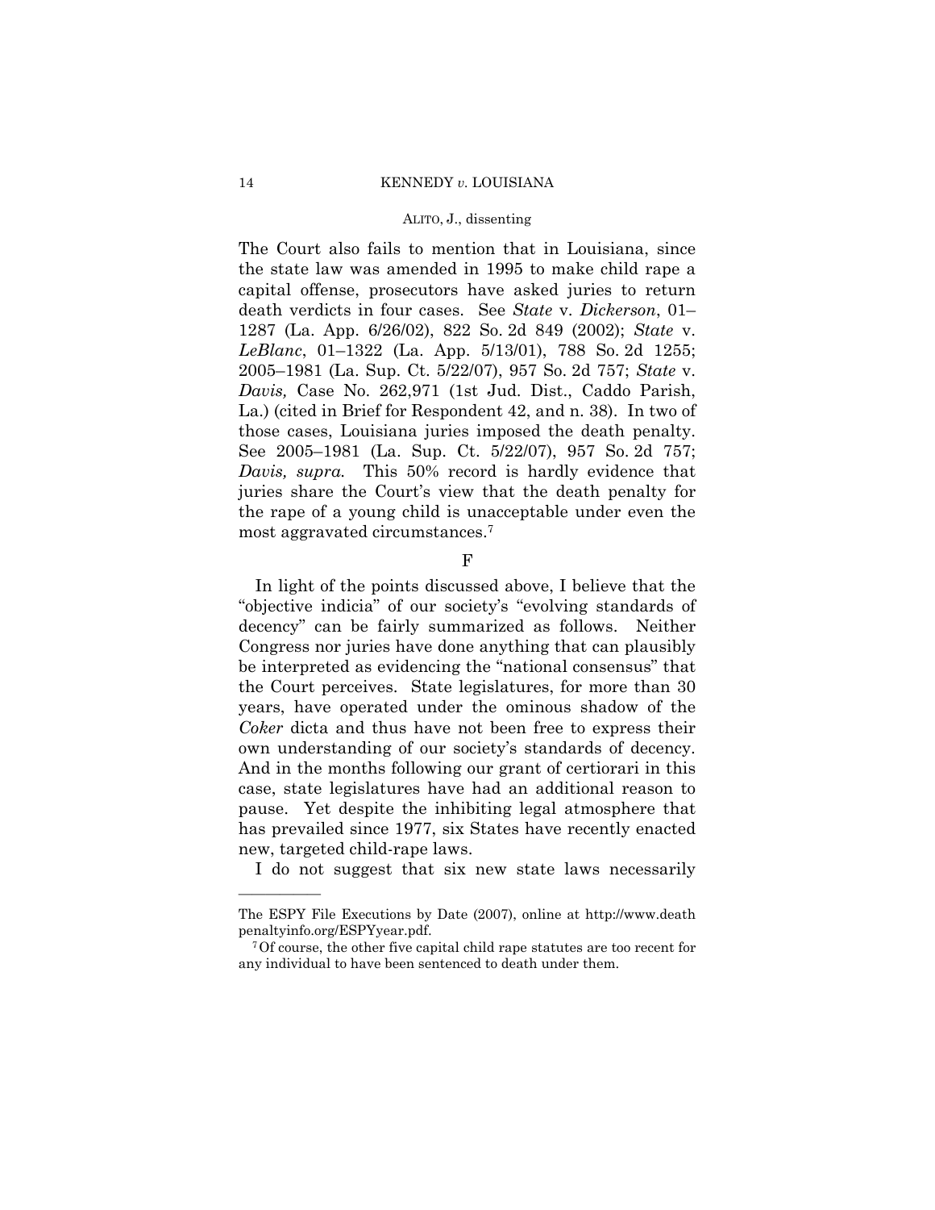The Court also fails to mention that in Louisiana, since the state law was amended in 1995 to make child rape a capital offense, prosecutors have asked juries to return death verdicts in four cases. See *State* v. *Dickerson*, 01–1287 (La. App. 6/26/02), 822 So. 2d 849 (2002); *State* v. *LeBlanc*, 01–1322 (La. App. 5/13/01), 788 So. 2d 1255; 2005–1981 (La. Sup. Ct. 5/22/07), 957 So. 2d 757; *State* v. *Davis,* Case No. 262,971 (1st Jud. Dist., Caddo Parish, La.) (cited in Brief for Respondent 42, and n. 38). In two of those cases, Louisiana juries imposed the death penalty. See 2005–1981 (La. Sup. Ct. 5/22/07), 957 So. 2d 757; *Davis, supra.* This 50% record is hardly evidence that juries share the Court's view that the death penalty for the rape of a young child is unacceptable under even the most aggravated circumstances.[7]

F

In light of the points discussed above, I believe that the "objective indicia" of our society's "evolving standards of decency" can be fairly summarized as follows. Neither Congress nor juries have done anything that can plausibly be interpreted as evidencing the "national consensus" that the Court perceives. State legislatures, for more than 30 years, have operated under the ominous shadow of the *Coker* dicta and thus have not been free to express their own understanding of our society's standards of decency. And in the months following our grant of certiorari in this case, state legislatures have had an additional reason to pause. Yet despite the inhibiting legal atmosphere that has prevailed since 1977, six States have recently enacted new, targeted child-rape laws.

I do not suggest that six new state laws necessarily

---

The ESPY File Executions by Date (2007), online at http://www.deathpenaltyinfo.org/ESPYyear.pdf.

[7] Of course, the other five capital child rape statutes are too recent for any individual to have been sentenced to death under them.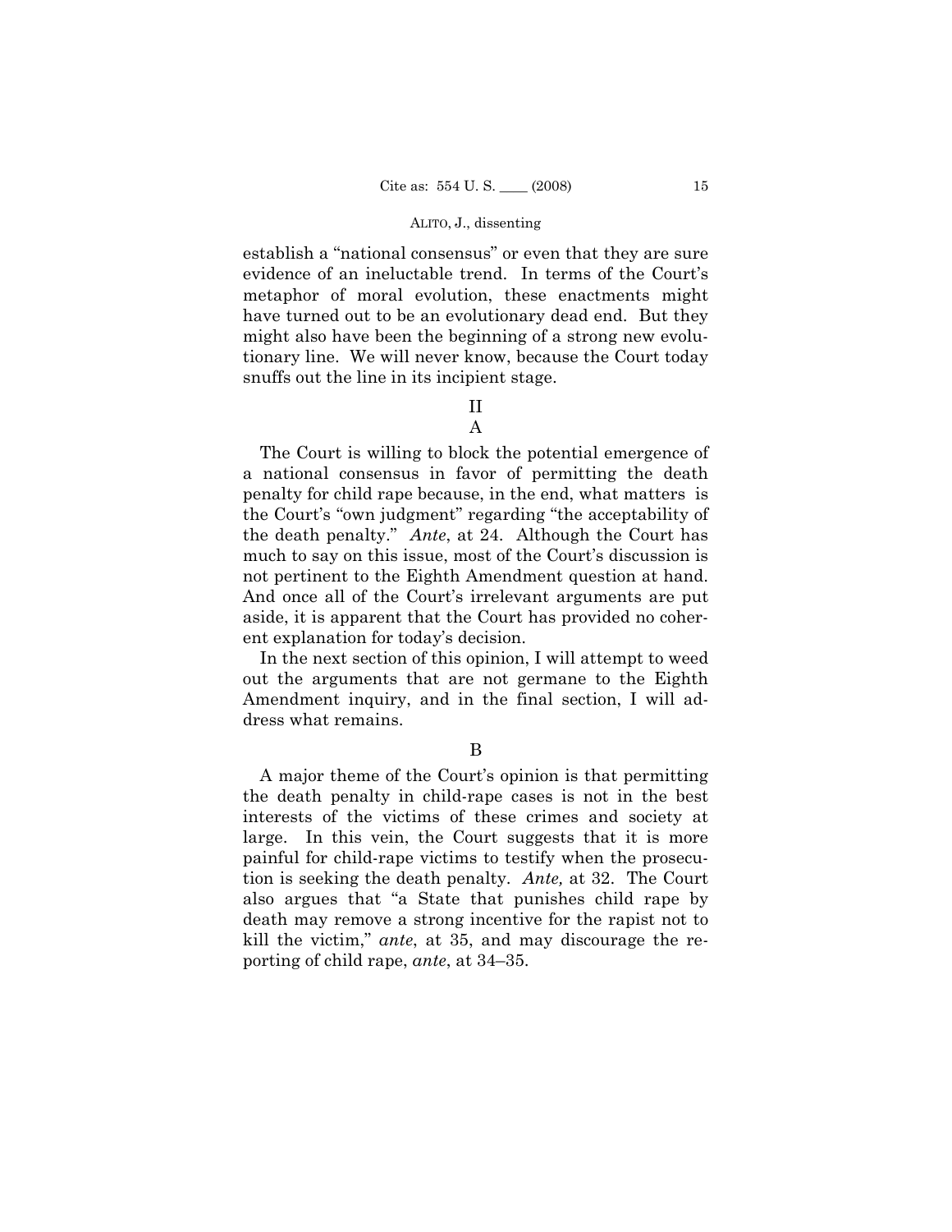establish a "national consensus" or even that they are sure evidence of an ineluctable trend. In terms of the Court's metaphor of moral evolution, these enactments might have turned out to be an evolutionary dead end. But they might also have been the beginning of a strong new evolutionary line. We will never know, because the Court today snuffs out the line in its incipient stage.

## II

### A

The Court is willing to block the potential emergence of a national consensus in favor of permitting the death penalty for child rape because, in the end, what matters is the Court's "own judgment" regarding "the acceptability of the death penalty." *Ante*, at 24. Although the Court has much to say on this issue, most of the Court's discussion is not pertinent to the Eighth Amendment question at hand. And once all of the Court's irrelevant arguments are put aside, it is apparent that the Court has provided no coherent explanation for today's decision.

In the next section of this opinion, I will attempt to weed out the arguments that are not germane to the Eighth Amendment inquiry, and in the final section, I will address what remains.

### B

A major theme of the Court's opinion is that permitting the death penalty in child-rape cases is not in the best interests of the victims of these crimes and society at large. In this vein, the Court suggests that it is more painful for child-rape victims to testify when the prosecution is seeking the death penalty. *Ante,* at 32. The Court also argues that "a State that punishes child rape by death may remove a strong incentive for the rapist not to kill the victim," *ante*, at 35, and may discourage the reporting of child rape, *ante*, at 34–35.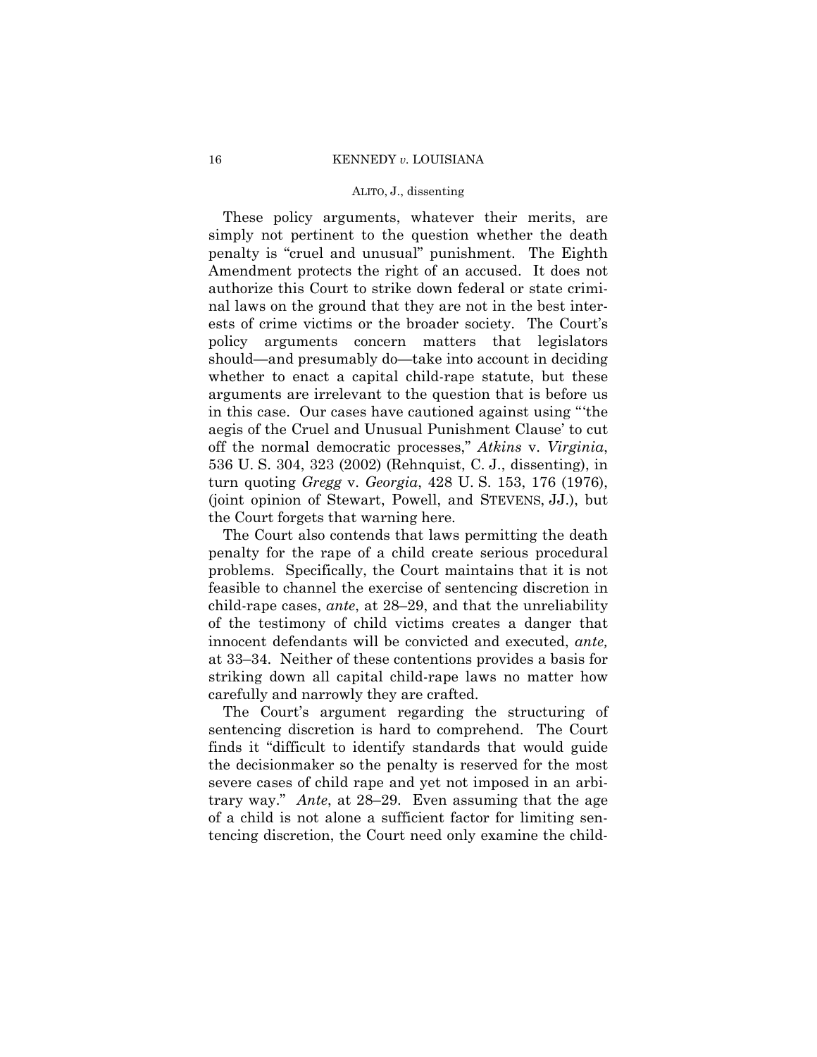These policy arguments, whatever their merits, are simply not pertinent to the question whether the death penalty is "cruel and unusual" punishment. The Eighth Amendment protects the right of an accused. It does not authorize this Court to strike down federal or state criminal laws on the ground that they are not in the best interests of crime victims or the broader society. The Court's policy arguments concern matters that legislators should—and presumably do—take into account in deciding whether to enact a capital child-rape statute, but these arguments are irrelevant to the question that is before us in this case. Our cases have cautioned against using "'the aegis of the Cruel and Unusual Punishment Clause' to cut off the normal democratic processes," *Atkins* v. *Virginia*, 536 U. S. 304, 323 (2002) (Rehnquist, C. J., dissenting), in turn quoting *Gregg* v. *Georgia*, 428 U. S. 153, 176 (1976), (joint opinion of Stewart, Powell, and STEVENS, JJ.), but the Court forgets that warning here.

The Court also contends that laws permitting the death penalty for the rape of a child create serious procedural problems. Specifically, the Court maintains that it is not feasible to channel the exercise of sentencing discretion in child-rape cases, *ante*, at 28–29, and that the unreliability of the testimony of child victims creates a danger that innocent defendants will be convicted and executed, *ante,* at 33–34. Neither of these contentions provides a basis for striking down all capital child-rape laws no matter how carefully and narrowly they are crafted.

The Court's argument regarding the structuring of sentencing discretion is hard to comprehend. The Court finds it "difficult to identify standards that would guide the decisionmaker so the penalty is reserved for the most severe cases of child rape and yet not imposed in an arbitrary way." *Ante*, at 28–29. Even assuming that the age of a child is not alone a sufficient factor for limiting sentencing discretion, the Court need only examine the child-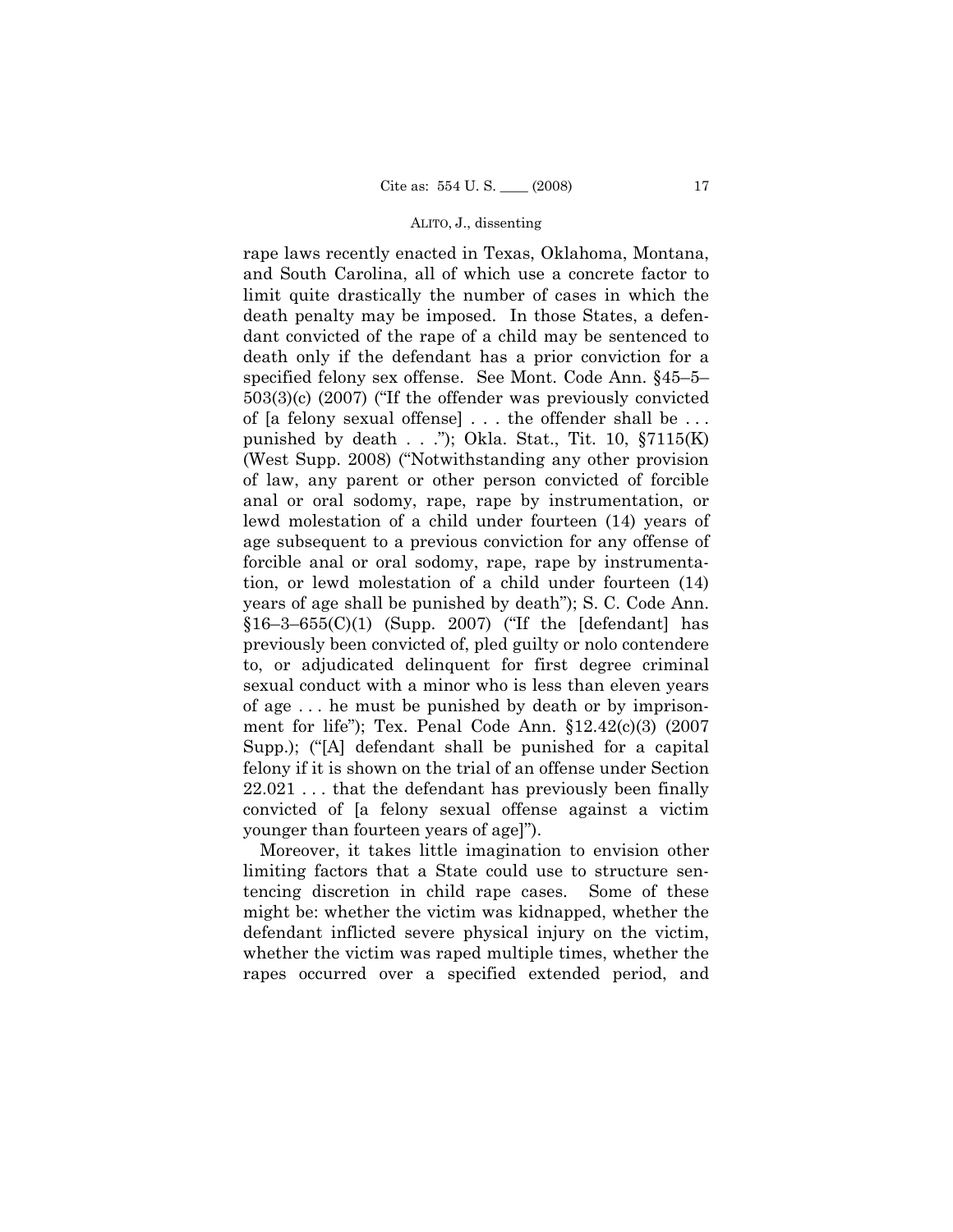rape laws recently enacted in Texas, Oklahoma, Montana, and South Carolina, all of which use a concrete factor to limit quite drastically the number of cases in which the death penalty may be imposed. In those States, a defendant convicted of the rape of a child may be sentenced to death only if the defendant has a prior conviction for a specified felony sex offense. See Mont. Code Ann. §45–5–503(3)(c) (2007) ("If the offender was previously convicted of [a felony sexual offense] . . . the offender shall be . . . punished by death . . ."); Okla. Stat., Tit. 10, §7115(K) (West Supp. 2008) ("Notwithstanding any other provision of law, any parent or other person convicted of forcible anal or oral sodomy, rape, rape by instrumentation, or lewd molestation of a child under fourteen (14) years of age subsequent to a previous conviction for any offense of forcible anal or oral sodomy, rape, rape by instrumentation, or lewd molestation of a child under fourteen (14) years of age shall be punished by death"); S. C. Code Ann. §16–3–655(C)(1) (Supp. 2007) ("If the [defendant] has previously been convicted of, pled guilty or nolo contendere to, or adjudicated delinquent for first degree criminal sexual conduct with a minor who is less than eleven years of age . . . he must be punished by death or by imprisonment for life"); Tex. Penal Code Ann. §12.42(c)(3) (2007 Supp.); ("[A] defendant shall be punished for a capital felony if it is shown on the trial of an offense under Section 22.021 . . . that the defendant has previously been finally convicted of [a felony sexual offense against a victim younger than fourteen years of age]").

Moreover, it takes little imagination to envision other limiting factors that a State could use to structure sentencing discretion in child rape cases. Some of these might be: whether the victim was kidnapped, whether the defendant inflicted severe physical injury on the victim, whether the victim was raped multiple times, whether the rapes occurred over a specified extended period, and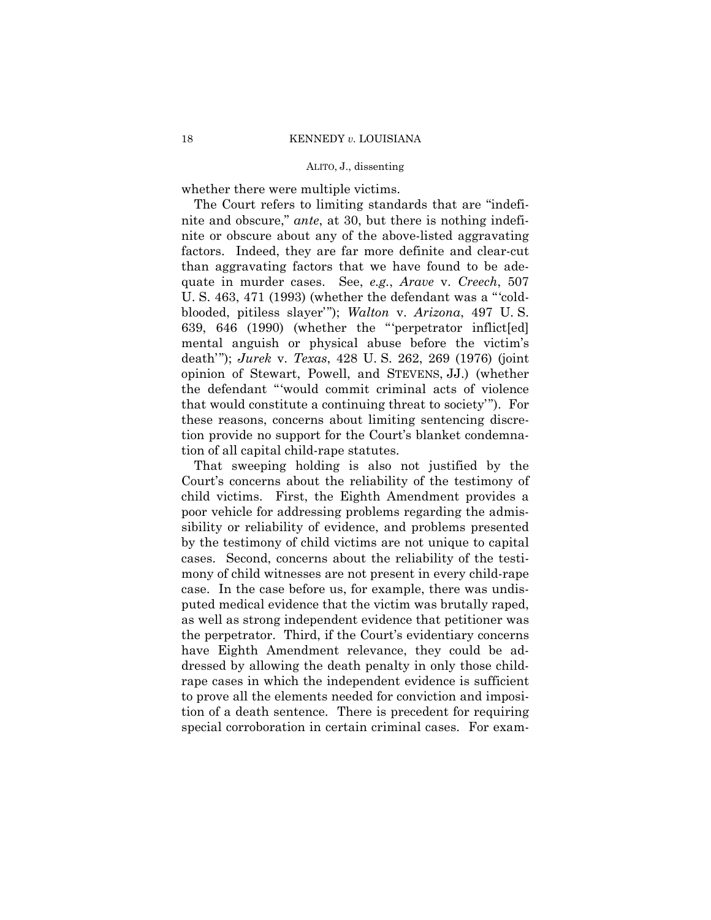whether there were multiple victims.

The Court refers to limiting standards that are "indefinite and obscure," *ante*, at 30, but there is nothing indefinite or obscure about any of the above-listed aggravating factors. Indeed, they are far more definite and clear-cut than aggravating factors that we have found to be adequate in murder cases. See, *e.g.*, *Arave* v. *Creech*, 507 U. S. 463, 471 (1993) (whether the defendant was a "'cold-blooded, pitiless slayer'"); *Walton* v. *Arizona*, 497 U. S. 639, 646 (1990) (whether the "'perpetrator inflict[ed] mental anguish or physical abuse before the victim's death'"); *Jurek* v. *Texas*, 428 U. S. 262, 269 (1976) (joint opinion of Stewart, Powell, and STEVENS, JJ.) (whether the defendant "'would commit criminal acts of violence that would constitute a continuing threat to society'"). For these reasons, concerns about limiting sentencing discretion provide no support for the Court's blanket condemnation of all capital child-rape statutes.

That sweeping holding is also not justified by the Court's concerns about the reliability of the testimony of child victims. First, the Eighth Amendment provides a poor vehicle for addressing problems regarding the admissibility or reliability of evidence, and problems presented by the testimony of child victims are not unique to capital cases. Second, concerns about the reliability of the testimony of child witnesses are not present in every child-rape case. In the case before us, for example, there was undisputed medical evidence that the victim was brutally raped, as well as strong independent evidence that petitioner was the perpetrator. Third, if the Court's evidentiary concerns have Eighth Amendment relevance, they could be addressed by allowing the death penalty in only those child-rape cases in which the independent evidence is sufficient to prove all the elements needed for conviction and imposition of a death sentence. There is precedent for requiring special corroboration in certain criminal cases. For exam-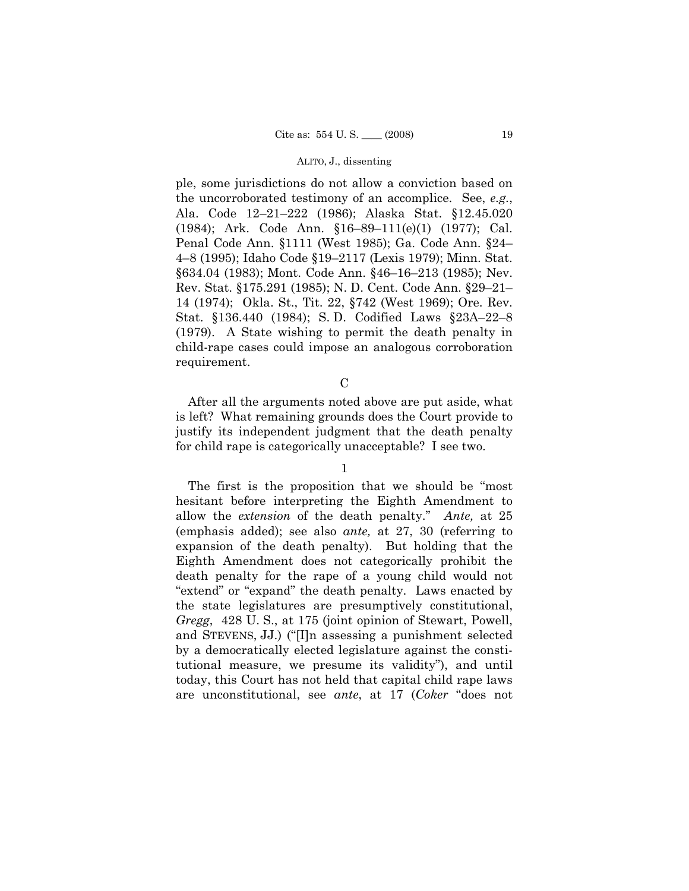ple, some jurisdictions do not allow a conviction based on the uncorroborated testimony of an accomplice. See, *e.g.*, Ala. Code 12–21–222 (1986); Alaska Stat. §12.45.020 (1984); Ark. Code Ann. §16–89–111(e)(1) (1977); Cal. Penal Code Ann. §1111 (West 1985); Ga. Code Ann. §24–4–8 (1995); Idaho Code §19–2117 (Lexis 1979); Minn. Stat. §634.04 (1983); Mont. Code Ann. §46–16–213 (1985); Nev. Rev. Stat. §175.291 (1985); N. D. Cent. Code Ann. §29–21–14 (1974); Okla. St., Tit. 22, §742 (West 1969); Ore. Rev. Stat. §136.440 (1984); S. D. Codified Laws §23A–22–8 (1979). A State wishing to permit the death penalty in child-rape cases could impose an analogous corroboration requirement.

C

After all the arguments noted above are put aside, what is left? What remaining grounds does the Court provide to justify its independent judgment that the death penalty for child rape is categorically unacceptable? I see two.

1

The first is the proposition that we should be "most hesitant before interpreting the Eighth Amendment to allow the *extension* of the death penalty." *Ante,* at 25 (emphasis added); see also *ante,* at 27, 30 (referring to expansion of the death penalty). But holding that the Eighth Amendment does not categorically prohibit the death penalty for the rape of a young child would not "extend" or "expand" the death penalty. Laws enacted by the state legislatures are presumptively constitutional, *Gregg*, 428 U. S., at 175 (joint opinion of Stewart, Powell, and STEVENS, JJ.) ("[I]n assessing a punishment selected by a democratically elected legislature against the constitutional measure, we presume its validity"), and until today, this Court has not held that capital child rape laws are unconstitutional, see *ante*, at 17 (*Coker* "does not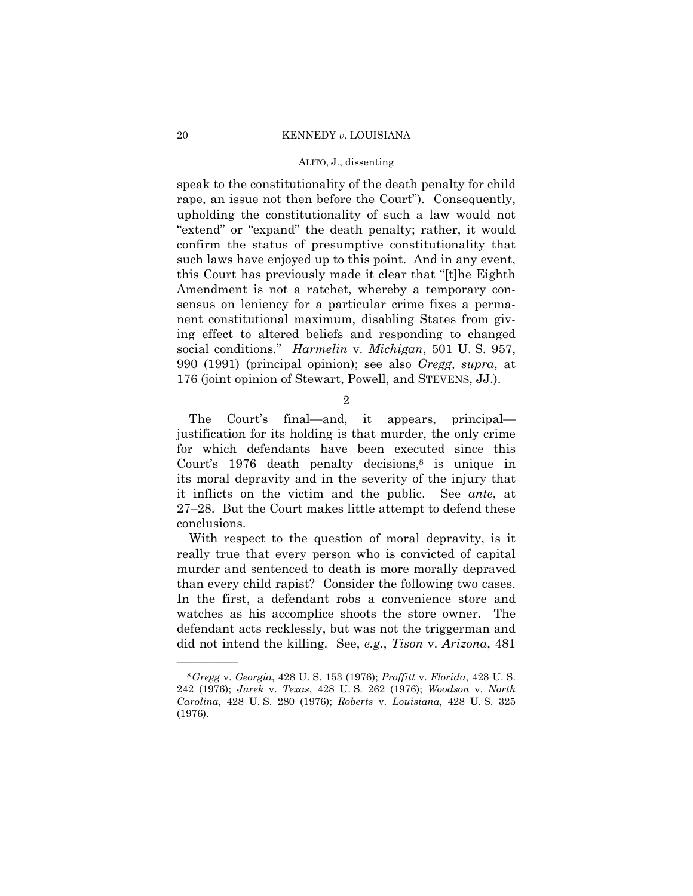speak to the constitutionality of the death penalty for child rape, an issue not then before the Court"). Consequently, upholding the constitutionality of such a law would not "extend" or "expand" the death penalty; rather, it would confirm the status of presumptive constitutionality that such laws have enjoyed up to this point. And in any event, this Court has previously made it clear that "[t]he Eighth Amendment is not a ratchet, whereby a temporary consensus on leniency for a particular crime fixes a permanent constitutional maximum, disabling States from giving effect to altered beliefs and responding to changed social conditions." *Harmelin* v. *Michigan*, 501 U. S. 957, 990 (1991) (principal opinion); see also *Gregg*, *supra*, at 176 (joint opinion of Stewart, Powell, and STEVENS, JJ.).

2

The Court's final—and, it appears, principal—justification for its holding is that murder, the only crime for which defendants have been executed since this Court's 1976 death penalty decisions,[8] is unique in its moral depravity and in the severity of the injury that it inflicts on the victim and the public. See *ante*, at 27–28. But the Court makes little attempt to defend these conclusions.

With respect to the question of moral depravity, is it really true that every person who is convicted of capital murder and sentenced to death is more morally depraved than every child rapist? Consider the following two cases. In the first, a defendant robs a convenience store and watches as his accomplice shoots the store owner. The defendant acts recklessly, but was not the triggerman and did not intend the killing. See, *e.g.*, *Tison* v. *Arizona*, 481

---

[8] *Gregg* v. *Georgia*, 428 U. S. 153 (1976); *Proffitt* v. *Florida*, 428 U. S. 242 (1976); *Jurek* v. *Texas*, 428 U. S. 262 (1976); *Woodson* v. *North Carolina*, 428 U. S. 280 (1976); *Roberts* v. *Louisiana*, 428 U. S. 325 (1976).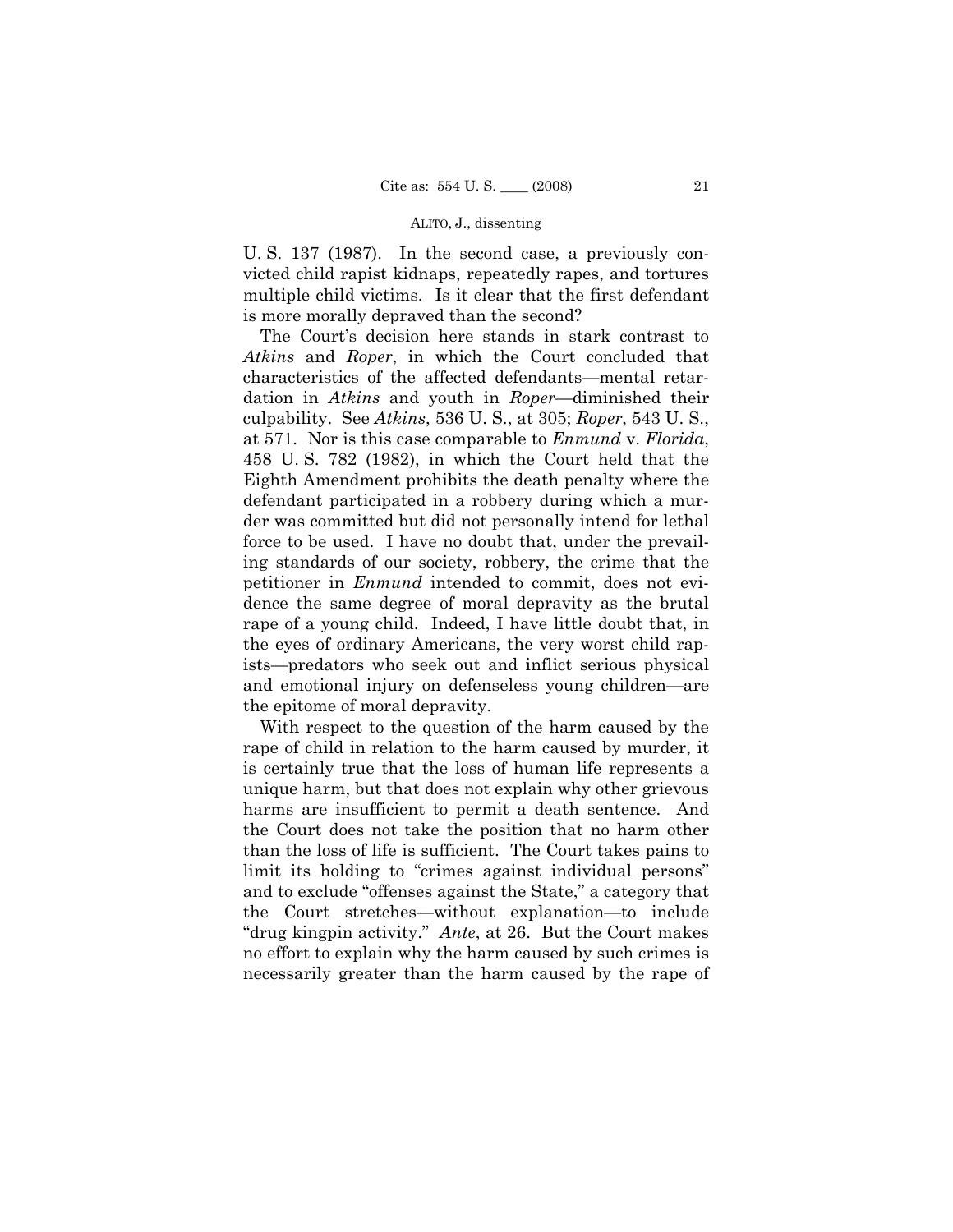U. S. 137 (1987). In the second case, a previously convicted child rapist kidnaps, repeatedly rapes, and tortures multiple child victims. Is it clear that the first defendant is more morally depraved than the second?

The Court's decision here stands in stark contrast to *Atkins* and *Roper*, in which the Court concluded that characteristics of the affected defendants—mental retardation in *Atkins* and youth in *Roper*—diminished their culpability. See *Atkins*, 536 U. S., at 305; *Roper*, 543 U. S., at 571. Nor is this case comparable to *Enmund* v. *Florida*, 458 U. S. 782 (1982), in which the Court held that the Eighth Amendment prohibits the death penalty where the defendant participated in a robbery during which a murder was committed but did not personally intend for lethal force to be used. I have no doubt that, under the prevailing standards of our society, robbery, the crime that the petitioner in *Enmund* intended to commit, does not evidence the same degree of moral depravity as the brutal rape of a young child. Indeed, I have little doubt that, in the eyes of ordinary Americans, the very worst child rapists—predators who seek out and inflict serious physical and emotional injury on defenseless young children—are the epitome of moral depravity.

With respect to the question of the harm caused by the rape of child in relation to the harm caused by murder, it is certainly true that the loss of human life represents a unique harm, but that does not explain why other grievous harms are insufficient to permit a death sentence. And the Court does not take the position that no harm other than the loss of life is sufficient. The Court takes pains to limit its holding to "crimes against individual persons" and to exclude "offenses against the State," a category that the Court stretches—without explanation—to include "drug kingpin activity." *Ante*, at 26. But the Court makes no effort to explain why the harm caused by such crimes is necessarily greater than the harm caused by the rape of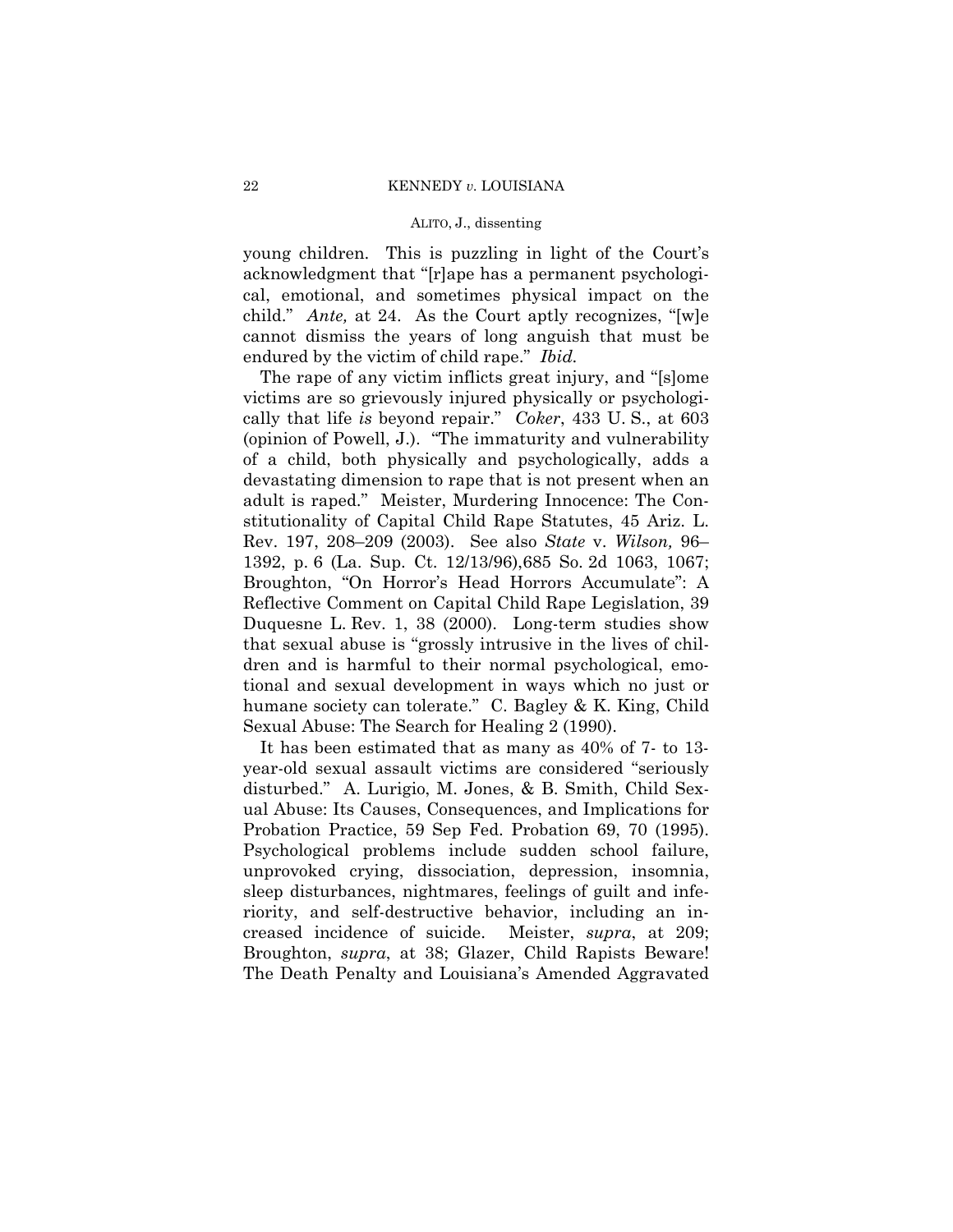young children. This is puzzling in light of the Court's acknowledgment that "[r]ape has a permanent psychological, emotional, and sometimes physical impact on the child." *Ante,* at 24. As the Court aptly recognizes, "[w]e cannot dismiss the years of long anguish that must be endured by the victim of child rape." *Ibid.*

The rape of any victim inflicts great injury, and "[s]ome victims are so grievously injured physically or psychologically that life *is* beyond repair." *Coker*, 433 U. S., at 603 (opinion of Powell, J.). "The immaturity and vulnerability of a child, both physically and psychologically, adds a devastating dimension to rape that is not present when an adult is raped." Meister, Murdering Innocence: The Constitutionality of Capital Child Rape Statutes, 45 Ariz. L. Rev. 197, 208–209 (2003). See also *State* v. *Wilson,* 96–1392, p. 6 (La. Sup. Ct. 12/13/96),685 So. 2d 1063, 1067; Broughton, "On Horror's Head Horrors Accumulate": A Reflective Comment on Capital Child Rape Legislation, 39 Duquesne L. Rev. 1, 38 (2000). Long-term studies show that sexual abuse is "grossly intrusive in the lives of children and is harmful to their normal psychological, emotional and sexual development in ways which no just or humane society can tolerate." C. Bagley & K. King, Child Sexual Abuse: The Search for Healing 2 (1990).

It has been estimated that as many as 40% of 7- to 13-year-old sexual assault victims are considered "seriously disturbed." A. Lurigio, M. Jones, & B. Smith, Child Sexual Abuse: Its Causes, Consequences, and Implications for Probation Practice, 59 Sep Fed. Probation 69, 70 (1995). Psychological problems include sudden school failure, unprovoked crying, dissociation, depression, insomnia, sleep disturbances, nightmares, feelings of guilt and inferiority, and self-destructive behavior, including an increased incidence of suicide. Meister, *supra*, at 209; Broughton, *supra*, at 38; Glazer, Child Rapists Beware! The Death Penalty and Louisiana's Amended Aggravated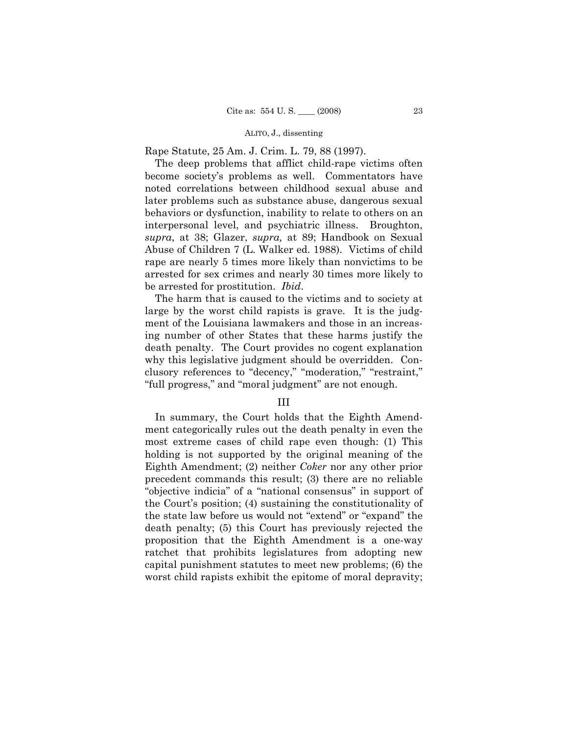Rape Statute, 25 Am. J. Crim. L. 79, 88 (1997).

The deep problems that afflict child-rape victims often become society's problems as well. Commentators have noted correlations between childhood sexual abuse and later problems such as substance abuse, dangerous sexual behaviors or dysfunction, inability to relate to others on an interpersonal level, and psychiatric illness. Broughton, *supra*, at 38; Glazer, *supra,* at 89; Handbook on Sexual Abuse of Children 7 (L. Walker ed. 1988). Victims of child rape are nearly 5 times more likely than nonvictims to be arrested for sex crimes and nearly 30 times more likely to be arrested for prostitution. *Ibid*.

The harm that is caused to the victims and to society at large by the worst child rapists is grave. It is the judgment of the Louisiana lawmakers and those in an increasing number of other States that these harms justify the death penalty. The Court provides no cogent explanation why this legislative judgment should be overridden. Conclusory references to "decency," "moderation," "restraint," "full progress," and "moral judgment" are not enough.

## III

In summary, the Court holds that the Eighth Amendment categorically rules out the death penalty in even the most extreme cases of child rape even though: (1) This holding is not supported by the original meaning of the Eighth Amendment; (2) neither *Coker* nor any other prior precedent commands this result; (3) there are no reliable "objective indicia" of a "national consensus" in support of the Court's position; (4) sustaining the constitutionality of the state law before us would not "extend" or "expand" the death penalty; (5) this Court has previously rejected the proposition that the Eighth Amendment is a one-way ratchet that prohibits legislatures from adopting new capital punishment statutes to meet new problems; (6) the worst child rapists exhibit the epitome of moral depravity;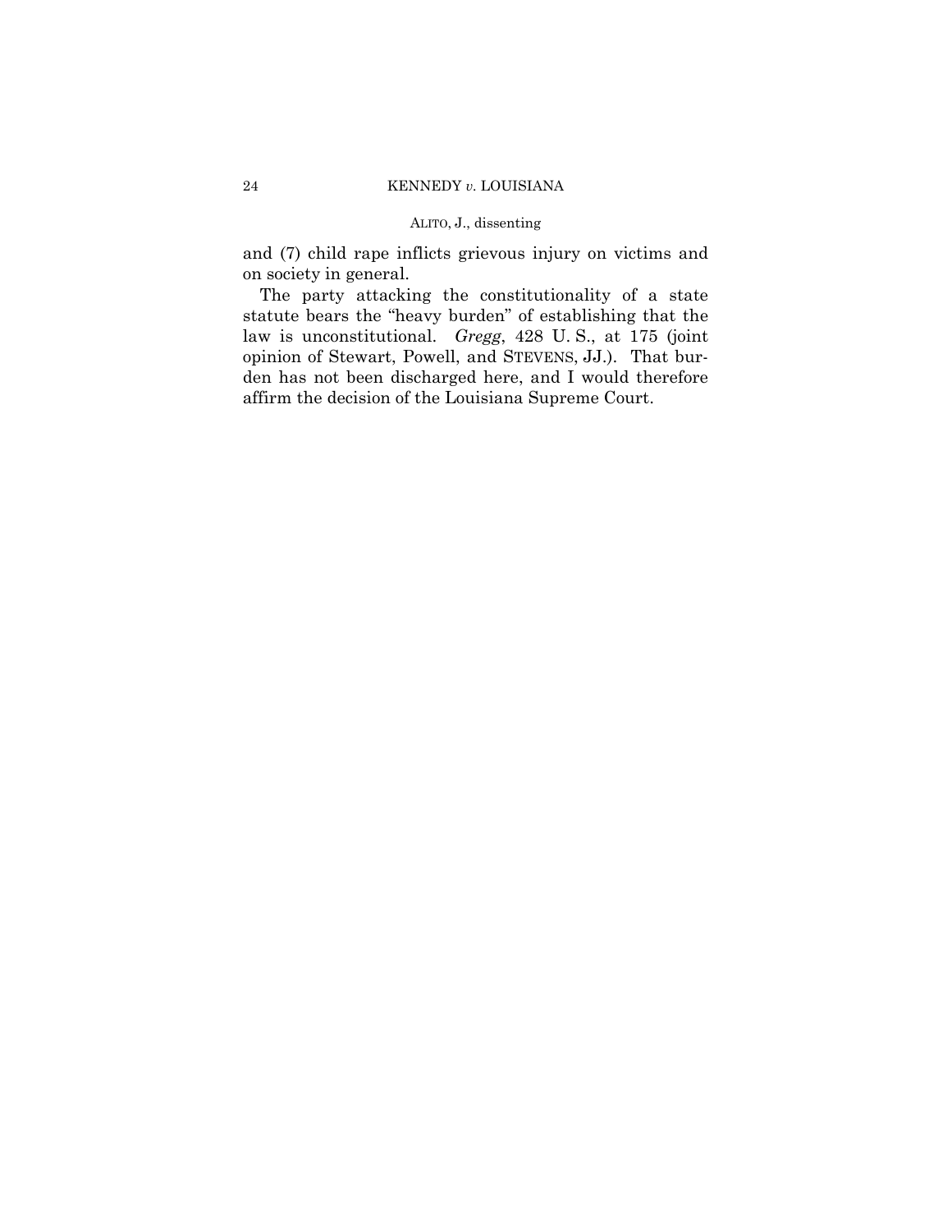and (7) child rape inflicts grievous injury on victims and on society in general.

The party attacking the constitutionality of a state statute bears the "heavy burden" of establishing that the law is unconstitutional. *Gregg*, 428 U. S., at 175 (joint opinion of Stewart, Powell, and STEVENS, JJ.). That burden has not been discharged here, and I would therefore affirm the decision of the Louisiana Supreme Court.